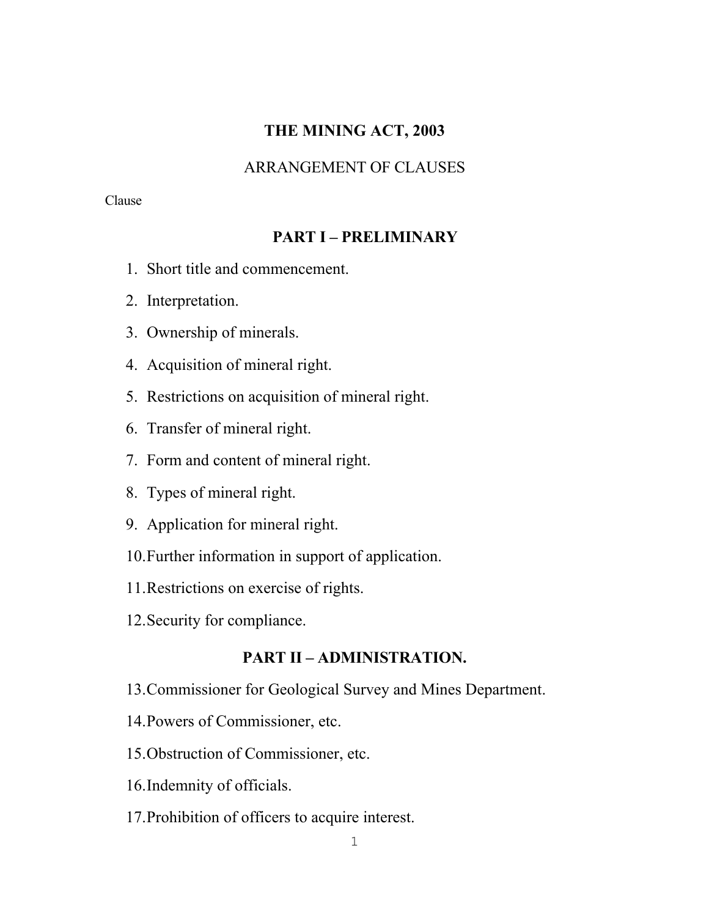# THE MINING ACT, 2003

ARRANGEMENT OF CLAUSES

Clause

## PART I – PRELIMINARY

1. Short title and commencement.
2. Interpretation.
3. Ownership of minerals.
4. Acquisition of mineral right.
5. Restrictions on acquisition of mineral right.
6. Transfer of mineral right.
7. Form and content of mineral right.
8. Types of mineral right.
9. Application for mineral right.
10. Further information in support of application.
11. Restrictions on exercise of rights.
12. Security for compliance.

## PART II – ADMINISTRATION.

13. Commissioner for Geological Survey and Mines Department.
14. Powers of Commissioner, etc.
15. Obstruction of Commissioner, etc.
16. Indemnity of officials.
17. Prohibition of officers to acquire interest.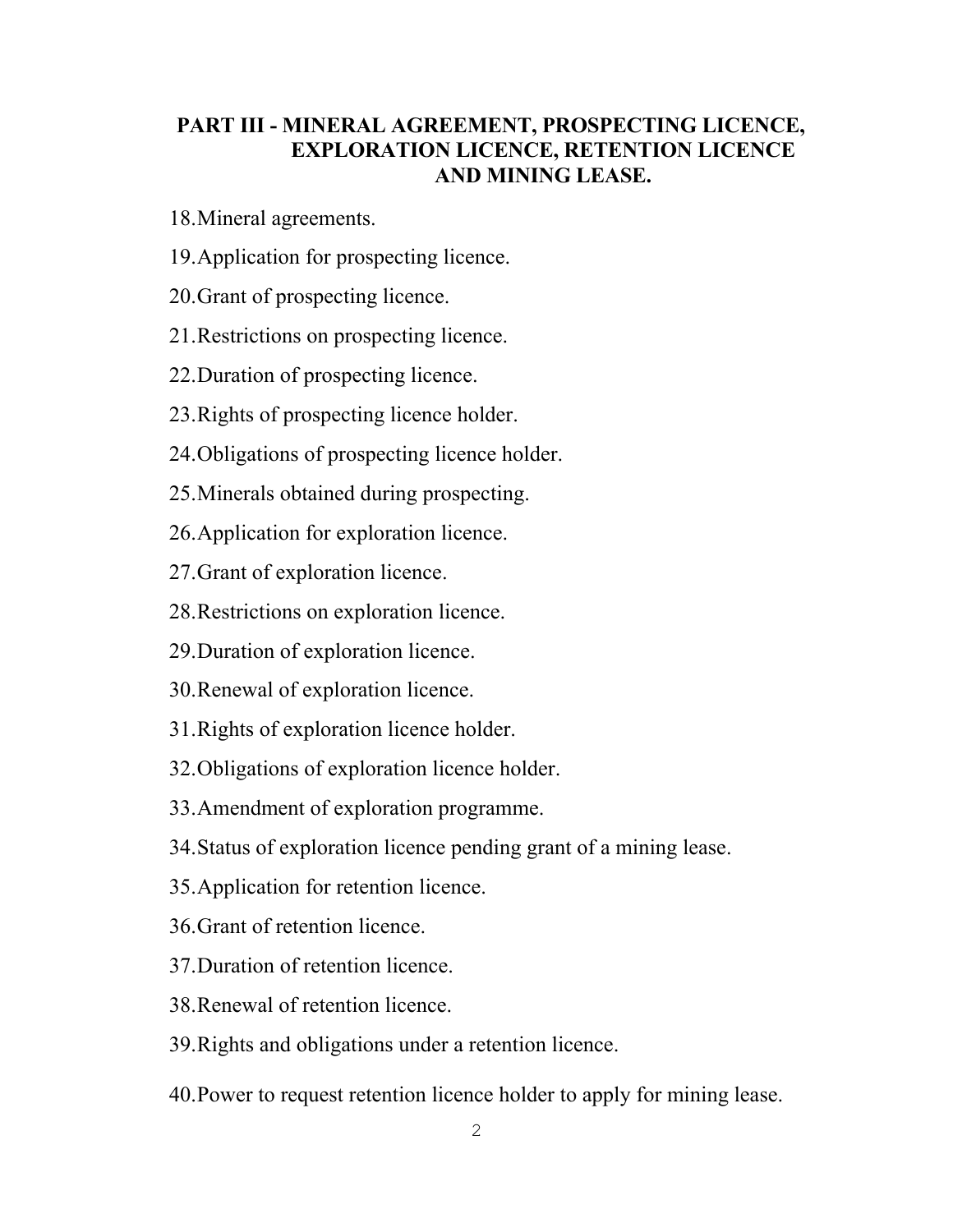## PART III - MINERAL AGREEMENT, PROSPECTING LICENCE, EXPLORATION LICENCE, RETENTION LICENCE AND MINING LEASE.

18.Mineral agreements.

19.Application for prospecting licence.

20.Grant of prospecting licence.

21.Restrictions on prospecting licence.

22.Duration of prospecting licence.

23.Rights of prospecting licence holder.

24.Obligations of prospecting licence holder.

25.Minerals obtained during prospecting.

26.Application for exploration licence.

27.Grant of exploration licence.

28.Restrictions on exploration licence.

29.Duration of exploration licence.

30.Renewal of exploration licence.

31.Rights of exploration licence holder.

32.Obligations of exploration licence holder.

33.Amendment of exploration programme.

34.Status of exploration licence pending grant of a mining lease.

35.Application for retention licence.

36.Grant of retention licence.

37.Duration of retention licence.

38.Renewal of retention licence.

39.Rights and obligations under a retention licence.

40.Power to request retention licence holder to apply for mining lease.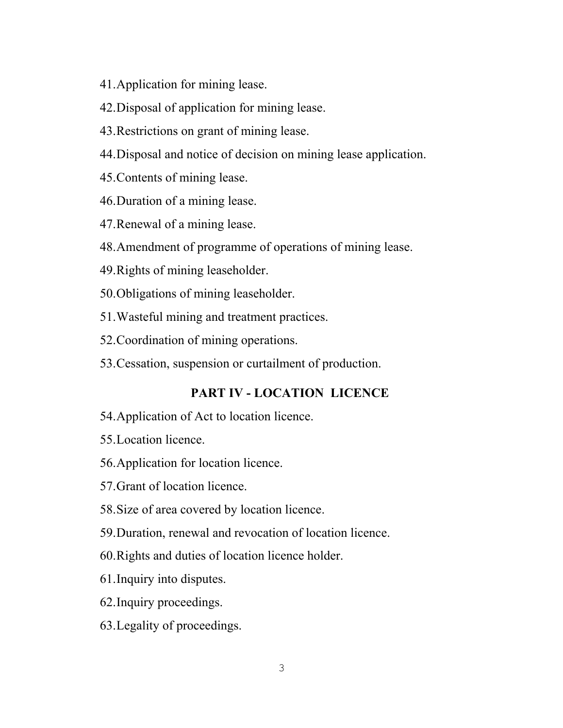41.Application for mining lease.

42.Disposal of application for mining lease.

43.Restrictions on grant of mining lease.

44.Disposal and notice of decision on mining lease application.

45.Contents of mining lease.

46.Duration of a mining lease.

47.Renewal of a mining lease.

48.Amendment of programme of operations of mining lease.

49.Rights of mining leaseholder.

50.Obligations of mining leaseholder.

51.Wasteful mining and treatment practices.

52.Coordination of mining operations.

53.Cessation, suspension or curtailment of production.

## PART IV - LOCATION LICENCE

54.Application of Act to location licence.

55.Location licence.

56.Application for location licence.

57.Grant of location licence.

58.Size of area covered by location licence.

59.Duration, renewal and revocation of location licence.

60.Rights and duties of location licence holder.

61.Inquiry into disputes.

62.Inquiry proceedings.

63.Legality of proceedings.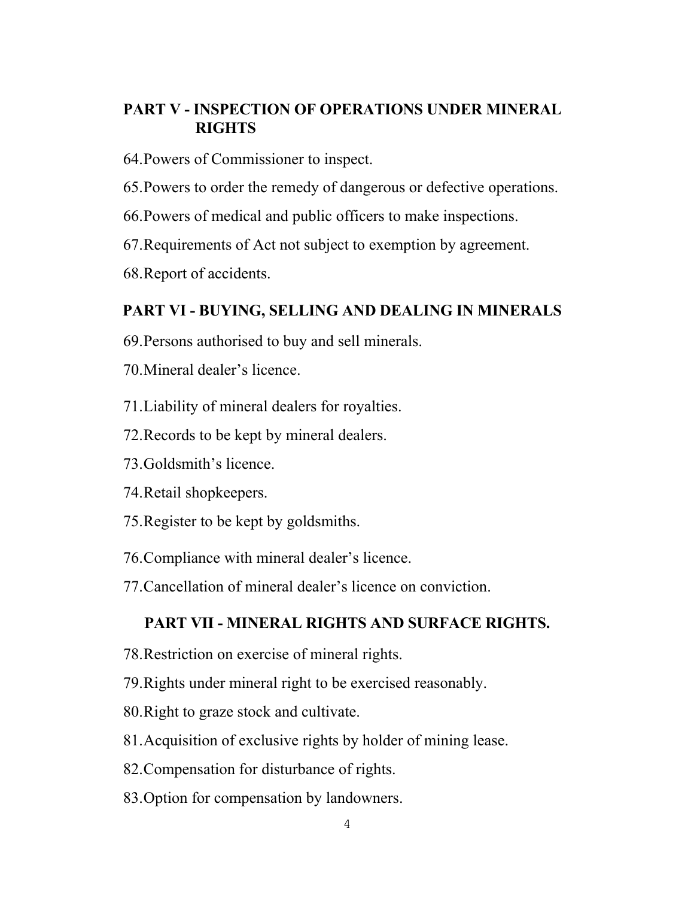## PART V - INSPECTION OF OPERATIONS UNDER MINERAL RIGHTS

64. Powers of Commissioner to inspect.

65. Powers to order the remedy of dangerous or defective operations.

66. Powers of medical and public officers to make inspections.

67. Requirements of Act not subject to exemption by agreement.

68. Report of accidents.

## PART VI - BUYING, SELLING AND DEALING IN MINERALS

69. Persons authorised to buy and sell minerals.

70. Mineral dealer's licence.

71. Liability of mineral dealers for royalties.

72. Records to be kept by mineral dealers.

73. Goldsmith's licence.

74. Retail shopkeepers.

75. Register to be kept by goldsmiths.

76. Compliance with mineral dealer's licence.

77. Cancellation of mineral dealer's licence on conviction.

## PART VII - MINERAL RIGHTS AND SURFACE RIGHTS.

78. Restriction on exercise of mineral rights.

79. Rights under mineral right to be exercised reasonably.

80. Right to graze stock and cultivate.

81. Acquisition of exclusive rights by holder of mining lease.

82. Compensation for disturbance of rights.

83. Option for compensation by landowners.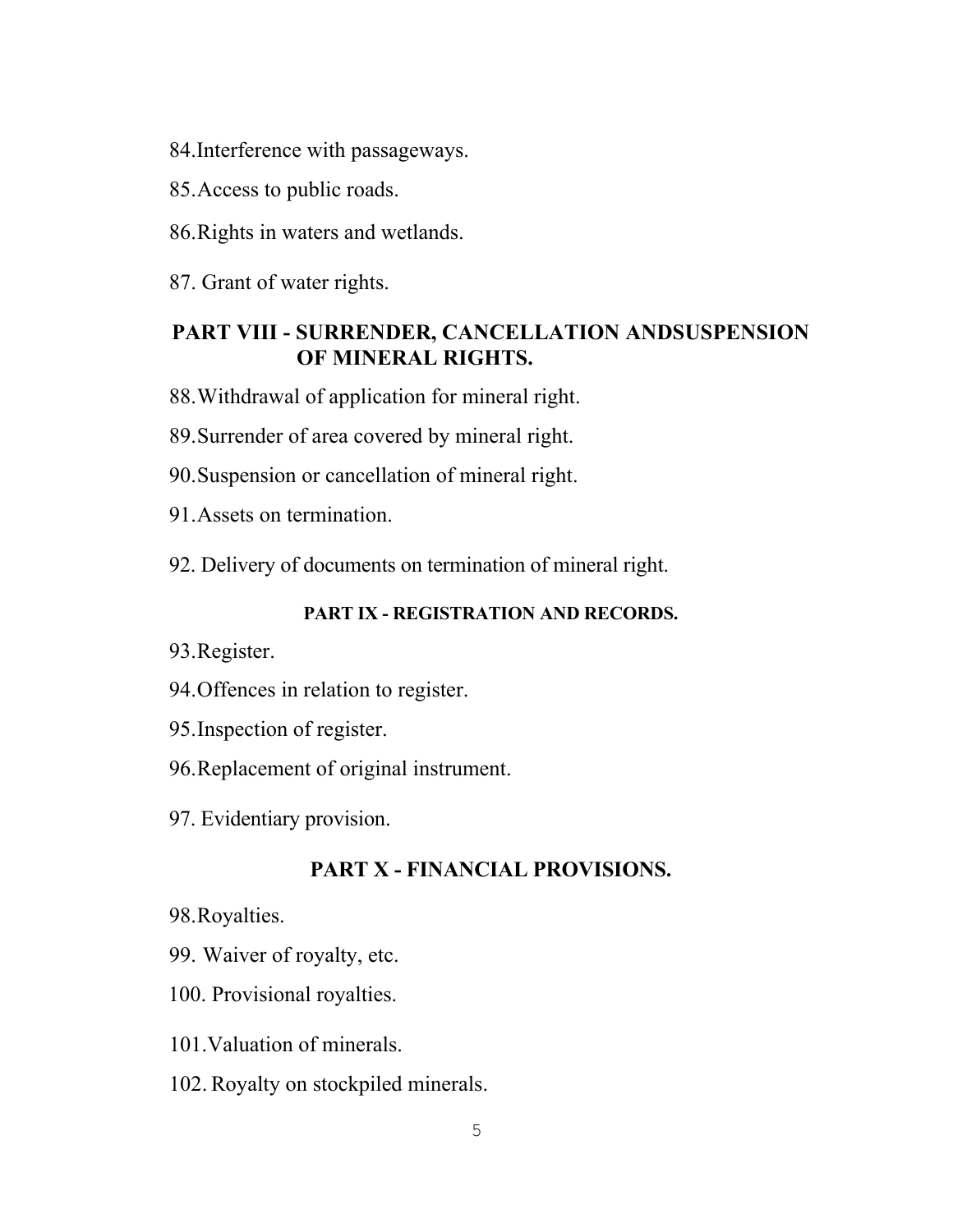84.Interference with passageways.

85.Access to public roads.

86.Rights in waters and wetlands.

87. Grant of water rights.

## PART VIII - SURRENDER, CANCELLATION ANDSUSPENSION OF MINERAL RIGHTS.

88.Withdrawal of application for mineral right.

89.Surrender of area covered by mineral right.

90.Suspension or cancellation of mineral right.

91.Assets on termination.

92. Delivery of documents on termination of mineral right.

## PART IX - REGISTRATION AND RECORDS.

93.Register.

94.Offences in relation to register.

95.Inspection of register.

96.Replacement of original instrument.

97. Evidentiary provision.

## PART X - FINANCIAL PROVISIONS.

98.Royalties.

99. Waiver of royalty, etc.

100. Provisional royalties.

101.Valuation of minerals.

102. Royalty on stockpiled minerals.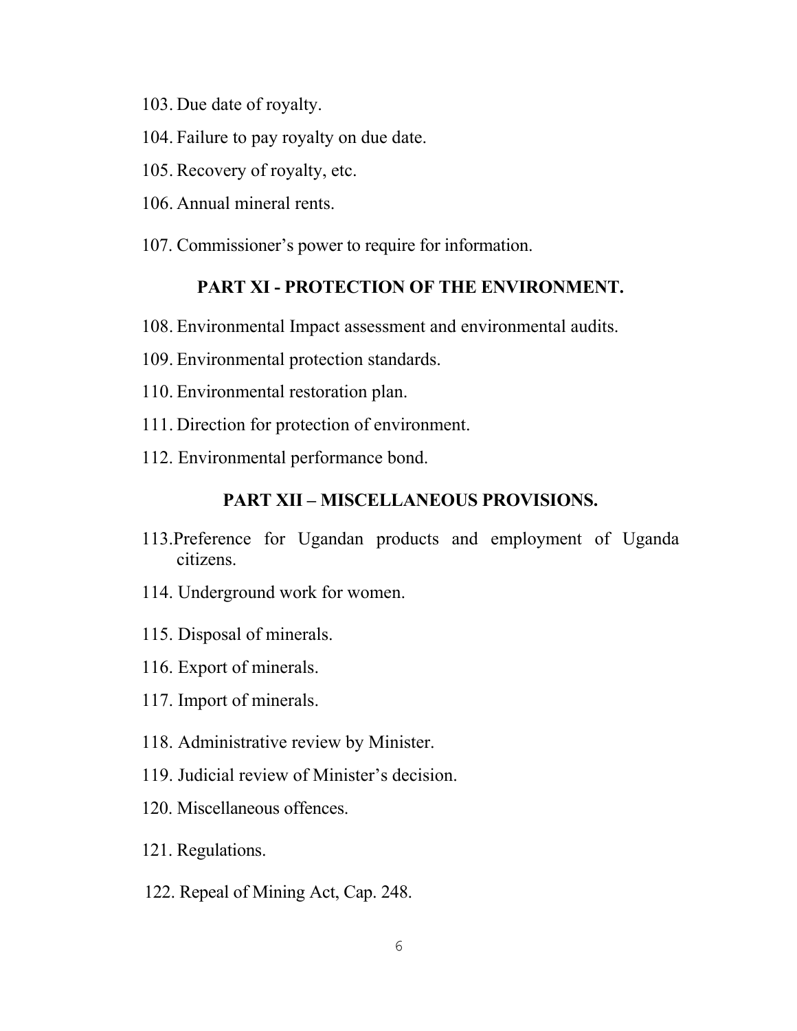103. Due date of royalty.

104. Failure to pay royalty on due date.

105. Recovery of royalty, etc.

106. Annual mineral rents.

107. Commissioner's power to require for information.

## PART XI - PROTECTION OF THE ENVIRONMENT.

108. Environmental Impact assessment and environmental audits.

109. Environmental protection standards.

110. Environmental restoration plan.

111. Direction for protection of environment.

112. Environmental performance bond.

## PART XII – MISCELLANEOUS PROVISIONS.

113. Preference for Ugandan products and employment of Uganda citizens.

114. Underground work for women.

115. Disposal of minerals.

116. Export of minerals.

117. Import of minerals.

118. Administrative review by Minister.

119. Judicial review of Minister's decision.

120. Miscellaneous offences.

121. Regulations.

122. Repeal of Mining Act, Cap. 248.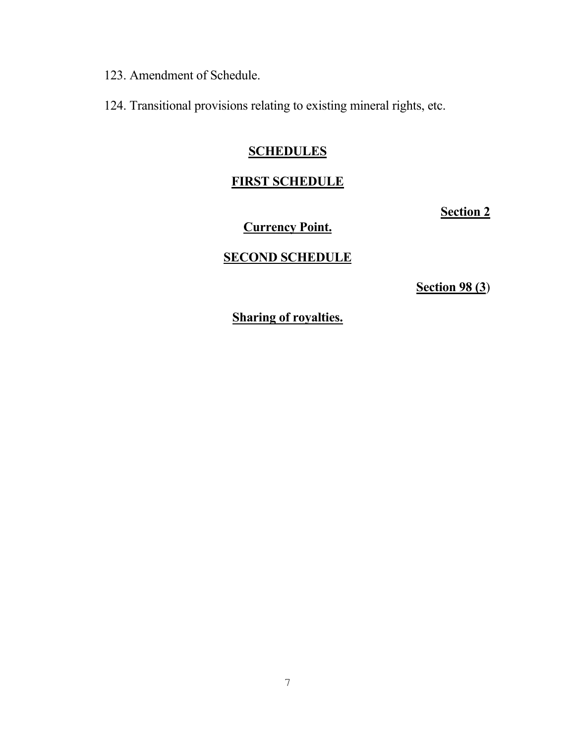123. Amendment of Schedule.

124. Transitional provisions relating to existing mineral rights, etc.

## **SCHEDULES**

### **FIRST SCHEDULE**

**Section 2**

**Currency Point.**

### **SECOND SCHEDULE**

**Section 98 (3)**

**Sharing of royalties.**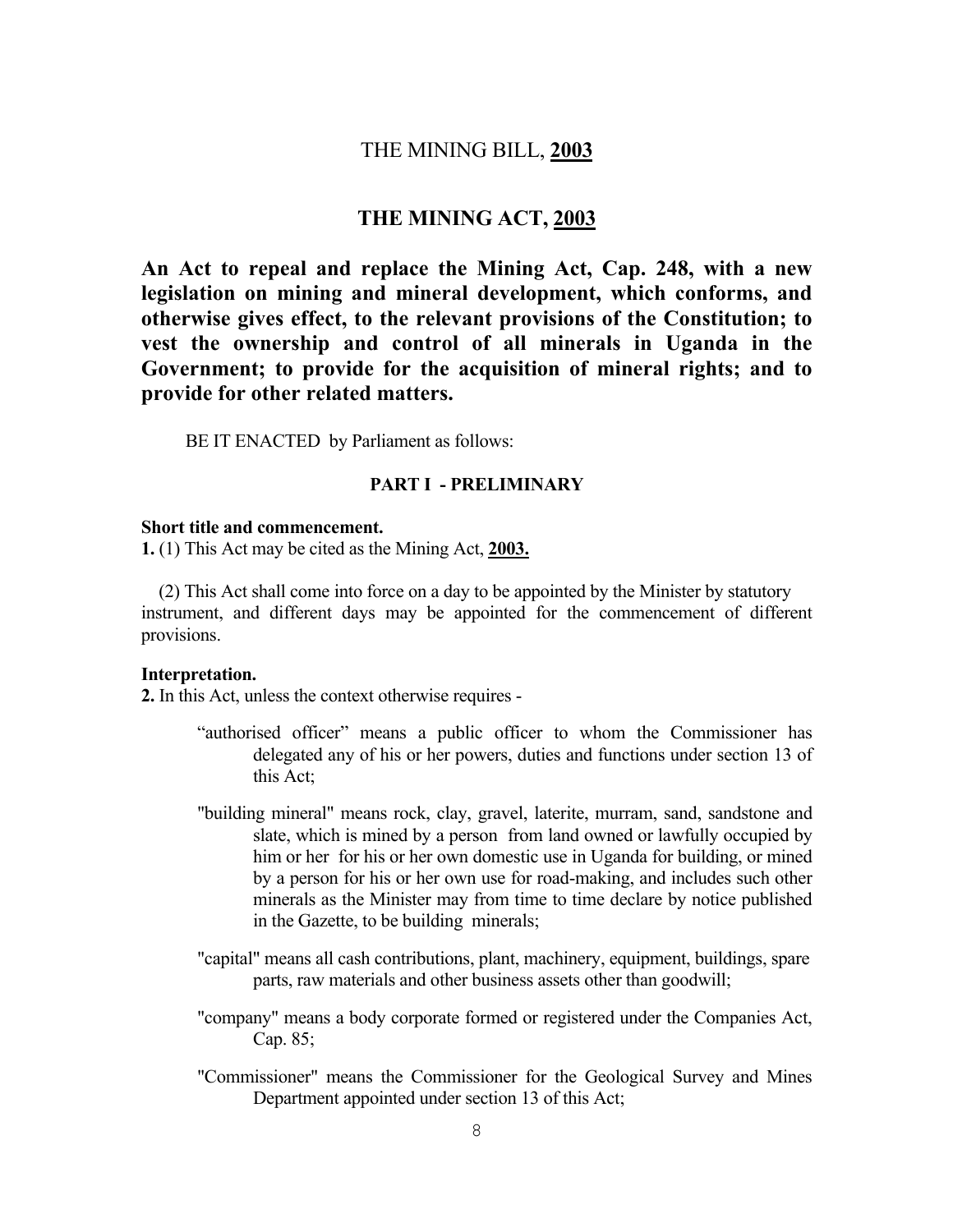# THE MINING BILL, **2003**

## THE MINING ACT, **2003**

**An Act to repeal and replace the Mining Act, Cap. 248, with a new legislation on mining and mineral development, which conforms, and otherwise gives effect, to the relevant provisions of the Constitution; to vest the ownership and control of all minerals in Uganda in the Government; to provide for the acquisition of mineral rights; and to provide for other related matters.**

BE IT ENACTED by Parliament as follows:

### PART I - PRELIMINARY

**Short title and commencement.**

**1.** (1) This Act may be cited as the Mining Act, **2003.**

(2) This Act shall come into force on a day to be appointed by the Minister by statutory instrument, and different days may be appointed for the commencement of different provisions.

**Interpretation.**

**2.** In this Act, unless the context otherwise requires -

"authorised officer" means a public officer to whom the Commissioner has delegated any of his or her powers, duties and functions under section 13 of this Act;

"building mineral" means rock, clay, gravel, laterite, murram, sand, sandstone and slate, which is mined by a person from land owned or lawfully occupied by him or her for his or her own domestic use in Uganda for building, or mined by a person for his or her own use for road-making, and includes such other minerals as the Minister may from time to time declare by notice published in the Gazette, to be building minerals;

"capital" means all cash contributions, plant, machinery, equipment, buildings, spare parts, raw materials and other business assets other than goodwill;

"company" means a body corporate formed or registered under the Companies Act, Cap. 85;

"Commissioner" means the Commissioner for the Geological Survey and Mines Department appointed under section 13 of this Act;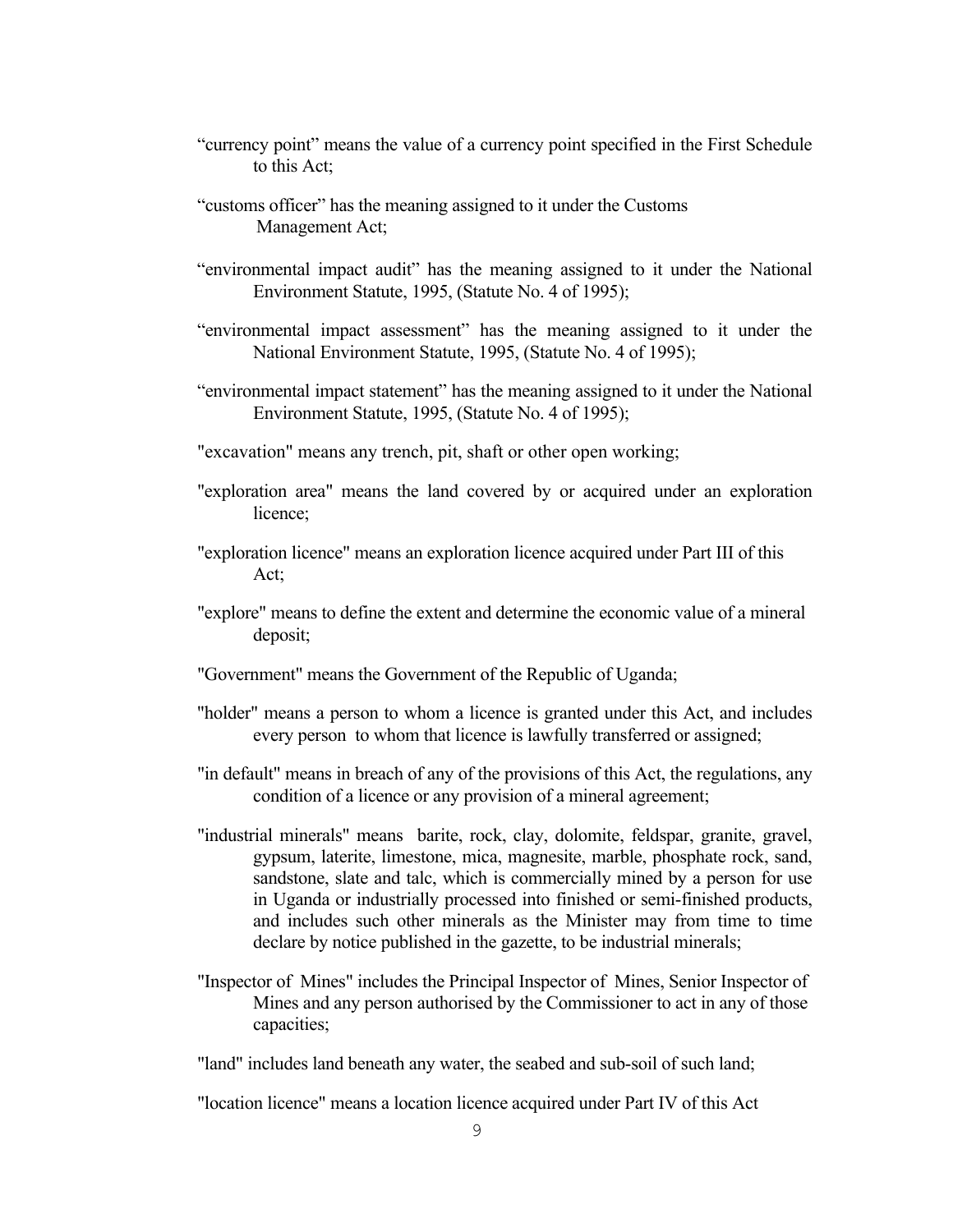"currency point" means the value of a currency point specified in the First Schedule to this Act;

"customs officer" has the meaning assigned to it under the Customs Management Act;

"environmental impact audit" has the meaning assigned to it under the National Environment Statute, 1995, (Statute No. 4 of 1995);

"environmental impact assessment" has the meaning assigned to it under the National Environment Statute, 1995, (Statute No. 4 of 1995);

"environmental impact statement" has the meaning assigned to it under the National Environment Statute, 1995, (Statute No. 4 of 1995);

"excavation" means any trench, pit, shaft or other open working;

"exploration area" means the land covered by or acquired under an exploration licence;

"exploration licence" means an exploration licence acquired under Part III of this Act;

"explore" means to define the extent and determine the economic value of a mineral deposit;

"Government" means the Government of the Republic of Uganda;

"holder" means a person to whom a licence is granted under this Act, and includes every person to whom that licence is lawfully transferred or assigned;

"in default" means in breach of any of the provisions of this Act, the regulations, any condition of a licence or any provision of a mineral agreement;

"industrial minerals" means barite, rock, clay, dolomite, feldspar, granite, gravel, gypsum, laterite, limestone, mica, magnesite, marble, phosphate rock, sand, sandstone, slate and talc, which is commercially mined by a person for use in Uganda or industrially processed into finished or semi-finished products, and includes such other minerals as the Minister may from time to time declare by notice published in the gazette, to be industrial minerals;

"Inspector of Mines" includes the Principal Inspector of Mines, Senior Inspector of Mines and any person authorised by the Commissioner to act in any of those capacities;

"land" includes land beneath any water, the seabed and sub-soil of such land;

"location licence" means a location licence acquired under Part IV of this Act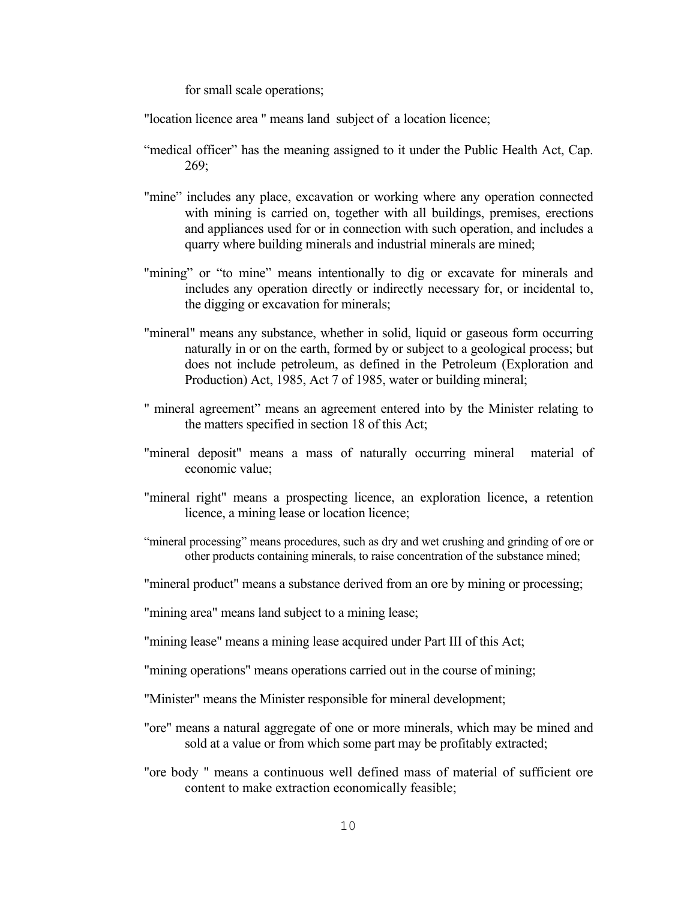for small scale operations;

"location licence area " means land subject of a location licence;

"medical officer" has the meaning assigned to it under the Public Health Act, Cap. 269;

"mine" includes any place, excavation or working where any operation connected with mining is carried on, together with all buildings, premises, erections and appliances used for or in connection with such operation, and includes a quarry where building minerals and industrial minerals are mined;

"mining" or "to mine" means intentionally to dig or excavate for minerals and includes any operation directly or indirectly necessary for, or incidental to, the digging or excavation for minerals;

"mineral" means any substance, whether in solid, liquid or gaseous form occurring naturally in or on the earth, formed by or subject to a geological process; but does not include petroleum, as defined in the Petroleum (Exploration and Production) Act, 1985, Act 7 of 1985, water or building mineral;

" mineral agreement" means an agreement entered into by the Minister relating to the matters specified in section 18 of this Act;

"mineral deposit" means a mass of naturally occurring mineral material of economic value;

"mineral right" means a prospecting licence, an exploration licence, a retention licence, a mining lease or location licence;

"mineral processing" means procedures, such as dry and wet crushing and grinding of ore or other products containing minerals, to raise concentration of the substance mined;

"mineral product" means a substance derived from an ore by mining or processing;

"mining area" means land subject to a mining lease;

"mining lease" means a mining lease acquired under Part III of this Act;

"mining operations" means operations carried out in the course of mining;

"Minister" means the Minister responsible for mineral development;

"ore" means a natural aggregate of one or more minerals, which may be mined and sold at a value or from which some part may be profitably extracted;

"ore body " means a continuous well defined mass of material of sufficient ore content to make extraction economically feasible;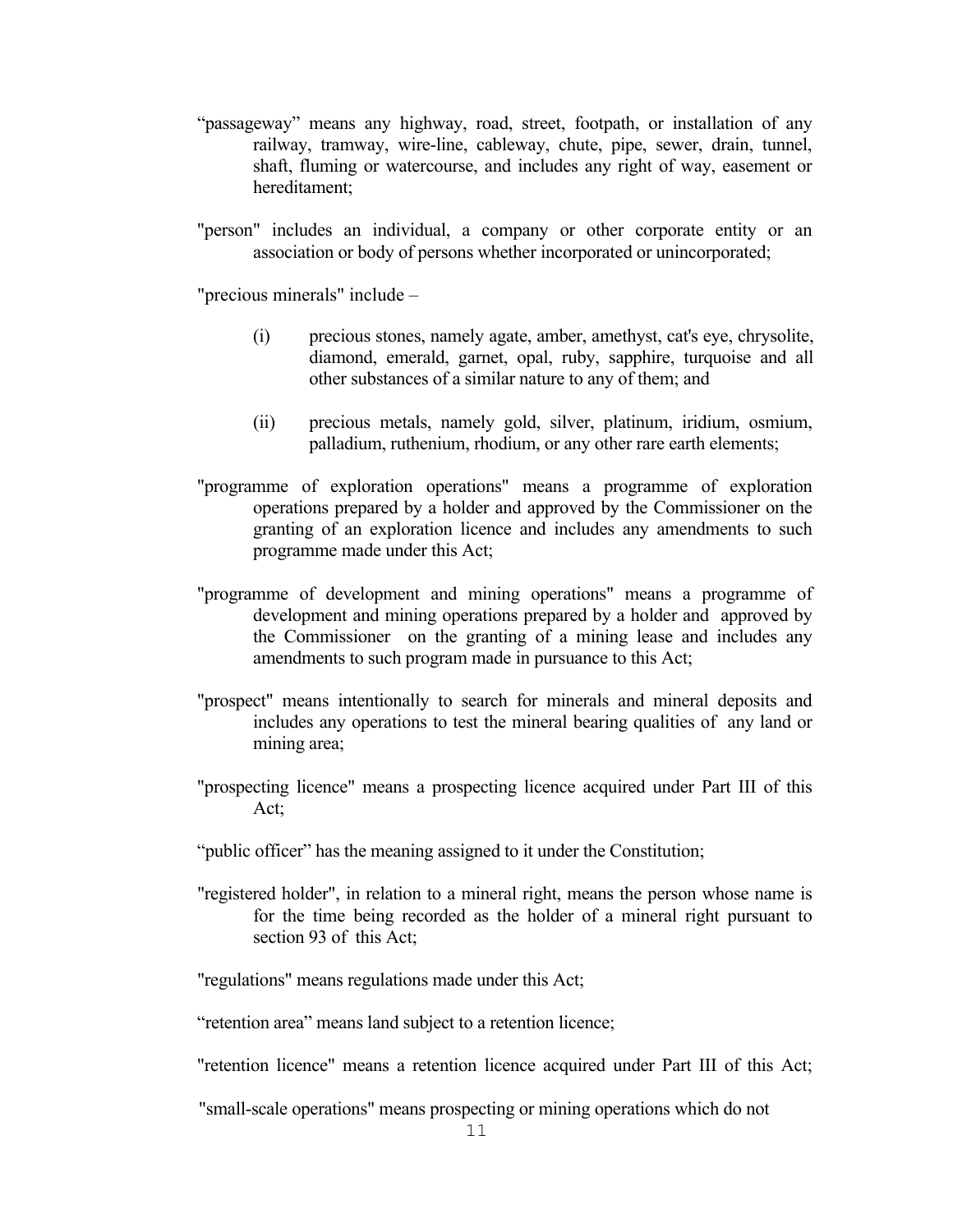"passageway" means any highway, road, street, footpath, or installation of any railway, tramway, wire-line, cableway, chute, pipe, sewer, drain, tunnel, shaft, fluming or watercourse, and includes any right of way, easement or hereditament;

"person" includes an individual, a company or other corporate entity or an association or body of persons whether incorporated or unincorporated;

"precious minerals" include –

(i) precious stones, namely agate, amber, amethyst, cat's eye, chrysolite, diamond, emerald, garnet, opal, ruby, sapphire, turquoise and all other substances of a similar nature to any of them; and

(ii) precious metals, namely gold, silver, platinum, iridium, osmium, palladium, ruthenium, rhodium, or any other rare earth elements;

"programme of exploration operations" means a programme of exploration operations prepared by a holder and approved by the Commissioner on the granting of an exploration licence and includes any amendments to such programme made under this Act;

"programme of development and mining operations" means a programme of development and mining operations prepared by a holder and approved by the Commissioner on the granting of a mining lease and includes any amendments to such program made in pursuance to this Act;

"prospect" means intentionally to search for minerals and mineral deposits and includes any operations to test the mineral bearing qualities of any land or mining area;

"prospecting licence" means a prospecting licence acquired under Part III of this Act;

"public officer" has the meaning assigned to it under the Constitution;

"registered holder", in relation to a mineral right, means the person whose name is for the time being recorded as the holder of a mineral right pursuant to section 93 of this Act;

"regulations" means regulations made under this Act;

"retention area" means land subject to a retention licence;

"retention licence" means a retention licence acquired under Part III of this Act;

"small-scale operations" means prospecting or mining operations which do not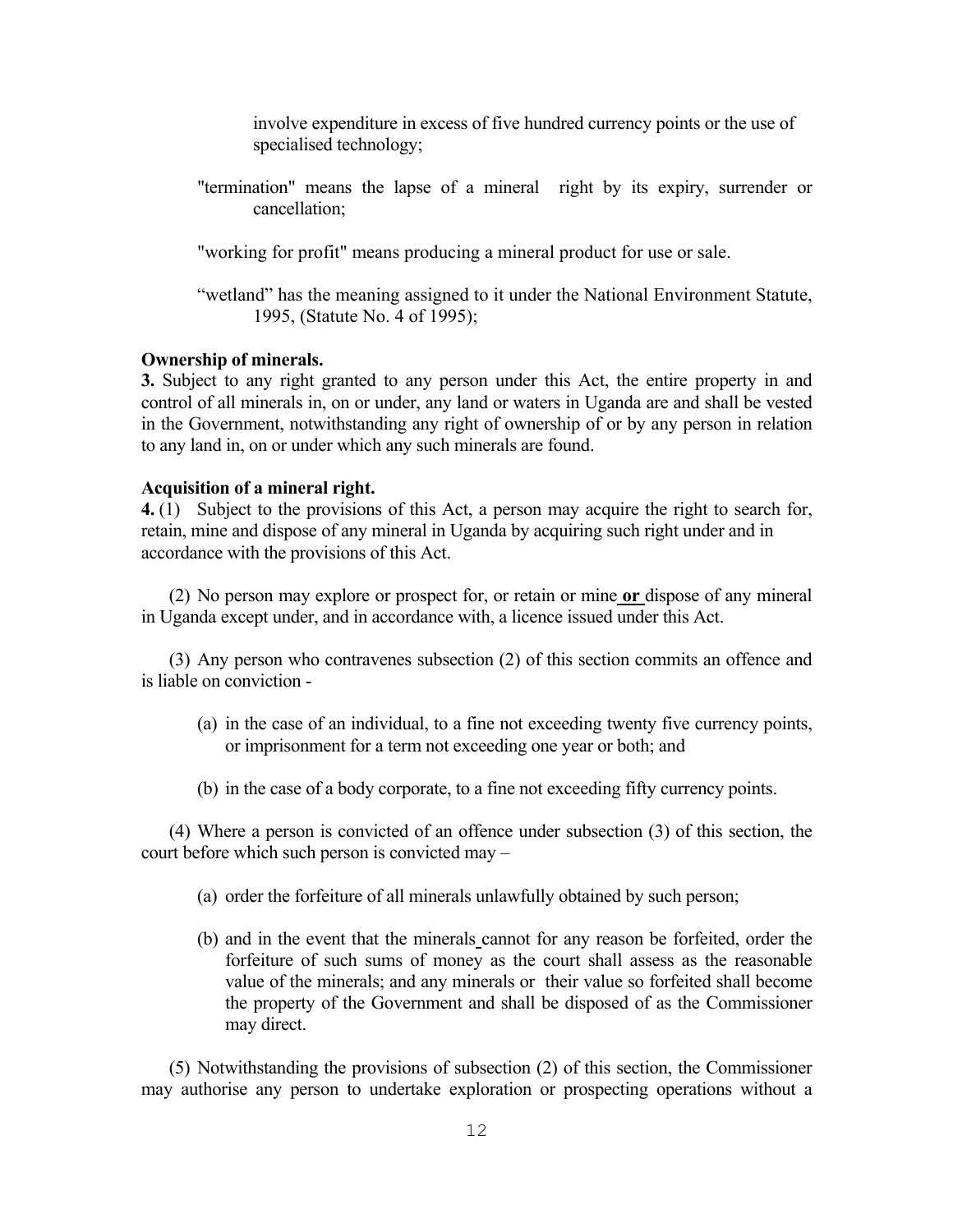involve expenditure in excess of five hundred currency points or the use of specialised technology;

"termination" means the lapse of a mineral right by its expiry, surrender or cancellation;

"working for profit" means producing a mineral product for use or sale.

"wetland" has the meaning assigned to it under the National Environment Statute, 1995, (Statute No. 4 of 1995);

**Ownership of minerals.**

**3.** Subject to any right granted to any person under this Act, the entire property in and control of all minerals in, on or under, any land or waters in Uganda are and shall be vested in the Government, notwithstanding any right of ownership of or by any person in relation to any land in, on or under which any such minerals are found.

**Acquisition of a mineral right.**

**4.** (1) Subject to the provisions of this Act, a person may acquire the right to search for, retain, mine and dispose of any mineral in Uganda by acquiring such right under and in accordance with the provisions of this Act.

(2) No person may explore or prospect for, or retain or mine **or** dispose of any mineral in Uganda except under, and in accordance with, a licence issued under this Act.

(3) Any person who contravenes subsection (2) of this section commits an offence and is liable on conviction -

(a) in the case of an individual, to a fine not exceeding twenty five currency points, or imprisonment for a term not exceeding one year or both; and

(b) in the case of a body corporate, to a fine not exceeding fifty currency points.

(4) Where a person is convicted of an offence under subsection (3) of this section, the court before which such person is convicted may –

(a) order the forfeiture of all minerals unlawfully obtained by such person;

(b) and in the event that the minerals cannot for any reason be forfeited, order the forfeiture of such sums of money as the court shall assess as the reasonable value of the minerals; and any minerals or their value so forfeited shall become the property of the Government and shall be disposed of as the Commissioner may direct.

(5) Notwithstanding the provisions of subsection (2) of this section, the Commissioner may authorise any person to undertake exploration or prospecting operations without a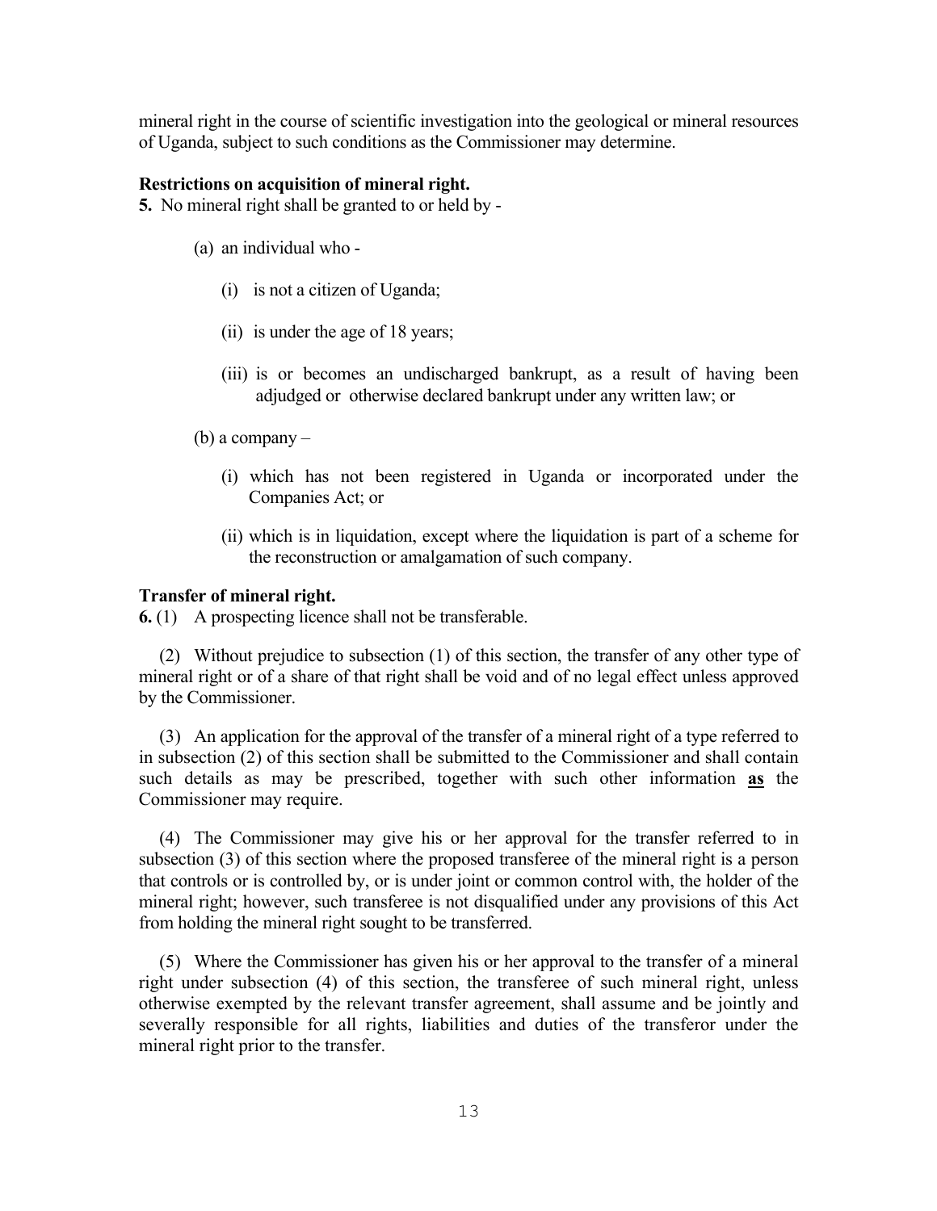mineral right in the course of scientific investigation into the geological or mineral resources of Uganda, subject to such conditions as the Commissioner may determine.

**Restrictions on acquisition of mineral right.**

**5.** No mineral right shall be granted to or held by -

(a) an individual who -

(i) is not a citizen of Uganda;

(ii) is under the age of 18 years;

(iii) is or becomes an undischarged bankrupt, as a result of having been adjudged or otherwise declared bankrupt under any written law; or

(b) a company –

(i) which has not been registered in Uganda or incorporated under the Companies Act; or

(ii) which is in liquidation, except where the liquidation is part of a scheme for the reconstruction or amalgamation of such company.

**Transfer of mineral right.**

**6.** (1) A prospecting licence shall not be transferable.

(2) Without prejudice to subsection (1) of this section, the transfer of any other type of mineral right or of a share of that right shall be void and of no legal effect unless approved by the Commissioner.

(3) An application for the approval of the transfer of a mineral right of a type referred to in subsection (2) of this section shall be submitted to the Commissioner and shall contain such details as may be prescribed, together with such other information **as** the Commissioner may require.

(4) The Commissioner may give his or her approval for the transfer referred to in subsection (3) of this section where the proposed transferee of the mineral right is a person that controls or is controlled by, or is under joint or common control with, the holder of the mineral right; however, such transferee is not disqualified under any provisions of this Act from holding the mineral right sought to be transferred.

(5) Where the Commissioner has given his or her approval to the transfer of a mineral right under subsection (4) of this section, the transferee of such mineral right, unless otherwise exempted by the relevant transfer agreement, shall assume and be jointly and severally responsible for all rights, liabilities and duties of the transferor under the mineral right prior to the transfer.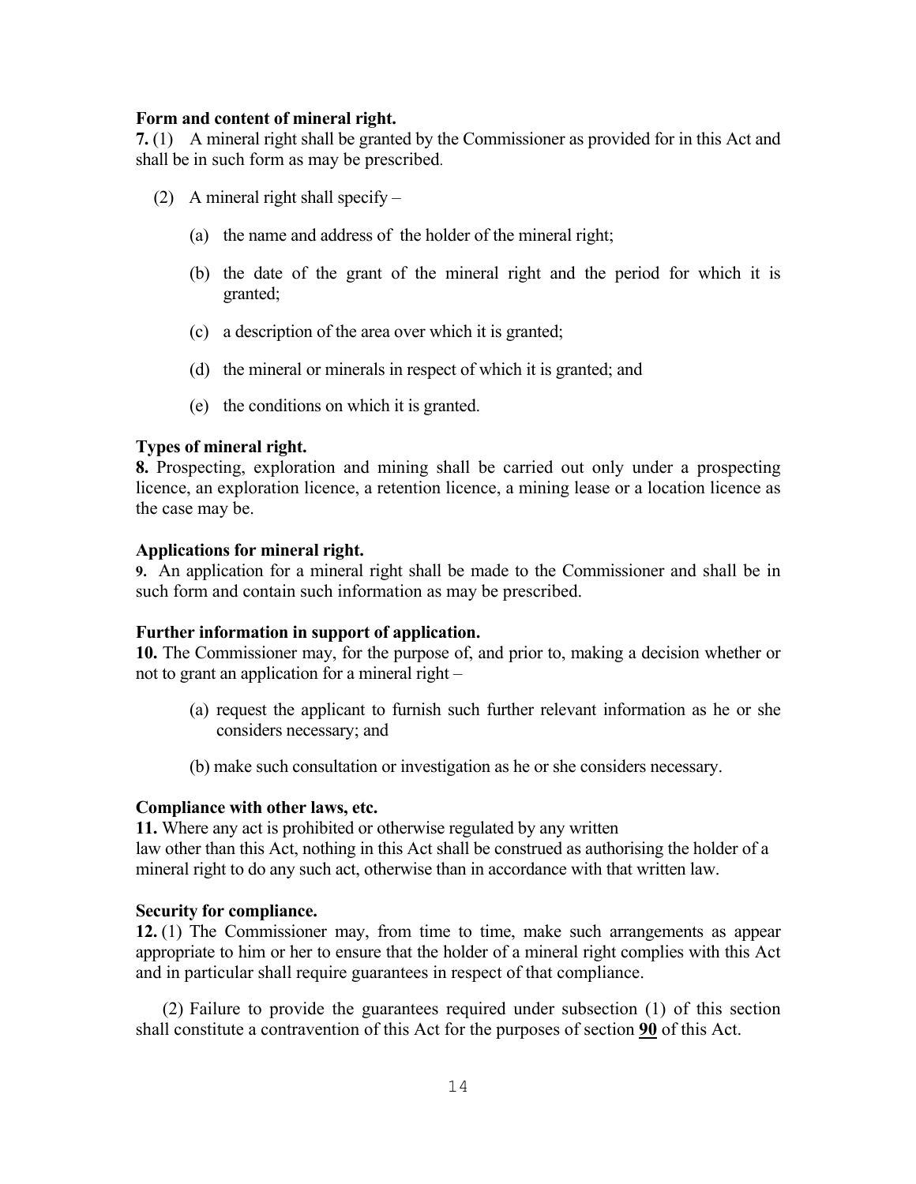**Form and content of mineral right.**

**7.** (1) A mineral right shall be granted by the Commissioner as provided for in this Act and shall be in such form as may be prescribed.

(2) A mineral right shall specify –

(a) the name and address of the holder of the mineral right;

(b) the date of the grant of the mineral right and the period for which it is granted;

(c) a description of the area over which it is granted;

(d) the mineral or minerals in respect of which it is granted; and

(e) the conditions on which it is granted.

**Types of mineral right.**

**8.** Prospecting, exploration and mining shall be carried out only under a prospecting licence, an exploration licence, a retention licence, a mining lease or a location licence as the case may be.

**Applications for mineral right.**

**9.** An application for a mineral right shall be made to the Commissioner and shall be in such form and contain such information as may be prescribed.

**Further information in support of application.**

**10.** The Commissioner may, for the purpose of, and prior to, making a decision whether or not to grant an application for a mineral right –

(a) request the applicant to furnish such further relevant information as he or she considers necessary; and

(b) make such consultation or investigation as he or she considers necessary.

**Compliance with other laws, etc.**

**11.** Where any act is prohibited or otherwise regulated by any written law other than this Act, nothing in this Act shall be construed as authorising the holder of a mineral right to do any such act, otherwise than in accordance with that written law.

**Security for compliance.**

**12.** (1) The Commissioner may, from time to time, make such arrangements as appear appropriate to him or her to ensure that the holder of a mineral right complies with this Act and in particular shall require guarantees in respect of that compliance.

(2) Failure to provide the guarantees required under subsection (1) of this section shall constitute a contravention of this Act for the purposes of section **90** of this Act.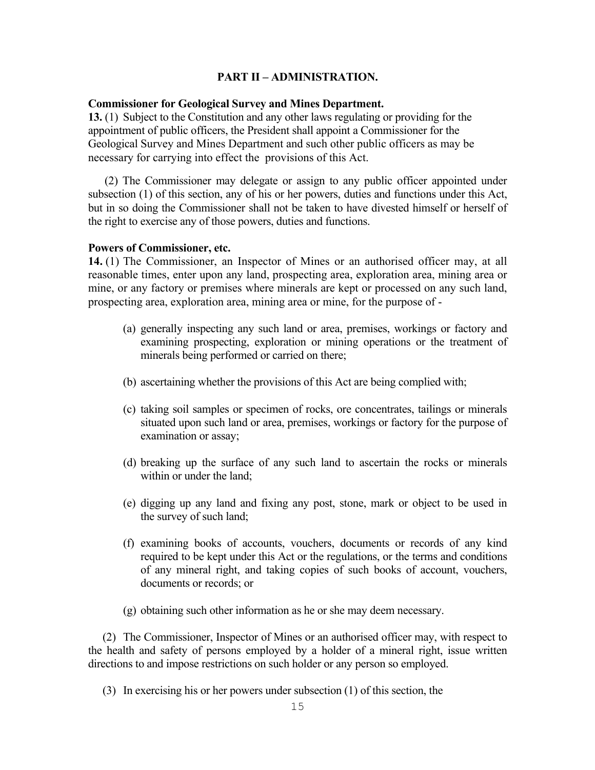## PART II – ADMINISTRATION.

**Commissioner for Geological Survey and Mines Department.**

**13.** (1) Subject to the Constitution and any other laws regulating or providing for the appointment of public officers, the President shall appoint a Commissioner for the Geological Survey and Mines Department and such other public officers as may be necessary for carrying into effect the provisions of this Act.

(2) The Commissioner may delegate or assign to any public officer appointed under subsection (1) of this section, any of his or her powers, duties and functions under this Act, but in so doing the Commissioner shall not be taken to have divested himself or herself of the right to exercise any of those powers, duties and functions.

**Powers of Commissioner, etc.**

**14.** (1) The Commissioner, an Inspector of Mines or an authorised officer may, at all reasonable times, enter upon any land, prospecting area, exploration area, mining area or mine, or any factory or premises where minerals are kept or processed on any such land, prospecting area, exploration area, mining area or mine, for the purpose of -

(a) generally inspecting any such land or area, premises, workings or factory and examining prospecting, exploration or mining operations or the treatment of minerals being performed or carried on there;

(b) ascertaining whether the provisions of this Act are being complied with;

(c) taking soil samples or specimen of rocks, ore concentrates, tailings or minerals situated upon such land or area, premises, workings or factory for the purpose of examination or assay;

(d) breaking up the surface of any such land to ascertain the rocks or minerals within or under the land;

(e) digging up any land and fixing any post, stone, mark or object to be used in the survey of such land;

(f) examining books of accounts, vouchers, documents or records of any kind required to be kept under this Act or the regulations, or the terms and conditions of any mineral right, and taking copies of such books of account, vouchers, documents or records; or

(g) obtaining such other information as he or she may deem necessary.

(2) The Commissioner, Inspector of Mines or an authorised officer may, with respect to the health and safety of persons employed by a holder of a mineral right, issue written directions to and impose restrictions on such holder or any person so employed.

(3) In exercising his or her powers under subsection (1) of this section, the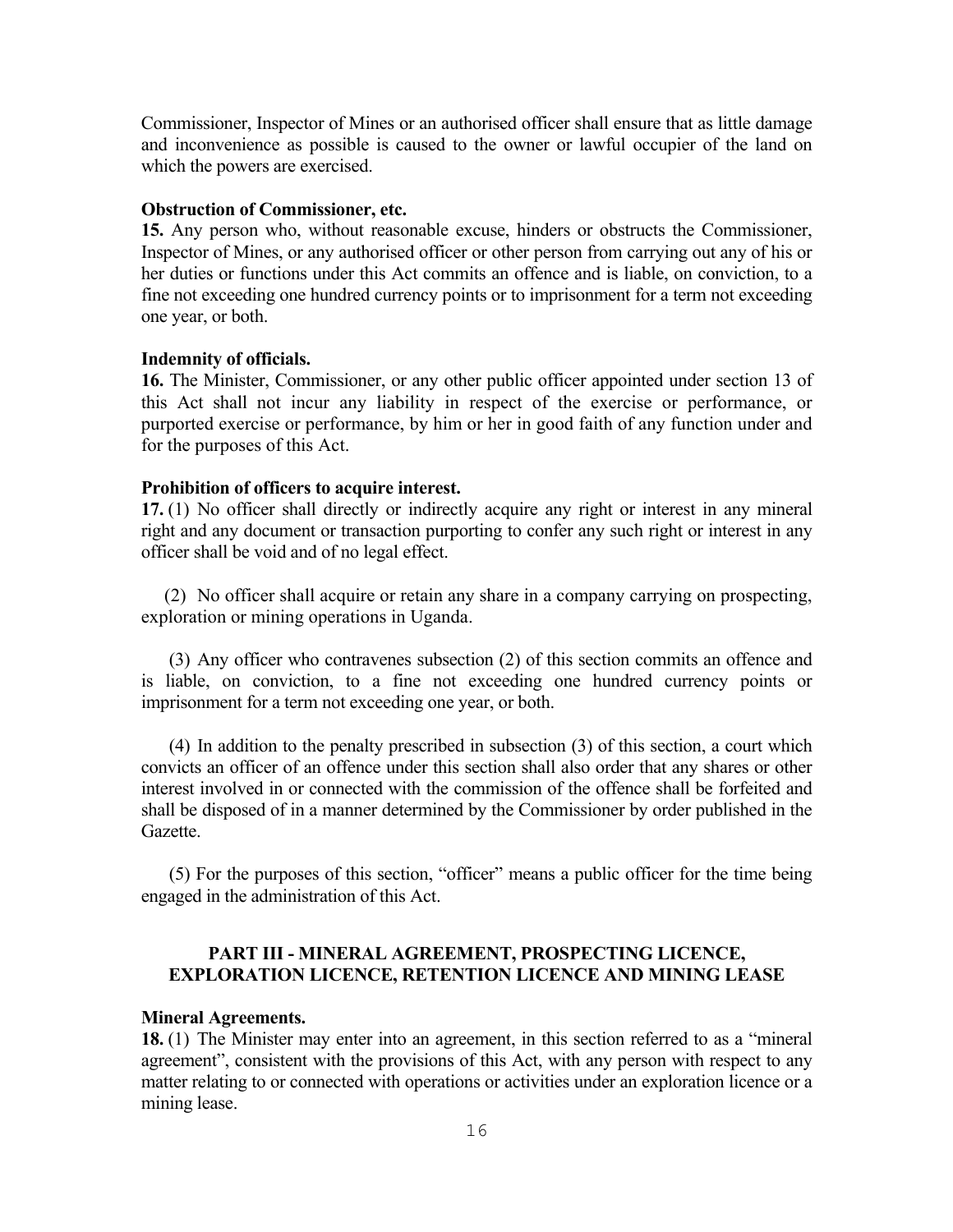Commissioner, Inspector of Mines or an authorised officer shall ensure that as little damage and inconvenience as possible is caused to the owner or lawful occupier of the land on which the powers are exercised.

**Obstruction of Commissioner, etc.**

**15.** Any person who, without reasonable excuse, hinders or obstructs the Commissioner, Inspector of Mines, or any authorised officer or other person from carrying out any of his or her duties or functions under this Act commits an offence and is liable, on conviction, to a fine not exceeding one hundred currency points or to imprisonment for a term not exceeding one year, or both.

**Indemnity of officials.**

**16.** The Minister, Commissioner, or any other public officer appointed under section 13 of this Act shall not incur any liability in respect of the exercise or performance, or purported exercise or performance, by him or her in good faith of any function under and for the purposes of this Act.

**Prohibition of officers to acquire interest.**

**17.** (1) No officer shall directly or indirectly acquire any right or interest in any mineral right and any document or transaction purporting to confer any such right or interest in any officer shall be void and of no legal effect.

(2) No officer shall acquire or retain any share in a company carrying on prospecting, exploration or mining operations in Uganda.

(3) Any officer who contravenes subsection (2) of this section commits an offence and is liable, on conviction, to a fine not exceeding one hundred currency points or imprisonment for a term not exceeding one year, or both.

(4) In addition to the penalty prescribed in subsection (3) of this section, a court which convicts an officer of an offence under this section shall also order that any shares or other interest involved in or connected with the commission of the offence shall be forfeited and shall be disposed of in a manner determined by the Commissioner by order published in the Gazette.

(5) For the purposes of this section, "officer" means a public officer for the time being engaged in the administration of this Act.

## PART III - MINERAL AGREEMENT, PROSPECTING LICENCE, EXPLORATION LICENCE, RETENTION LICENCE AND MINING LEASE

**Mineral Agreements.**

**18.** (1) The Minister may enter into an agreement, in this section referred to as a "mineral agreement", consistent with the provisions of this Act, with any person with respect to any matter relating to or connected with operations or activities under an exploration licence or a mining lease.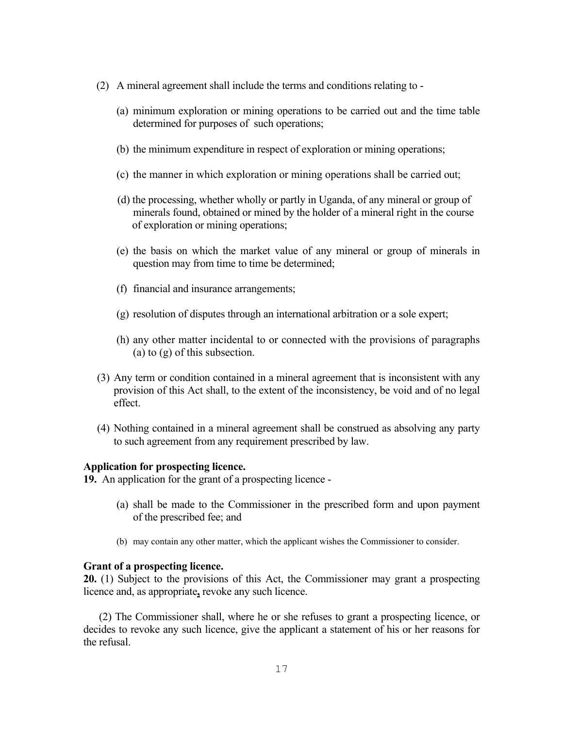(2) A mineral agreement shall include the terms and conditions relating to -

(a) minimum exploration or mining operations to be carried out and the time table determined for purposes of such operations;

(b) the minimum expenditure in respect of exploration or mining operations;

(c) the manner in which exploration or mining operations shall be carried out;

(d) the processing, whether wholly or partly in Uganda, of any mineral or group of minerals found, obtained or mined by the holder of a mineral right in the course of exploration or mining operations;

(e) the basis on which the market value of any mineral or group of minerals in question may from time to time be determined;

(f) financial and insurance arrangements;

(g) resolution of disputes through an international arbitration or a sole expert;

(h) any other matter incidental to or connected with the provisions of paragraphs (a) to (g) of this subsection.

(3) Any term or condition contained in a mineral agreement that is inconsistent with any provision of this Act shall, to the extent of the inconsistency, be void and of no legal effect.

(4) Nothing contained in a mineral agreement shall be construed as absolving any party to such agreement from any requirement prescribed by law.

**Application for prospecting licence.**

**19.** An application for the grant of a prospecting licence -

(a) shall be made to the Commissioner in the prescribed form and upon payment of the prescribed fee; and

(b) may contain any other matter, which the applicant wishes the Commissioner to consider.

**Grant of a prospecting licence.**

**20.** (1) Subject to the provisions of this Act, the Commissioner may grant a prospecting licence and, as appropriate, revoke any such licence.

(2) The Commissioner shall, where he or she refuses to grant a prospecting licence, or decides to revoke any such licence, give the applicant a statement of his or her reasons for the refusal.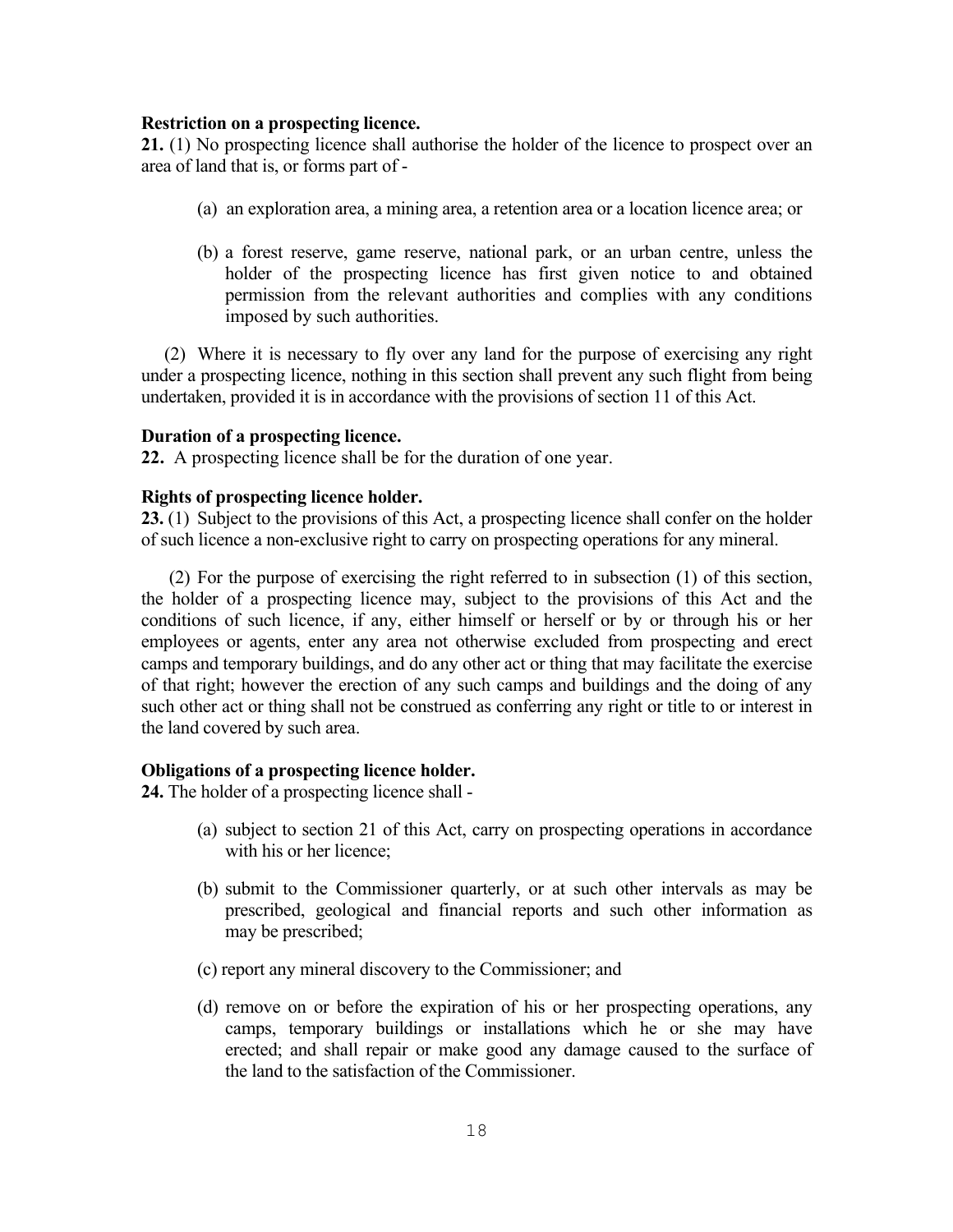**Restriction on a prospecting licence.**

**21.** (1) No prospecting licence shall authorise the holder of the licence to prospect over an area of land that is, or forms part of -

(a) an exploration area, a mining area, a retention area or a location licence area; or

(b) a forest reserve, game reserve, national park, or an urban centre, unless the holder of the prospecting licence has first given notice to and obtained permission from the relevant authorities and complies with any conditions imposed by such authorities.

(2) Where it is necessary to fly over any land for the purpose of exercising any right under a prospecting licence, nothing in this section shall prevent any such flight from being undertaken, provided it is in accordance with the provisions of section 11 of this Act.

**Duration of a prospecting licence.**

**22.** A prospecting licence shall be for the duration of one year.

**Rights of prospecting licence holder.**

**23.** (1) Subject to the provisions of this Act, a prospecting licence shall confer on the holder of such licence a non-exclusive right to carry on prospecting operations for any mineral.

(2) For the purpose of exercising the right referred to in subsection (1) of this section, the holder of a prospecting licence may, subject to the provisions of this Act and the conditions of such licence, if any, either himself or herself or by or through his or her employees or agents, enter any area not otherwise excluded from prospecting and erect camps and temporary buildings, and do any other act or thing that may facilitate the exercise of that right; however the erection of any such camps and buildings and the doing of any such other act or thing shall not be construed as conferring any right or title to or interest in the land covered by such area.

**Obligations of a prospecting licence holder.**

**24.** The holder of a prospecting licence shall -

(a) subject to section 21 of this Act, carry on prospecting operations in accordance with his or her licence;

(b) submit to the Commissioner quarterly, or at such other intervals as may be prescribed, geological and financial reports and such other information as may be prescribed;

(c) report any mineral discovery to the Commissioner; and

(d) remove on or before the expiration of his or her prospecting operations, any camps, temporary buildings or installations which he or she may have erected; and shall repair or make good any damage caused to the surface of the land to the satisfaction of the Commissioner.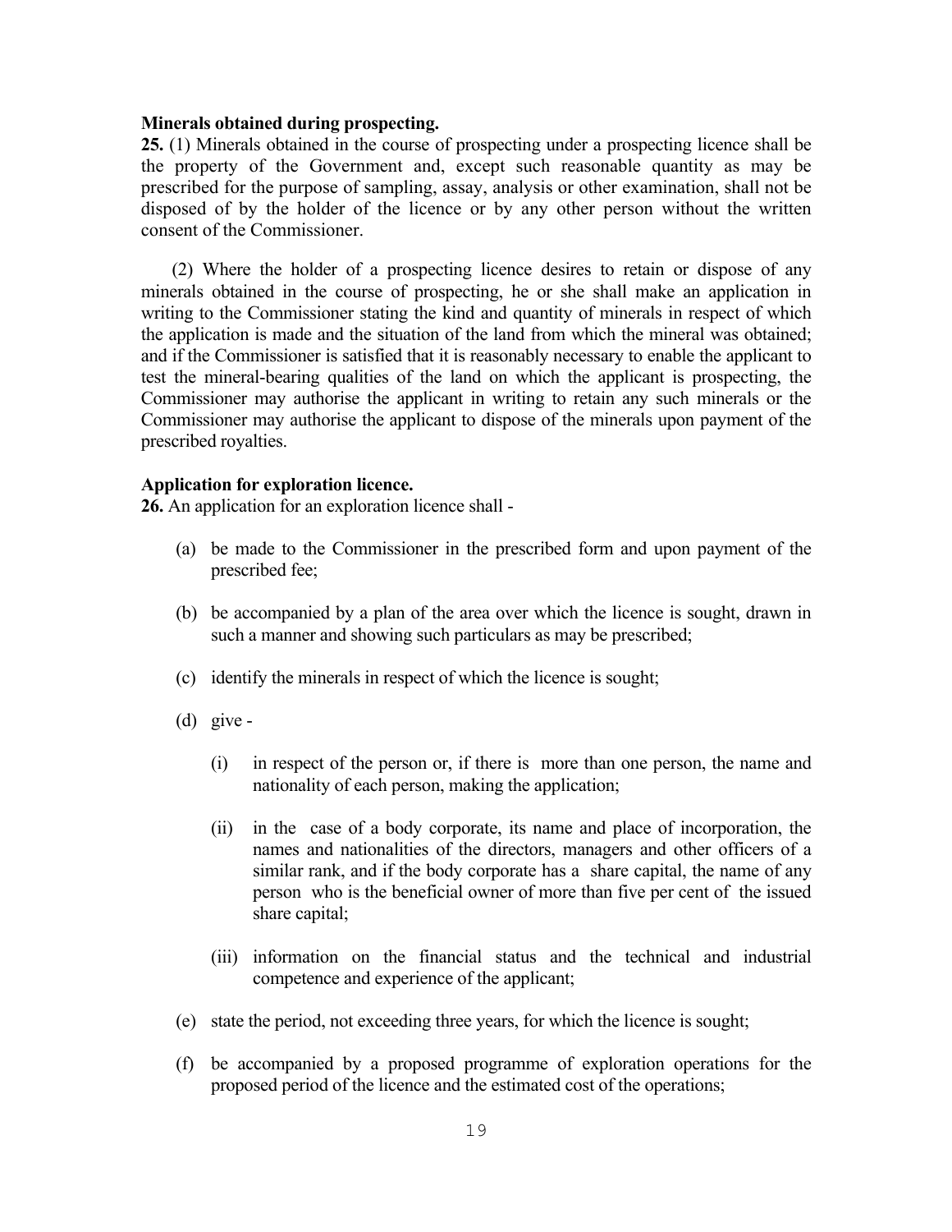**Minerals obtained during prospecting.**

**25.** (1) Minerals obtained in the course of prospecting under a prospecting licence shall be the property of the Government and, except such reasonable quantity as may be prescribed for the purpose of sampling, assay, analysis or other examination, shall not be disposed of by the holder of the licence or by any other person without the written consent of the Commissioner.

(2) Where the holder of a prospecting licence desires to retain or dispose of any minerals obtained in the course of prospecting, he or she shall make an application in writing to the Commissioner stating the kind and quantity of minerals in respect of which the application is made and the situation of the land from which the mineral was obtained; and if the Commissioner is satisfied that it is reasonably necessary to enable the applicant to test the mineral-bearing qualities of the land on which the applicant is prospecting, the Commissioner may authorise the applicant in writing to retain any such minerals or the Commissioner may authorise the applicant to dispose of the minerals upon payment of the prescribed royalties.

**Application for exploration licence.**

**26.** An application for an exploration licence shall -

(a) be made to the Commissioner in the prescribed form and upon payment of the prescribed fee;

(b) be accompanied by a plan of the area over which the licence is sought, drawn in such a manner and showing such particulars as may be prescribed;

(c) identify the minerals in respect of which the licence is sought;

(d) give -

(i) in respect of the person or, if there is more than one person, the name and nationality of each person, making the application;

(ii) in the case of a body corporate, its name and place of incorporation, the names and nationalities of the directors, managers and other officers of a similar rank, and if the body corporate has a share capital, the name of any person who is the beneficial owner of more than five per cent of the issued share capital;

(iii) information on the financial status and the technical and industrial competence and experience of the applicant;

(e) state the period, not exceeding three years, for which the licence is sought;

(f) be accompanied by a proposed programme of exploration operations for the proposed period of the licence and the estimated cost of the operations;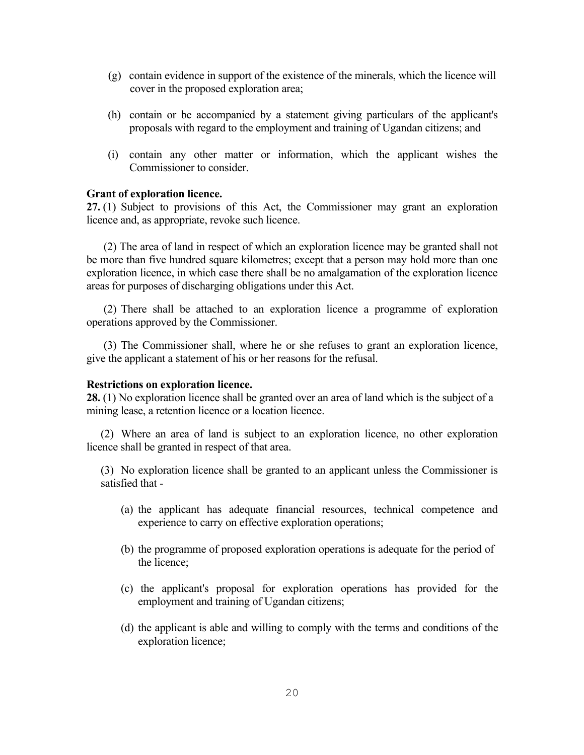(g) contain evidence in support of the existence of the minerals, which the licence will cover in the proposed exploration area;

(h) contain or be accompanied by a statement giving particulars of the applicant's proposals with regard to the employment and training of Ugandan citizens; and

(i) contain any other matter or information, which the applicant wishes the Commissioner to consider.

**Grant of exploration licence.**

**27.** (1) Subject to provisions of this Act, the Commissioner may grant an exploration licence and, as appropriate, revoke such licence.

(2) The area of land in respect of which an exploration licence may be granted shall not be more than five hundred square kilometres; except that a person may hold more than one exploration licence, in which case there shall be no amalgamation of the exploration licence areas for purposes of discharging obligations under this Act.

(2) There shall be attached to an exploration licence a programme of exploration operations approved by the Commissioner.

(3) The Commissioner shall, where he or she refuses to grant an exploration licence, give the applicant a statement of his or her reasons for the refusal.

**Restrictions on exploration licence.**

**28.** (1) No exploration licence shall be granted over an area of land which is the subject of a mining lease, a retention licence or a location licence.

(2) Where an area of land is subject to an exploration licence, no other exploration licence shall be granted in respect of that area.

(3) No exploration licence shall be granted to an applicant unless the Commissioner is satisfied that -

(a) the applicant has adequate financial resources, technical competence and experience to carry on effective exploration operations;

(b) the programme of proposed exploration operations is adequate for the period of the licence;

(c) the applicant's proposal for exploration operations has provided for the employment and training of Ugandan citizens;

(d) the applicant is able and willing to comply with the terms and conditions of the exploration licence;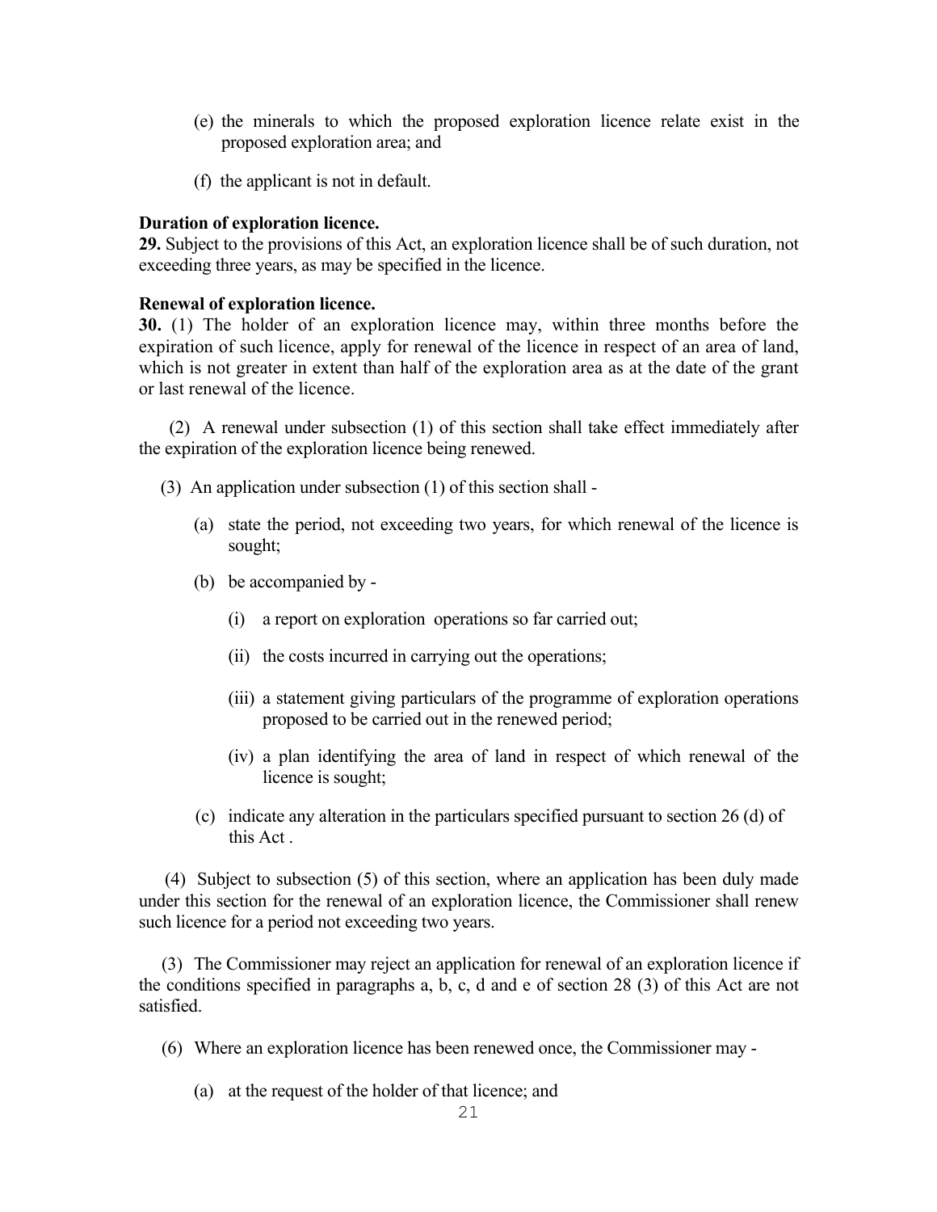(e) the minerals to which the proposed exploration licence relate exist in the proposed exploration area; and

(f) the applicant is not in default.

**Duration of exploration licence.**

**29.** Subject to the provisions of this Act, an exploration licence shall be of such duration, not exceeding three years, as may be specified in the licence.

**Renewal of exploration licence.**

**30.** (1) The holder of an exploration licence may, within three months before the expiration of such licence, apply for renewal of the licence in respect of an area of land, which is not greater in extent than half of the exploration area as at the date of the grant or last renewal of the licence.

(2) A renewal under subsection (1) of this section shall take effect immediately after the expiration of the exploration licence being renewed.

(3) An application under subsection (1) of this section shall -

(a) state the period, not exceeding two years, for which renewal of the licence is sought;

(b) be accompanied by -

(i) a report on exploration operations so far carried out;

(ii) the costs incurred in carrying out the operations;

(iii) a statement giving particulars of the programme of exploration operations proposed to be carried out in the renewed period;

(iv) a plan identifying the area of land in respect of which renewal of the licence is sought;

(c) indicate any alteration in the particulars specified pursuant to section 26 (d) of this Act .

(4) Subject to subsection (5) of this section, where an application has been duly made under this section for the renewal of an exploration licence, the Commissioner shall renew such licence for a period not exceeding two years.

(3) The Commissioner may reject an application for renewal of an exploration licence if the conditions specified in paragraphs a, b, c, d and e of section 28 (3) of this Act are not satisfied.

(6) Where an exploration licence has been renewed once, the Commissioner may -

(a) at the request of the holder of that licence; and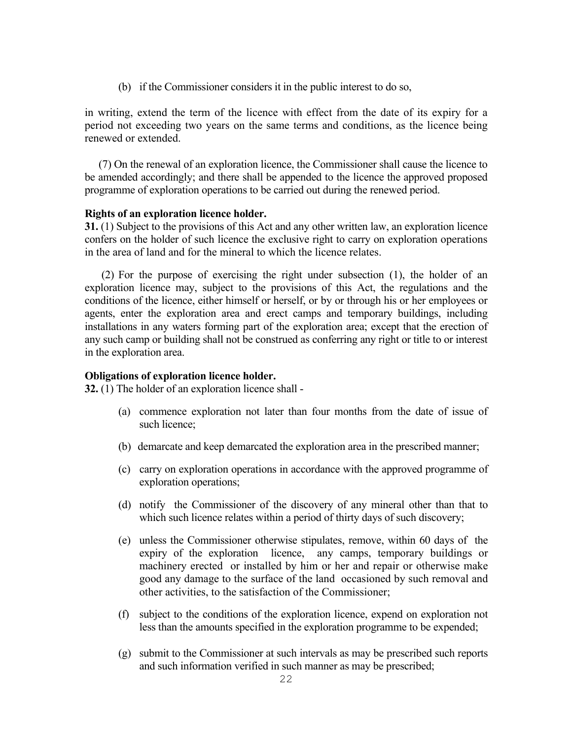(b) if the Commissioner considers it in the public interest to do so,

in writing, extend the term of the licence with effect from the date of its expiry for a period not exceeding two years on the same terms and conditions, as the licence being renewed or extended.

(7) On the renewal of an exploration licence, the Commissioner shall cause the licence to be amended accordingly; and there shall be appended to the licence the approved proposed programme of exploration operations to be carried out during the renewed period.

**Rights of an exploration licence holder.**

**31.** (1) Subject to the provisions of this Act and any other written law, an exploration licence confers on the holder of such licence the exclusive right to carry on exploration operations in the area of land and for the mineral to which the licence relates.

(2) For the purpose of exercising the right under subsection (1), the holder of an exploration licence may, subject to the provisions of this Act, the regulations and the conditions of the licence, either himself or herself, or by or through his or her employees or agents, enter the exploration area and erect camps and temporary buildings, including installations in any waters forming part of the exploration area; except that the erection of any such camp or building shall not be construed as conferring any right or title to or interest in the exploration area.

**Obligations of exploration licence holder.**

**32.** (1) The holder of an exploration licence shall -

(a) commence exploration not later than four months from the date of issue of such licence;

(b) demarcate and keep demarcated the exploration area in the prescribed manner;

(c) carry on exploration operations in accordance with the approved programme of exploration operations;

(d) notify the Commissioner of the discovery of any mineral other than that to which such licence relates within a period of thirty days of such discovery;

(e) unless the Commissioner otherwise stipulates, remove, within 60 days of the expiry of the exploration licence, any camps, temporary buildings or machinery erected or installed by him or her and repair or otherwise make good any damage to the surface of the land occasioned by such removal and other activities, to the satisfaction of the Commissioner;

(f) subject to the conditions of the exploration licence, expend on exploration not less than the amounts specified in the exploration programme to be expended;

(g) submit to the Commissioner at such intervals as may be prescribed such reports and such information verified in such manner as may be prescribed;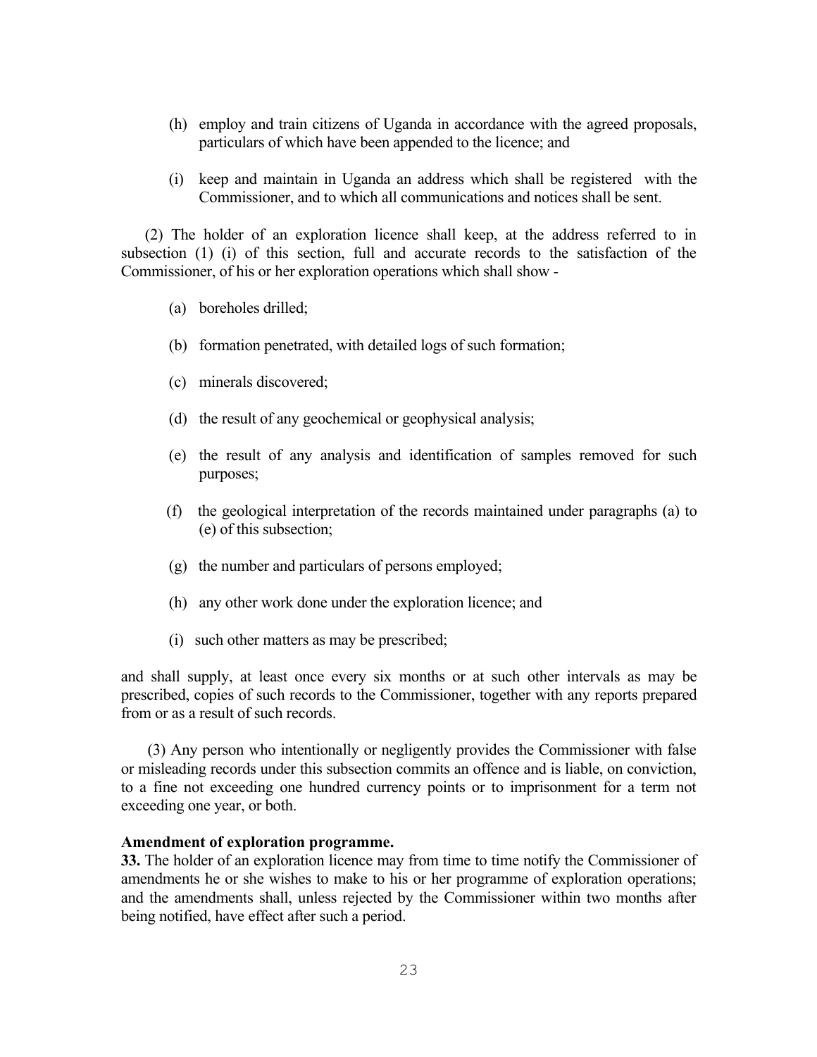(h) employ and train citizens of Uganda in accordance with the agreed proposals, particulars of which have been appended to the licence; and

(i) keep and maintain in Uganda an address which shall be registered with the Commissioner, and to which all communications and notices shall be sent.

(2) The holder of an exploration licence shall keep, at the address referred to in subsection (1) (i) of this section, full and accurate records to the satisfaction of the Commissioner, of his or her exploration operations which shall show -

(a) boreholes drilled;

(b) formation penetrated, with detailed logs of such formation;

(c) minerals discovered;

(d) the result of any geochemical or geophysical analysis;

(e) the result of any analysis and identification of samples removed for such purposes;

(f) the geological interpretation of the records maintained under paragraphs (a) to (e) of this subsection;

(g) the number and particulars of persons employed;

(h) any other work done under the exploration licence; and

(i) such other matters as may be prescribed;

and shall supply, at least once every six months or at such other intervals as may be prescribed, copies of such records to the Commissioner, together with any reports prepared from or as a result of such records.

(3) Any person who intentionally or negligently provides the Commissioner with false or misleading records under this subsection commits an offence and is liable, on conviction, to a fine not exceeding one hundred currency points or to imprisonment for a term not exceeding one year, or both.

**Amendment of exploration programme.**

**33.** The holder of an exploration licence may from time to time notify the Commissioner of amendments he or she wishes to make to his or her programme of exploration operations; and the amendments shall, unless rejected by the Commissioner within two months after being notified, have effect after such a period.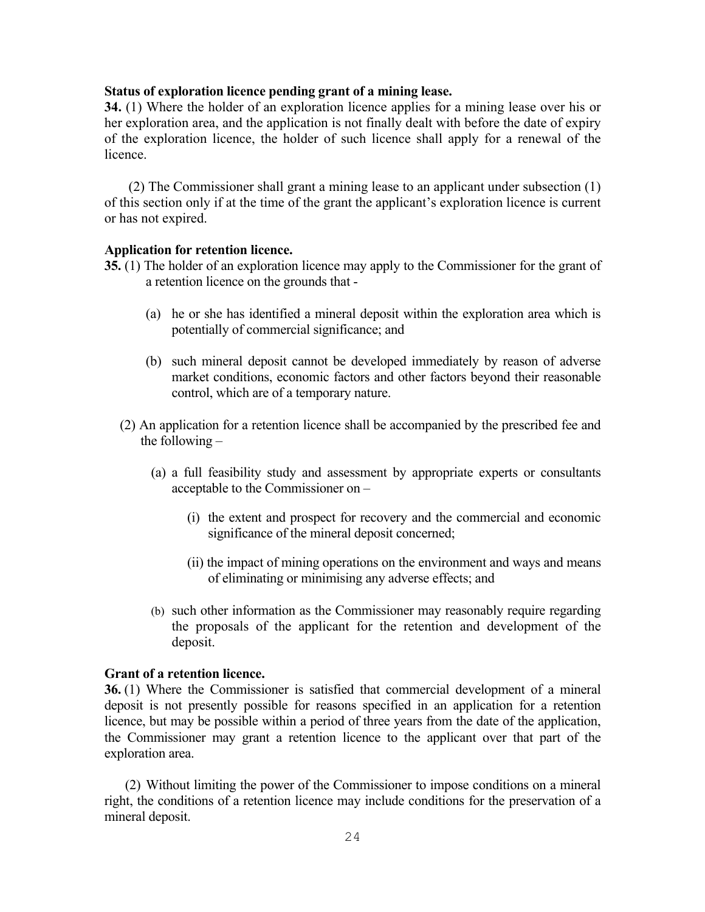**Status of exploration licence pending grant of a mining lease.**

**34.** (1) Where the holder of an exploration licence applies for a mining lease over his or her exploration area, and the application is not finally dealt with before the date of expiry of the exploration licence, the holder of such licence shall apply for a renewal of the licence.

(2) The Commissioner shall grant a mining lease to an applicant under subsection (1) of this section only if at the time of the grant the applicant's exploration licence is current or has not expired.

**Application for retention licence.**

**35.** (1) The holder of an exploration licence may apply to the Commissioner for the grant of a retention licence on the grounds that -

(a) he or she has identified a mineral deposit within the exploration area which is potentially of commercial significance; and

(b) such mineral deposit cannot be developed immediately by reason of adverse market conditions, economic factors and other factors beyond their reasonable control, which are of a temporary nature.

(2) An application for a retention licence shall be accompanied by the prescribed fee and the following –

(a) a full feasibility study and assessment by appropriate experts or consultants acceptable to the Commissioner on –

(i) the extent and prospect for recovery and the commercial and economic significance of the mineral deposit concerned;

(ii) the impact of mining operations on the environment and ways and means of eliminating or minimising any adverse effects; and

(b) such other information as the Commissioner may reasonably require regarding the proposals of the applicant for the retention and development of the deposit.

**Grant of a retention licence.**

**36.** (1) Where the Commissioner is satisfied that commercial development of a mineral deposit is not presently possible for reasons specified in an application for a retention licence, but may be possible within a period of three years from the date of the application, the Commissioner may grant a retention licence to the applicant over that part of the exploration area.

(2) Without limiting the power of the Commissioner to impose conditions on a mineral right, the conditions of a retention licence may include conditions for the preservation of a mineral deposit.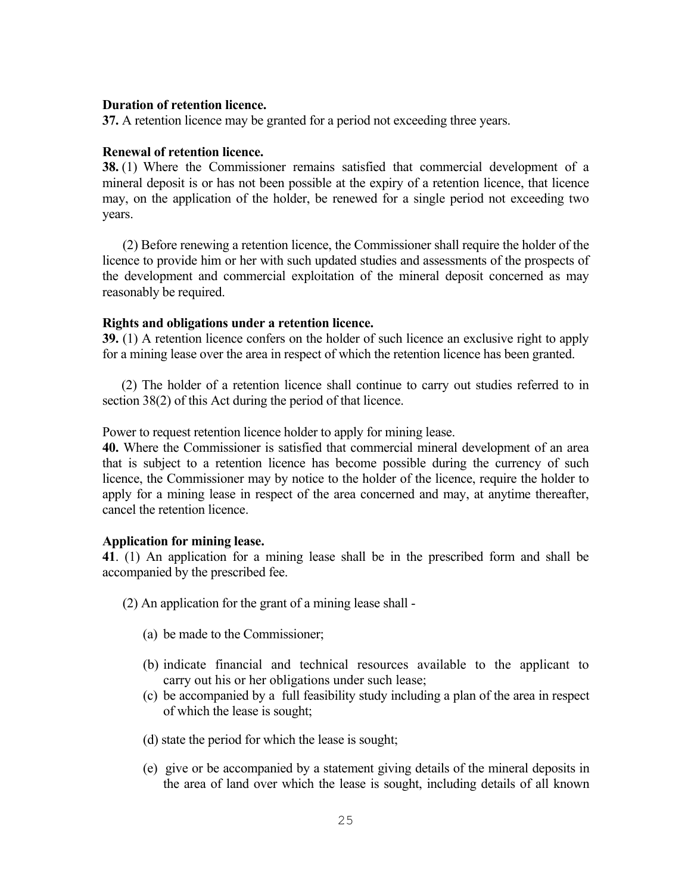**Duration of retention licence.**
**37.** A retention licence may be granted for a period not exceeding three years.

**Renewal of retention licence.**
**38.** (1) Where the Commissioner remains satisfied that commercial development of a mineral deposit is or has not been possible at the expiry of a retention licence, that licence may, on the application of the holder, be renewed for a single period not exceeding two years.

(2) Before renewing a retention licence, the Commissioner shall require the holder of the licence to provide him or her with such updated studies and assessments of the prospects of the development and commercial exploitation of the mineral deposit concerned as may reasonably be required.

**Rights and obligations under a retention licence.**
**39.** (1) A retention licence confers on the holder of such licence an exclusive right to apply for a mining lease over the area in respect of which the retention licence has been granted.

(2) The holder of a retention licence shall continue to carry out studies referred to in section 38(2) of this Act during the period of that licence.

Power to request retention licence holder to apply for mining lease.
**40.** Where the Commissioner is satisfied that commercial mineral development of an area that is subject to a retention licence has become possible during the currency of such licence, the Commissioner may by notice to the holder of the licence, require the holder to apply for a mining lease in respect of the area concerned and may, at anytime thereafter, cancel the retention licence.

**Application for mining lease.**
**41**. (1) An application for a mining lease shall be in the prescribed form and shall be accompanied by the prescribed fee.

(2) An application for the grant of a mining lease shall -

(a) be made to the Commissioner;

(b) indicate financial and technical resources available to the applicant to carry out his or her obligations under such lease;

(c) be accompanied by a full feasibility study including a plan of the area in respect of which the lease is sought;

(d) state the period for which the lease is sought;

(e) give or be accompanied by a statement giving details of the mineral deposits in the area of land over which the lease is sought, including details of all known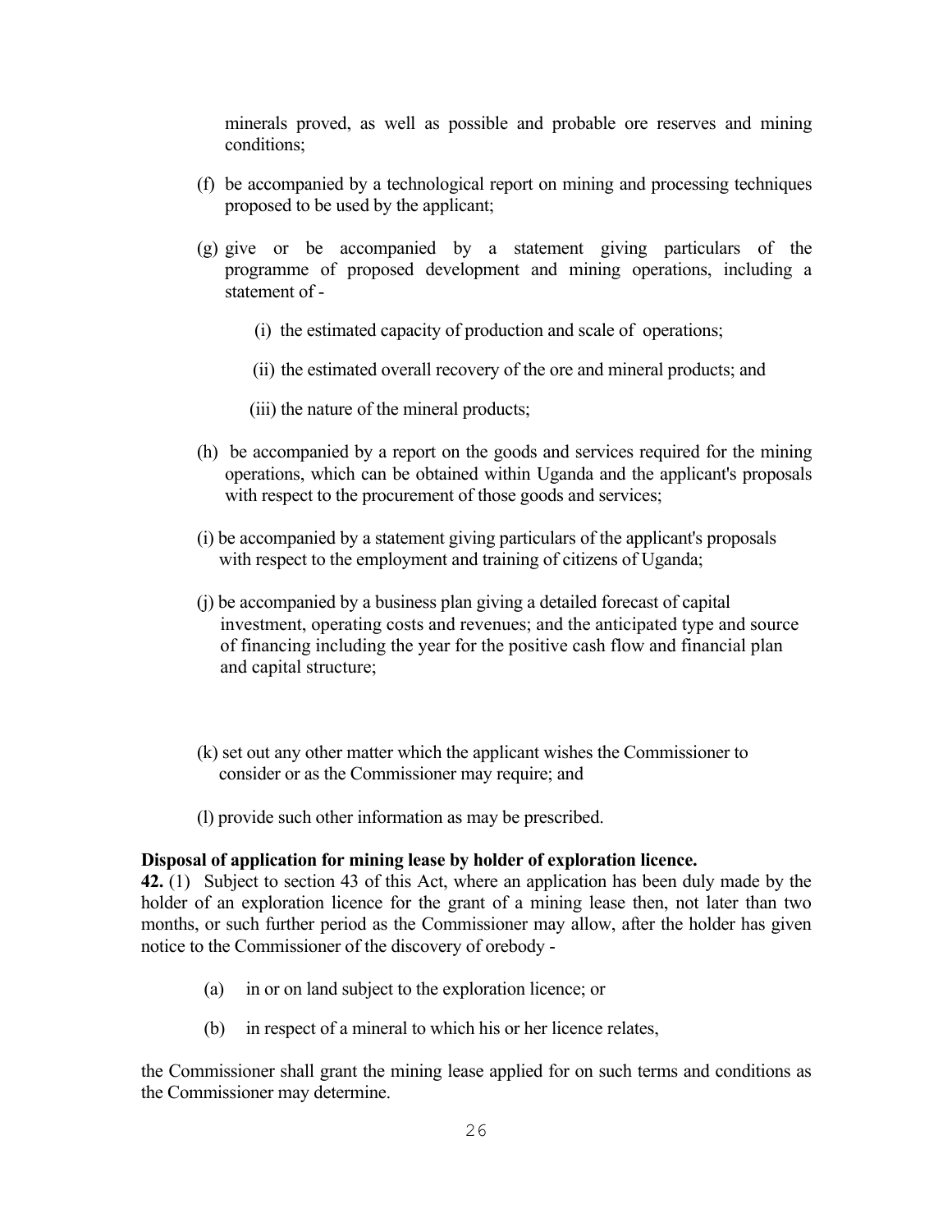minerals proved, as well as possible and probable ore reserves and mining conditions;

(f) be accompanied by a technological report on mining and processing techniques proposed to be used by the applicant;

(g) give or be accompanied by a statement giving particulars of the programme of proposed development and mining operations, including a statement of -

(i) the estimated capacity of production and scale of operations;

(ii) the estimated overall recovery of the ore and mineral products; and

(iii) the nature of the mineral products;

(h) be accompanied by a report on the goods and services required for the mining operations, which can be obtained within Uganda and the applicant's proposals with respect to the procurement of those goods and services;

(i) be accompanied by a statement giving particulars of the applicant's proposals with respect to the employment and training of citizens of Uganda;

(j) be accompanied by a business plan giving a detailed forecast of capital investment, operating costs and revenues; and the anticipated type and source of financing including the year for the positive cash flow and financial plan and capital structure;

(k) set out any other matter which the applicant wishes the Commissioner to consider or as the Commissioner may require; and

(l) provide such other information as may be prescribed.

**Disposal of application for mining lease by holder of exploration licence.**

**42.** (1) Subject to section 43 of this Act, where an application has been duly made by the holder of an exploration licence for the grant of a mining lease then, not later than two months, or such further period as the Commissioner may allow, after the holder has given notice to the Commissioner of the discovery of orebody -

(a) in or on land subject to the exploration licence; or

(b) in respect of a mineral to which his or her licence relates,

the Commissioner shall grant the mining lease applied for on such terms and conditions as the Commissioner may determine.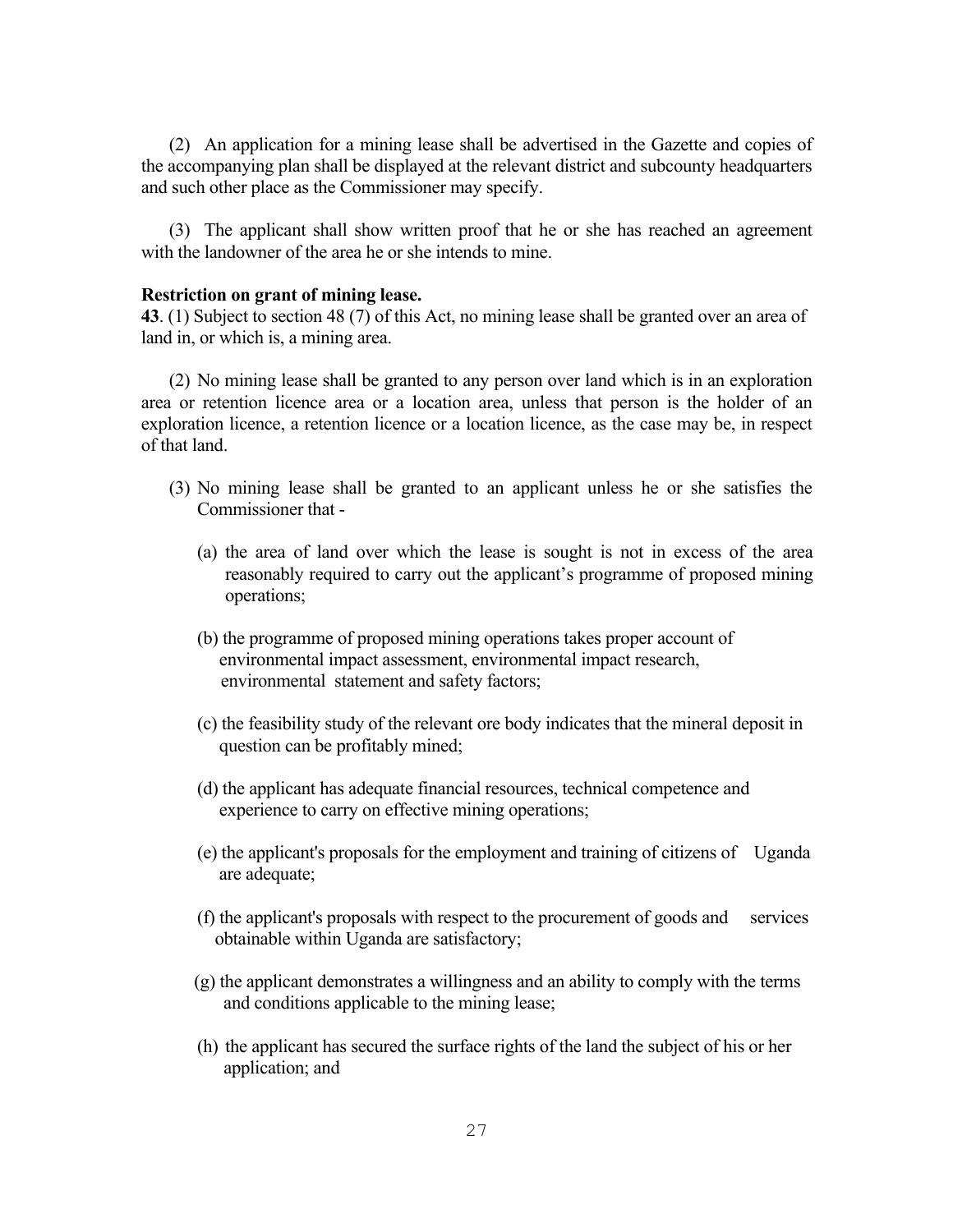(2) An application for a mining lease shall be advertised in the Gazette and copies of the accompanying plan shall be displayed at the relevant district and subcounty headquarters and such other place as the Commissioner may specify.

(3) The applicant shall show written proof that he or she has reached an agreement with the landowner of the area he or she intends to mine.

**Restriction on grant of mining lease.**

**43**. (1) Subject to section 48 (7) of this Act, no mining lease shall be granted over an area of land in, or which is, a mining area.

(2) No mining lease shall be granted to any person over land which is in an exploration area or retention licence area or a location area, unless that person is the holder of an exploration licence, a retention licence or a location licence, as the case may be, in respect of that land.

(3) No mining lease shall be granted to an applicant unless he or she satisfies the Commissioner that -

(a) the area of land over which the lease is sought is not in excess of the area reasonably required to carry out the applicant's programme of proposed mining operations;

(b) the programme of proposed mining operations takes proper account of environmental impact assessment, environmental impact research, environmental statement and safety factors;

(c) the feasibility study of the relevant ore body indicates that the mineral deposit in question can be profitably mined;

(d) the applicant has adequate financial resources, technical competence and experience to carry on effective mining operations;

(e) the applicant's proposals for the employment and training of citizens of Uganda are adequate;

(f) the applicant's proposals with respect to the procurement of goods and services obtainable within Uganda are satisfactory;

(g) the applicant demonstrates a willingness and an ability to comply with the terms and conditions applicable to the mining lease;

(h) the applicant has secured the surface rights of the land the subject of his or her application; and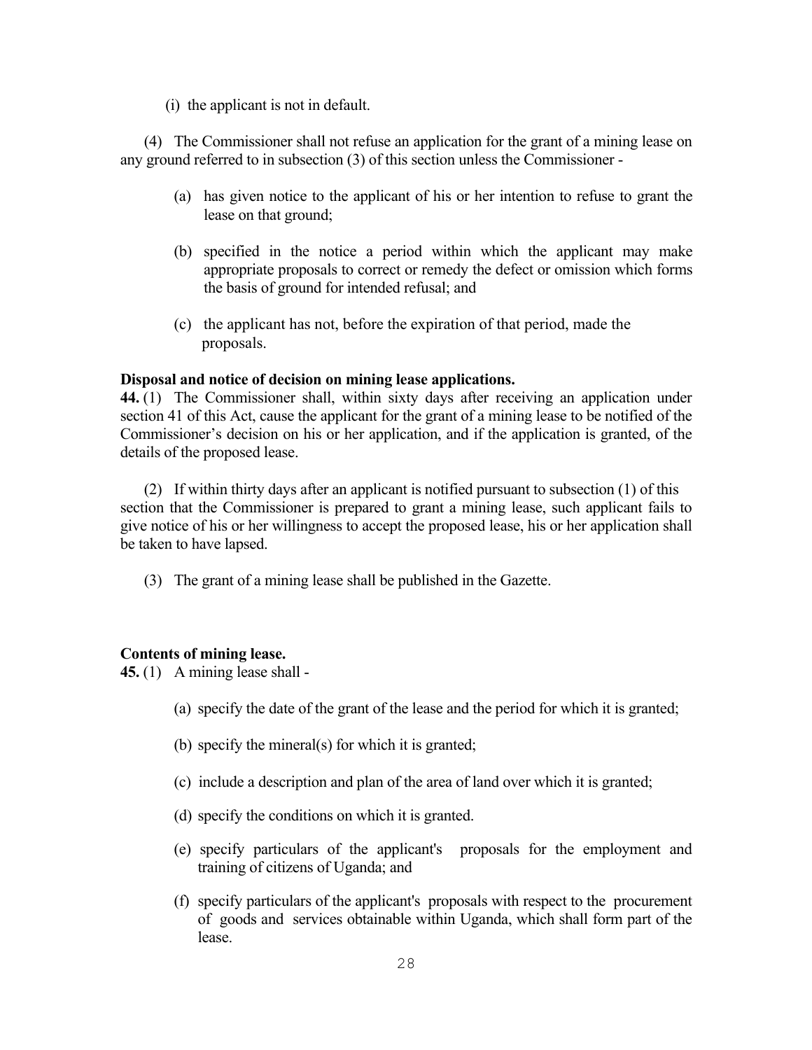(i) the applicant is not in default.

(4) The Commissioner shall not refuse an application for the grant of a mining lease on any ground referred to in subsection (3) of this section unless the Commissioner -

(a) has given notice to the applicant of his or her intention to refuse to grant the lease on that ground;

(b) specified in the notice a period within which the applicant may make appropriate proposals to correct or remedy the defect or omission which forms the basis of ground for intended refusal; and

(c) the applicant has not, before the expiration of that period, made the proposals.

**Disposal and notice of decision on mining lease applications.**

**44.** (1) The Commissioner shall, within sixty days after receiving an application under section 41 of this Act, cause the applicant for the grant of a mining lease to be notified of the Commissioner's decision on his or her application, and if the application is granted, of the details of the proposed lease.

(2) If within thirty days after an applicant is notified pursuant to subsection (1) of this section that the Commissioner is prepared to grant a mining lease, such applicant fails to give notice of his or her willingness to accept the proposed lease, his or her application shall be taken to have lapsed.

(3) The grant of a mining lease shall be published in the Gazette.

**Contents of mining lease.**

**45.** (1) A mining lease shall -

(a) specify the date of the grant of the lease and the period for which it is granted;

(b) specify the mineral(s) for which it is granted;

(c) include a description and plan of the area of land over which it is granted;

(d) specify the conditions on which it is granted.

(e) specify particulars of the applicant's proposals for the employment and training of citizens of Uganda; and

(f) specify particulars of the applicant's proposals with respect to the procurement of goods and services obtainable within Uganda, which shall form part of the lease.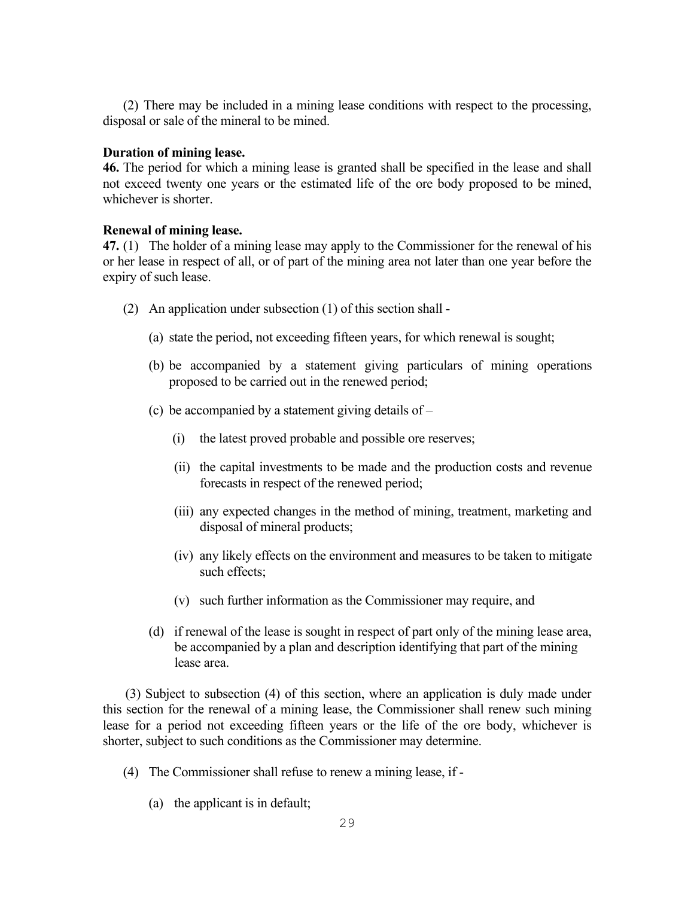(2) There may be included in a mining lease conditions with respect to the processing, disposal or sale of the mineral to be mined.

**Duration of mining lease.**

**46.** The period for which a mining lease is granted shall be specified in the lease and shall not exceed twenty one years or the estimated life of the ore body proposed to be mined, whichever is shorter.

**Renewal of mining lease.**

**47.** (1) The holder of a mining lease may apply to the Commissioner for the renewal of his or her lease in respect of all, or of part of the mining area not later than one year before the expiry of such lease.

(2) An application under subsection (1) of this section shall -

(a) state the period, not exceeding fifteen years, for which renewal is sought;

(b) be accompanied by a statement giving particulars of mining operations proposed to be carried out in the renewed period;

(c) be accompanied by a statement giving details of –

(i) the latest proved probable and possible ore reserves;

(ii) the capital investments to be made and the production costs and revenue forecasts in respect of the renewed period;

(iii) any expected changes in the method of mining, treatment, marketing and disposal of mineral products;

(iv) any likely effects on the environment and measures to be taken to mitigate such effects;

(v) such further information as the Commissioner may require, and

(d) if renewal of the lease is sought in respect of part only of the mining lease area, be accompanied by a plan and description identifying that part of the mining lease area.

(3) Subject to subsection (4) of this section, where an application is duly made under this section for the renewal of a mining lease, the Commissioner shall renew such mining lease for a period not exceeding fifteen years or the life of the ore body, whichever is shorter, subject to such conditions as the Commissioner may determine.

(4) The Commissioner shall refuse to renew a mining lease, if -

(a) the applicant is in default;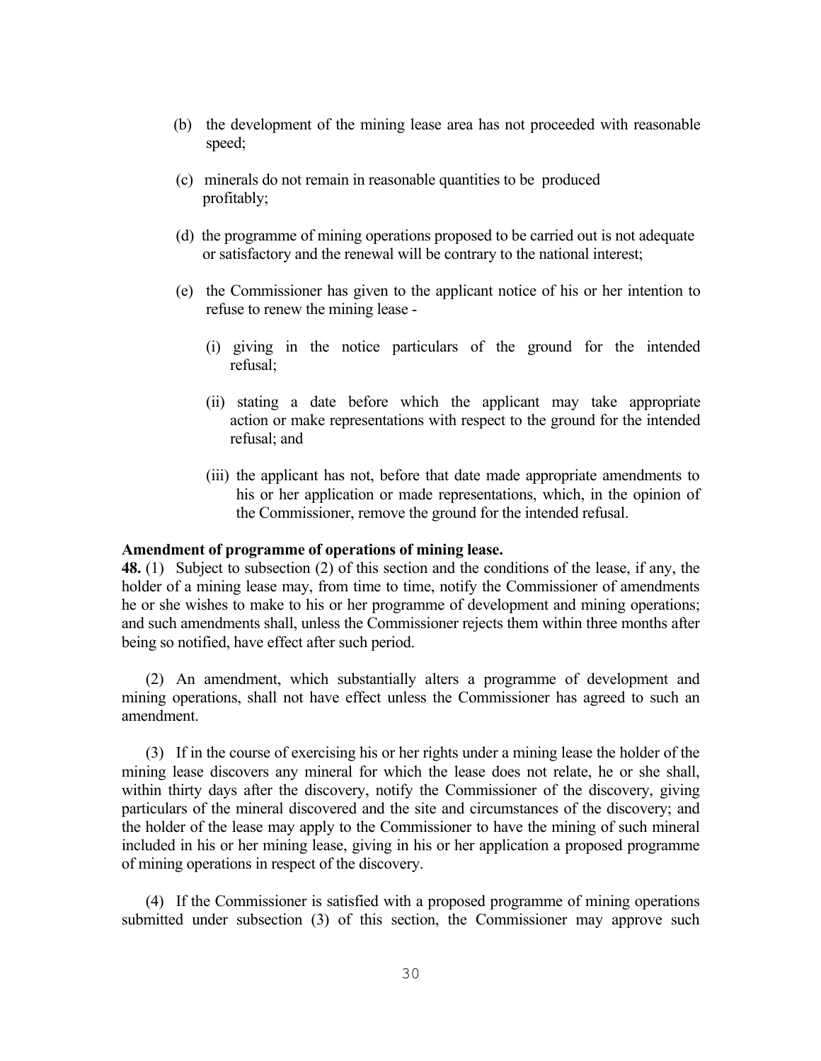(b) the development of the mining lease area has not proceeded with reasonable speed;

(c) minerals do not remain in reasonable quantities to be produced profitably;

(d) the programme of mining operations proposed to be carried out is not adequate or satisfactory and the renewal will be contrary to the national interest;

(e) the Commissioner has given to the applicant notice of his or her intention to refuse to renew the mining lease -

   (i) giving in the notice particulars of the ground for the intended refusal;

   (ii) stating a date before which the applicant may take appropriate action or make representations with respect to the ground for the intended refusal; and

   (iii) the applicant has not, before that date made appropriate amendments to his or her application or made representations, which, in the opinion of the Commissioner, remove the ground for the intended refusal.

**Amendment of programme of operations of mining lease.**

**48.** (1) Subject to subsection (2) of this section and the conditions of the lease, if any, the holder of a mining lease may, from time to time, notify the Commissioner of amendments he or she wishes to make to his or her programme of development and mining operations; and such amendments shall, unless the Commissioner rejects them within three months after being so notified, have effect after such period.

(2) An amendment, which substantially alters a programme of development and mining operations, shall not have effect unless the Commissioner has agreed to such an amendment.

(3) If in the course of exercising his or her rights under a mining lease the holder of the mining lease discovers any mineral for which the lease does not relate, he or she shall, within thirty days after the discovery, notify the Commissioner of the discovery, giving particulars of the mineral discovered and the site and circumstances of the discovery; and the holder of the lease may apply to the Commissioner to have the mining of such mineral included in his or her mining lease, giving in his or her application a proposed programme of mining operations in respect of the discovery.

(4) If the Commissioner is satisfied with a proposed programme of mining operations submitted under subsection (3) of this section, the Commissioner may approve such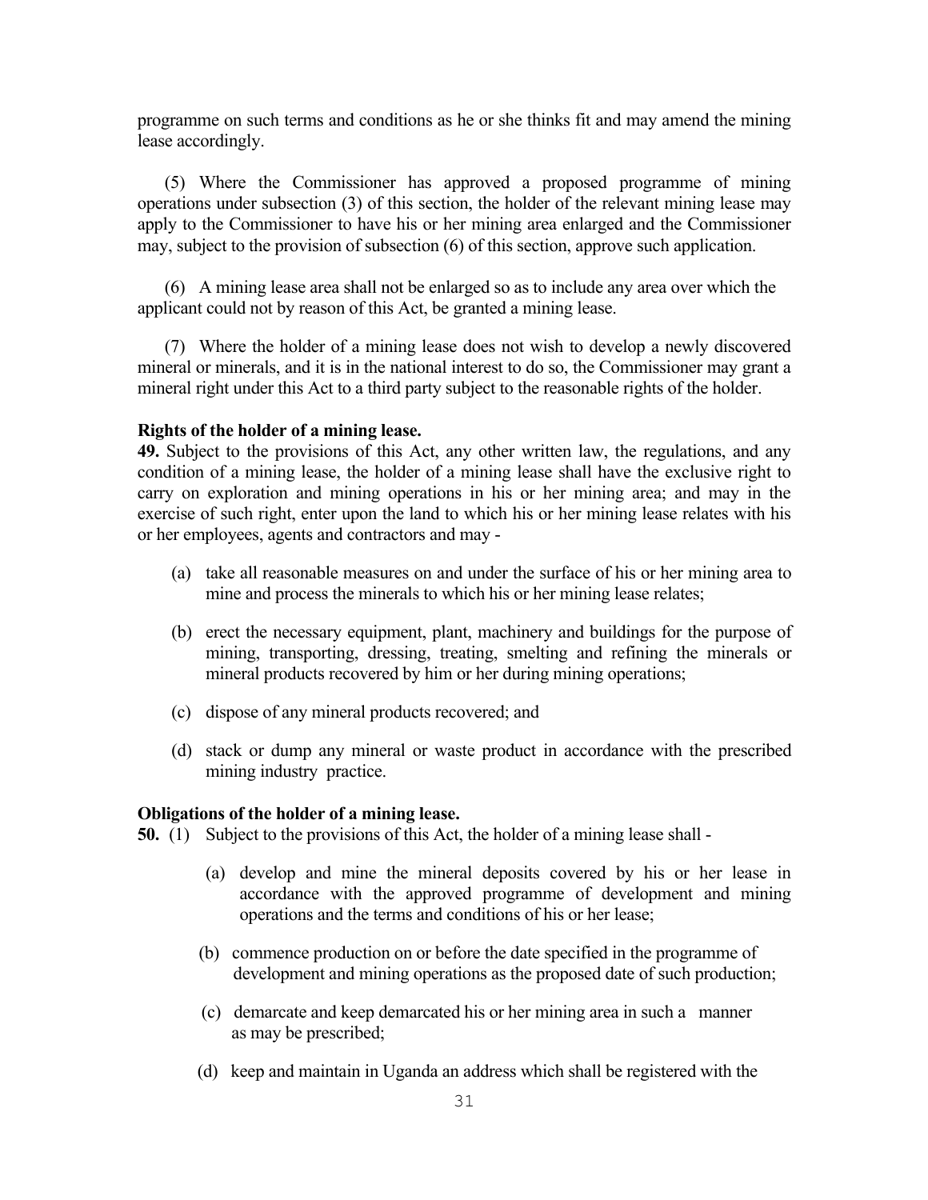programme on such terms and conditions as he or she thinks fit and may amend the mining lease accordingly.

(5) Where the Commissioner has approved a proposed programme of mining operations under subsection (3) of this section, the holder of the relevant mining lease may apply to the Commissioner to have his or her mining area enlarged and the Commissioner may, subject to the provision of subsection (6) of this section, approve such application.

(6) A mining lease area shall not be enlarged so as to include any area over which the applicant could not by reason of this Act, be granted a mining lease.

(7) Where the holder of a mining lease does not wish to develop a newly discovered mineral or minerals, and it is in the national interest to do so, the Commissioner may grant a mineral right under this Act to a third party subject to the reasonable rights of the holder.

**Rights of the holder of a mining lease.**

**49.** Subject to the provisions of this Act, any other written law, the regulations, and any condition of a mining lease, the holder of a mining lease shall have the exclusive right to carry on exploration and mining operations in his or her mining area; and may in the exercise of such right, enter upon the land to which his or her mining lease relates with his or her employees, agents and contractors and may -

(a) take all reasonable measures on and under the surface of his or her mining area to mine and process the minerals to which his or her mining lease relates;

(b) erect the necessary equipment, plant, machinery and buildings for the purpose of mining, transporting, dressing, treating, smelting and refining the minerals or mineral products recovered by him or her during mining operations;

(c) dispose of any mineral products recovered; and

(d) stack or dump any mineral or waste product in accordance with the prescribed mining industry practice.

**Obligations of the holder of a mining lease.**

**50.** (1) Subject to the provisions of this Act, the holder of a mining lease shall -

(a) develop and mine the mineral deposits covered by his or her lease in accordance with the approved programme of development and mining operations and the terms and conditions of his or her lease;

(b) commence production on or before the date specified in the programme of development and mining operations as the proposed date of such production;

(c) demarcate and keep demarcated his or her mining area in such a manner as may be prescribed;

(d) keep and maintain in Uganda an address which shall be registered with the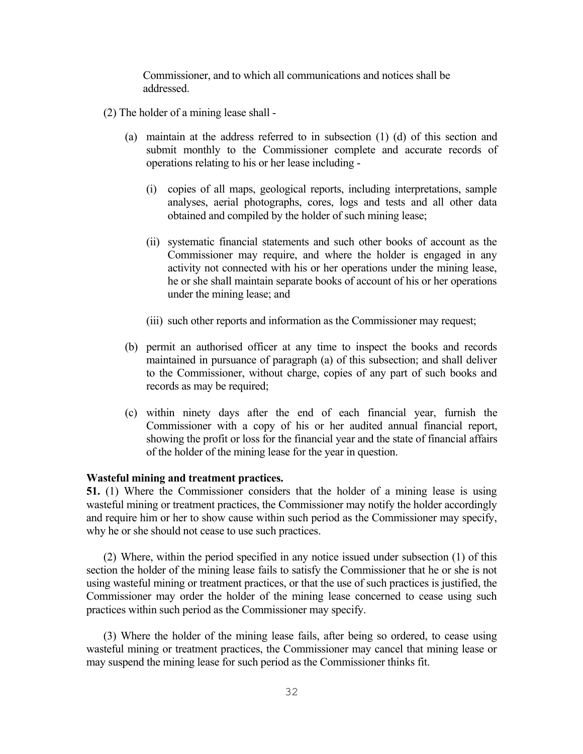Commissioner, and to which all communications and notices shall be addressed.

(2) The holder of a mining lease shall -

(a) maintain at the address referred to in subsection (1) (d) of this section and submit monthly to the Commissioner complete and accurate records of operations relating to his or her lease including -

(i) copies of all maps, geological reports, including interpretations, sample analyses, aerial photographs, cores, logs and tests and all other data obtained and compiled by the holder of such mining lease;

(ii) systematic financial statements and such other books of account as the Commissioner may require, and where the holder is engaged in any activity not connected with his or her operations under the mining lease, he or she shall maintain separate books of account of his or her operations under the mining lease; and

(iii) such other reports and information as the Commissioner may request;

(b) permit an authorised officer at any time to inspect the books and records maintained in pursuance of paragraph (a) of this subsection; and shall deliver to the Commissioner, without charge, copies of any part of such books and records as may be required;

(c) within ninety days after the end of each financial year, furnish the Commissioner with a copy of his or her audited annual financial report, showing the profit or loss for the financial year and the state of financial affairs of the holder of the mining lease for the year in question.

**Wasteful mining and treatment practices.**

**51.** (1) Where the Commissioner considers that the holder of a mining lease is using wasteful mining or treatment practices, the Commissioner may notify the holder accordingly and require him or her to show cause within such period as the Commissioner may specify, why he or she should not cease to use such practices.

(2) Where, within the period specified in any notice issued under subsection (1) of this section the holder of the mining lease fails to satisfy the Commissioner that he or she is not using wasteful mining or treatment practices, or that the use of such practices is justified, the Commissioner may order the holder of the mining lease concerned to cease using such practices within such period as the Commissioner may specify.

(3) Where the holder of the mining lease fails, after being so ordered, to cease using wasteful mining or treatment practices, the Commissioner may cancel that mining lease or may suspend the mining lease for such period as the Commissioner thinks fit.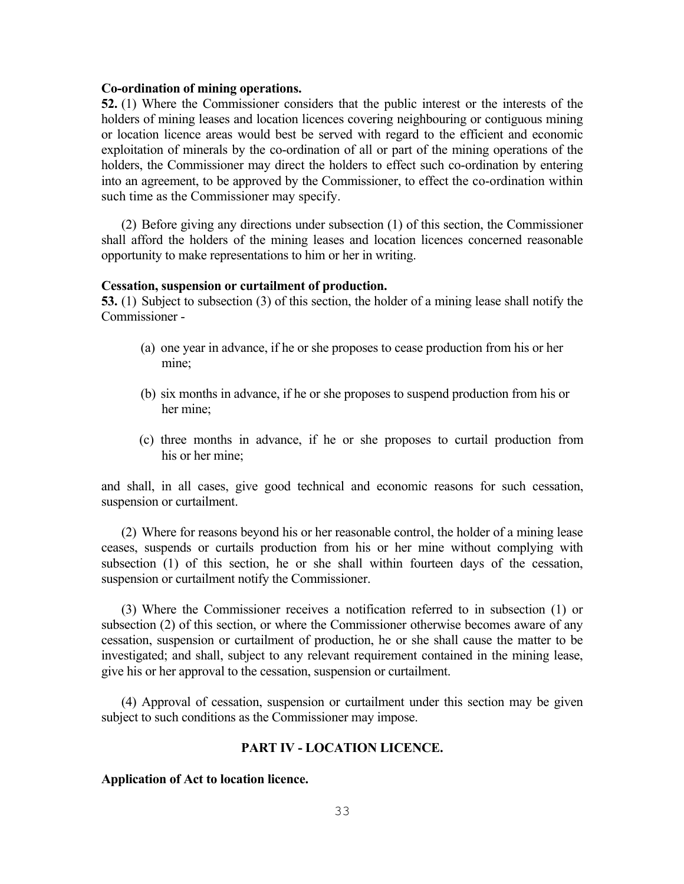**Co-ordination of mining operations.**

**52.** (1) Where the Commissioner considers that the public interest or the interests of the holders of mining leases and location licences covering neighbouring or contiguous mining or location licence areas would best be served with regard to the efficient and economic exploitation of minerals by the co-ordination of all or part of the mining operations of the holders, the Commissioner may direct the holders to effect such co-ordination by entering into an agreement, to be approved by the Commissioner, to effect the co-ordination within such time as the Commissioner may specify.

(2) Before giving any directions under subsection (1) of this section, the Commissioner shall afford the holders of the mining leases and location licences concerned reasonable opportunity to make representations to him or her in writing.

**Cessation, suspension or curtailment of production.**

**53.** (1) Subject to subsection (3) of this section, the holder of a mining lease shall notify the Commissioner -

(a) one year in advance, if he or she proposes to cease production from his or her mine;

(b) six months in advance, if he or she proposes to suspend production from his or her mine;

(c) three months in advance, if he or she proposes to curtail production from his or her mine;

and shall, in all cases, give good technical and economic reasons for such cessation, suspension or curtailment.

(2) Where for reasons beyond his or her reasonable control, the holder of a mining lease ceases, suspends or curtails production from his or her mine without complying with subsection (1) of this section, he or she shall within fourteen days of the cessation, suspension or curtailment notify the Commissioner.

(3) Where the Commissioner receives a notification referred to in subsection (1) or subsection (2) of this section, or where the Commissioner otherwise becomes aware of any cessation, suspension or curtailment of production, he or she shall cause the matter to be investigated; and shall, subject to any relevant requirement contained in the mining lease, give his or her approval to the cessation, suspension or curtailment.

(4) Approval of cessation, suspension or curtailment under this section may be given subject to such conditions as the Commissioner may impose.

## PART IV - LOCATION LICENCE.

**Application of Act to location licence.**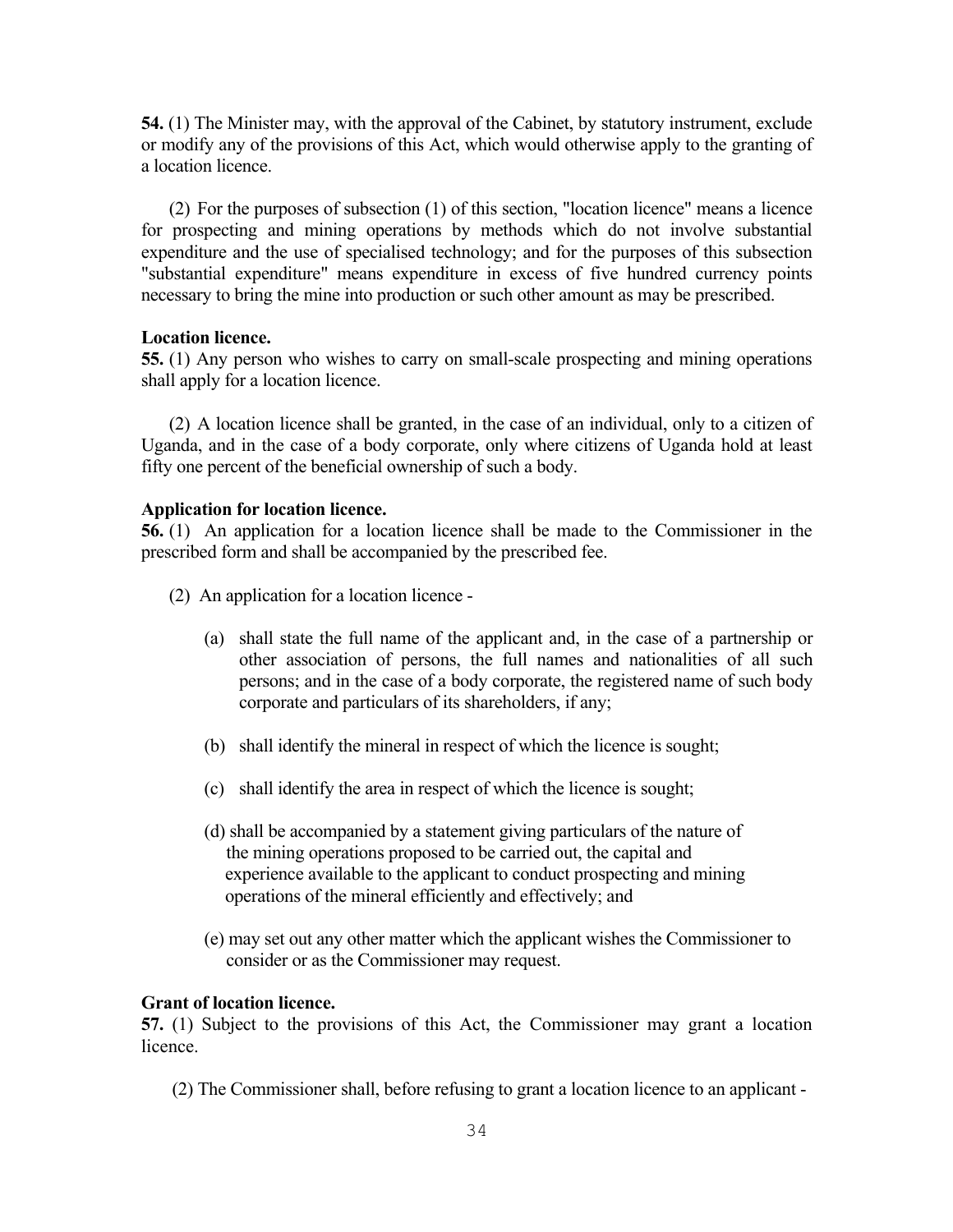**54.** (1) The Minister may, with the approval of the Cabinet, by statutory instrument, exclude or modify any of the provisions of this Act, which would otherwise apply to the granting of a location licence.

(2) For the purposes of subsection (1) of this section, "location licence" means a licence for prospecting and mining operations by methods which do not involve substantial expenditure and the use of specialised technology; and for the purposes of this subsection "substantial expenditure" means expenditure in excess of five hundred currency points necessary to bring the mine into production or such other amount as may be prescribed.

**Location licence.**

**55.** (1) Any person who wishes to carry on small-scale prospecting and mining operations shall apply for a location licence.

(2) A location licence shall be granted, in the case of an individual, only to a citizen of Uganda, and in the case of a body corporate, only where citizens of Uganda hold at least fifty one percent of the beneficial ownership of such a body.

**Application for location licence.**

**56.** (1) An application for a location licence shall be made to the Commissioner in the prescribed form and shall be accompanied by the prescribed fee.

(2) An application for a location licence -

(a) shall state the full name of the applicant and, in the case of a partnership or other association of persons, the full names and nationalities of all such persons; and in the case of a body corporate, the registered name of such body corporate and particulars of its shareholders, if any;

(b) shall identify the mineral in respect of which the licence is sought;

(c) shall identify the area in respect of which the licence is sought;

(d) shall be accompanied by a statement giving particulars of the nature of the mining operations proposed to be carried out, the capital and experience available to the applicant to conduct prospecting and mining operations of the mineral efficiently and effectively; and

(e) may set out any other matter which the applicant wishes the Commissioner to consider or as the Commissioner may request.

**Grant of location licence.**

**57.** (1) Subject to the provisions of this Act, the Commissioner may grant a location licence.

(2) The Commissioner shall, before refusing to grant a location licence to an applicant -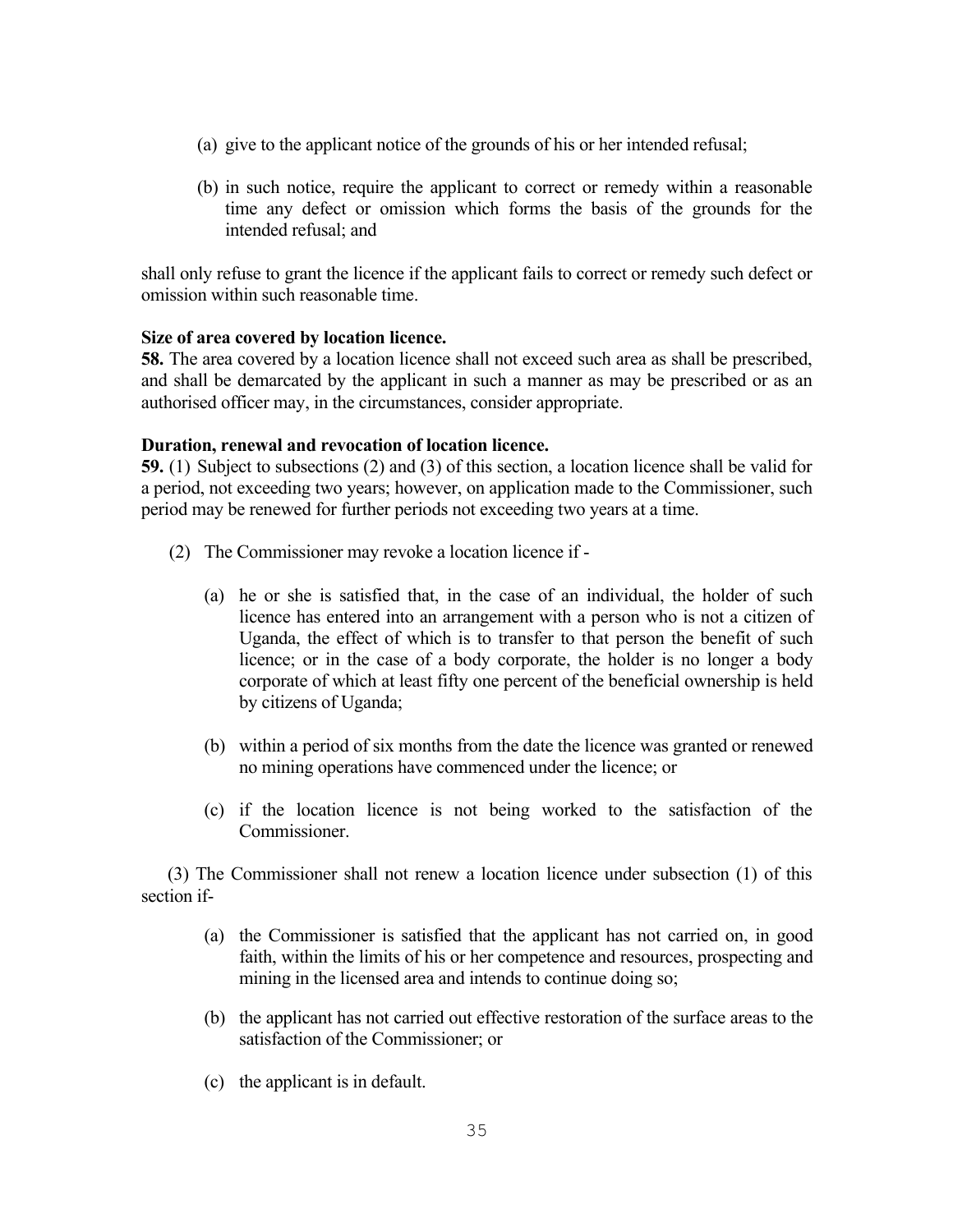(a) give to the applicant notice of the grounds of his or her intended refusal;

(b) in such notice, require the applicant to correct or remedy within a reasonable time any defect or omission which forms the basis of the grounds for the intended refusal; and

shall only refuse to grant the licence if the applicant fails to correct or remedy such defect or omission within such reasonable time.

**Size of area covered by location licence.**

**58.** The area covered by a location licence shall not exceed such area as shall be prescribed, and shall be demarcated by the applicant in such a manner as may be prescribed or as an authorised officer may, in the circumstances, consider appropriate.

**Duration, renewal and revocation of location licence.**

**59.** (1) Subject to subsections (2) and (3) of this section, a location licence shall be valid for a period, not exceeding two years; however, on application made to the Commissioner, such period may be renewed for further periods not exceeding two years at a time.

(2) The Commissioner may revoke a location licence if -

(a) he or she is satisfied that, in the case of an individual, the holder of such licence has entered into an arrangement with a person who is not a citizen of Uganda, the effect of which is to transfer to that person the benefit of such licence; or in the case of a body corporate, the holder is no longer a body corporate of which at least fifty one percent of the beneficial ownership is held by citizens of Uganda;

(b) within a period of six months from the date the licence was granted or renewed no mining operations have commenced under the licence; or

(c) if the location licence is not being worked to the satisfaction of the Commissioner.

(3) The Commissioner shall not renew a location licence under subsection (1) of this section if-

(a) the Commissioner is satisfied that the applicant has not carried on, in good faith, within the limits of his or her competence and resources, prospecting and mining in the licensed area and intends to continue doing so;

(b) the applicant has not carried out effective restoration of the surface areas to the satisfaction of the Commissioner; or

(c) the applicant is in default.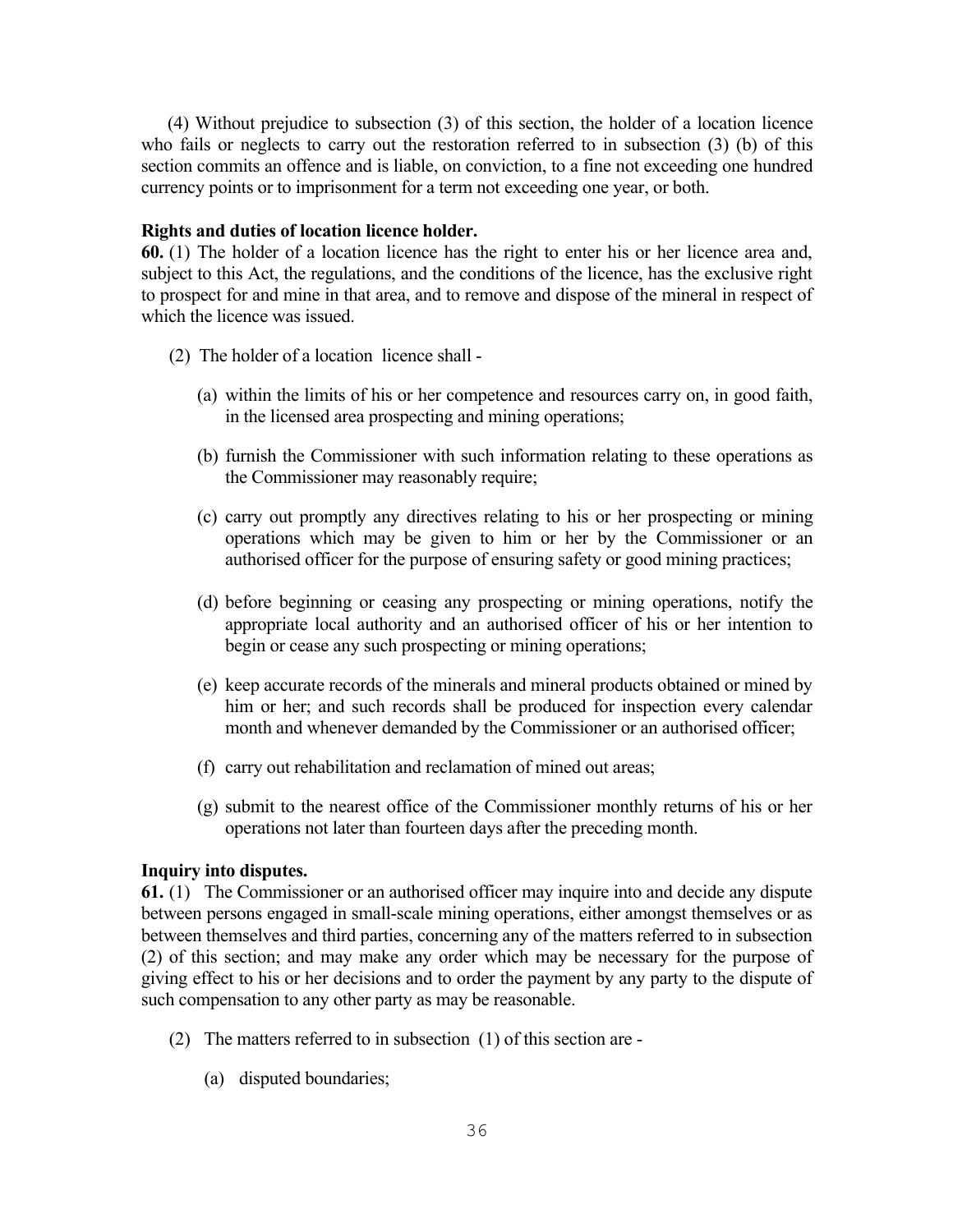(4) Without prejudice to subsection (3) of this section, the holder of a location licence who fails or neglects to carry out the restoration referred to in subsection (3) (b) of this section commits an offence and is liable, on conviction, to a fine not exceeding one hundred currency points or to imprisonment for a term not exceeding one year, or both.

**Rights and duties of location licence holder.**

**60.** (1) The holder of a location licence has the right to enter his or her licence area and, subject to this Act, the regulations, and the conditions of the licence, has the exclusive right to prospect for and mine in that area, and to remove and dispose of the mineral in respect of which the licence was issued.

(2) The holder of a location licence shall -

(a) within the limits of his or her competence and resources carry on, in good faith, in the licensed area prospecting and mining operations;

(b) furnish the Commissioner with such information relating to these operations as the Commissioner may reasonably require;

(c) carry out promptly any directives relating to his or her prospecting or mining operations which may be given to him or her by the Commissioner or an authorised officer for the purpose of ensuring safety or good mining practices;

(d) before beginning or ceasing any prospecting or mining operations, notify the appropriate local authority and an authorised officer of his or her intention to begin or cease any such prospecting or mining operations;

(e) keep accurate records of the minerals and mineral products obtained or mined by him or her; and such records shall be produced for inspection every calendar month and whenever demanded by the Commissioner or an authorised officer;

(f) carry out rehabilitation and reclamation of mined out areas;

(g) submit to the nearest office of the Commissioner monthly returns of his or her operations not later than fourteen days after the preceding month.

**Inquiry into disputes.**

**61.** (1) The Commissioner or an authorised officer may inquire into and decide any dispute between persons engaged in small-scale mining operations, either amongst themselves or as between themselves and third parties, concerning any of the matters referred to in subsection (2) of this section; and may make any order which may be necessary for the purpose of giving effect to his or her decisions and to order the payment by any party to the dispute of such compensation to any other party as may be reasonable.

(2) The matters referred to in subsection (1) of this section are -

(a) disputed boundaries;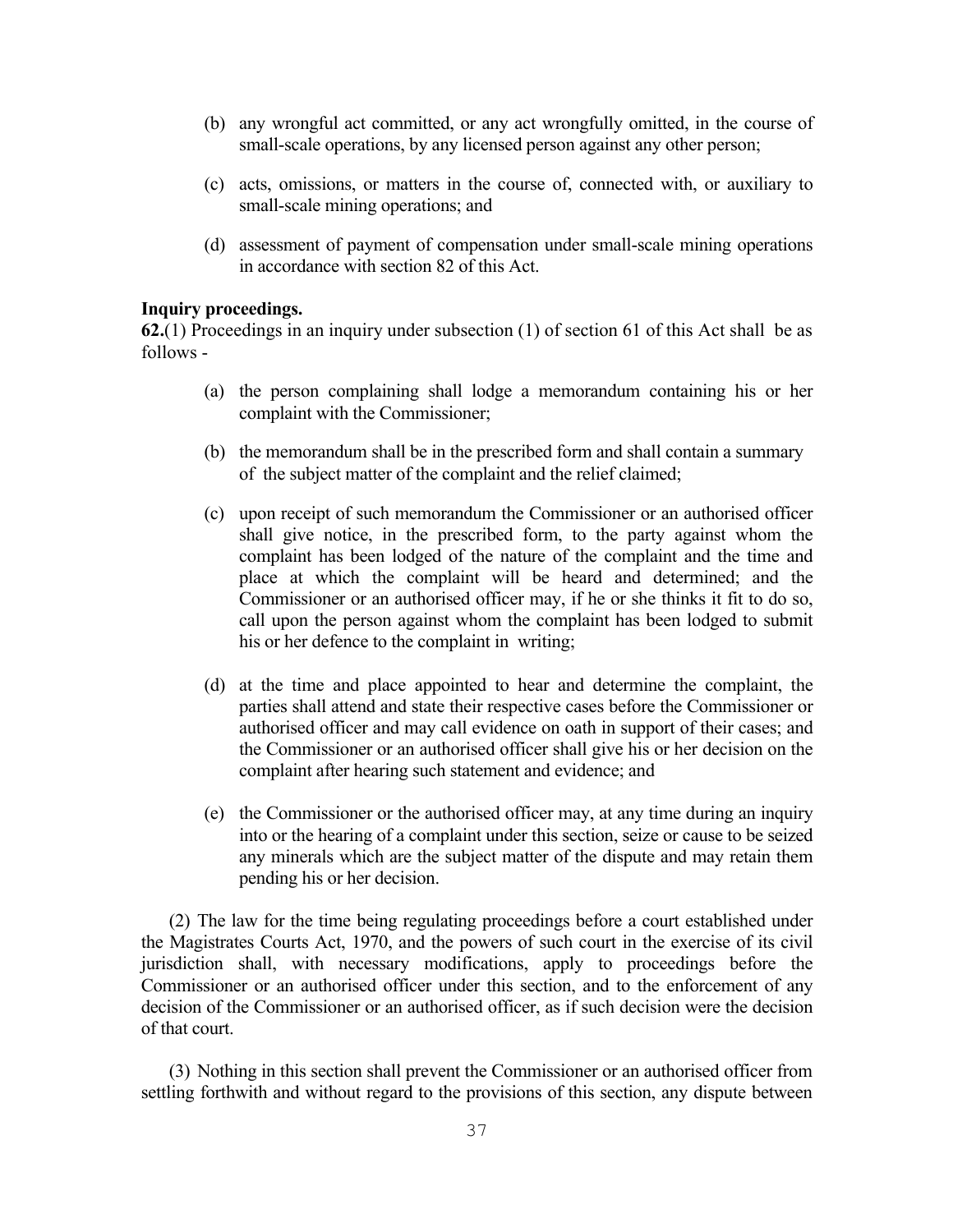(b) any wrongful act committed, or any act wrongfully omitted, in the course of small-scale operations, by any licensed person against any other person;

(c) acts, omissions, or matters in the course of, connected with, or auxiliary to small-scale mining operations; and

(d) assessment of payment of compensation under small-scale mining operations in accordance with section 82 of this Act.

**Inquiry proceedings.**

**62.**(1) Proceedings in an inquiry under subsection (1) of section 61 of this Act shall be as follows -

(a) the person complaining shall lodge a memorandum containing his or her complaint with the Commissioner;

(b) the memorandum shall be in the prescribed form and shall contain a summary of the subject matter of the complaint and the relief claimed;

(c) upon receipt of such memorandum the Commissioner or an authorised officer shall give notice, in the prescribed form, to the party against whom the complaint has been lodged of the nature of the complaint and the time and place at which the complaint will be heard and determined; and the Commissioner or an authorised officer may, if he or she thinks it fit to do so, call upon the person against whom the complaint has been lodged to submit his or her defence to the complaint in writing;

(d) at the time and place appointed to hear and determine the complaint, the parties shall attend and state their respective cases before the Commissioner or authorised officer and may call evidence on oath in support of their cases; and the Commissioner or an authorised officer shall give his or her decision on the complaint after hearing such statement and evidence; and

(e) the Commissioner or the authorised officer may, at any time during an inquiry into or the hearing of a complaint under this section, seize or cause to be seized any minerals which are the subject matter of the dispute and may retain them pending his or her decision.

(2) The law for the time being regulating proceedings before a court established under the Magistrates Courts Act, 1970, and the powers of such court in the exercise of its civil jurisdiction shall, with necessary modifications, apply to proceedings before the Commissioner or an authorised officer under this section, and to the enforcement of any decision of the Commissioner or an authorised officer, as if such decision were the decision of that court.

(3) Nothing in this section shall prevent the Commissioner or an authorised officer from settling forthwith and without regard to the provisions of this section, any dispute between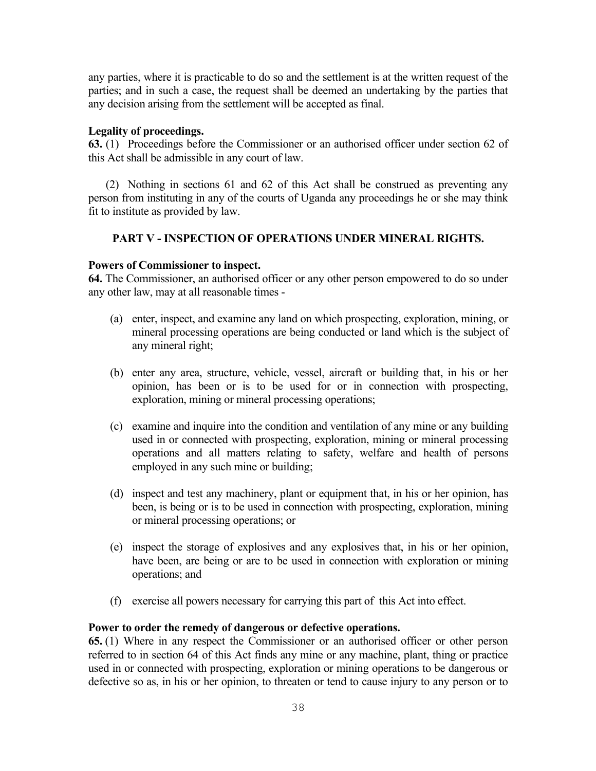any parties, where it is practicable to do so and the settlement is at the written request of the parties; and in such a case, the request shall be deemed an undertaking by the parties that any decision arising from the settlement will be accepted as final.

**Legality of proceedings.**

**63.** (1) Proceedings before the Commissioner or an authorised officer under section 62 of this Act shall be admissible in any court of law.

(2) Nothing in sections 61 and 62 of this Act shall be construed as preventing any person from instituting in any of the courts of Uganda any proceedings he or she may think fit to institute as provided by law.

## PART V - INSPECTION OF OPERATIONS UNDER MINERAL RIGHTS.

**Powers of Commissioner to inspect.**

**64.** The Commissioner, an authorised officer or any other person empowered to do so under any other law, may at all reasonable times -

(a) enter, inspect, and examine any land on which prospecting, exploration, mining, or mineral processing operations are being conducted or land which is the subject of any mineral right;

(b) enter any area, structure, vehicle, vessel, aircraft or building that, in his or her opinion, has been or is to be used for or in connection with prospecting, exploration, mining or mineral processing operations;

(c) examine and inquire into the condition and ventilation of any mine or any building used in or connected with prospecting, exploration, mining or mineral processing operations and all matters relating to safety, welfare and health of persons employed in any such mine or building;

(d) inspect and test any machinery, plant or equipment that, in his or her opinion, has been, is being or is to be used in connection with prospecting, exploration, mining or mineral processing operations; or

(e) inspect the storage of explosives and any explosives that, in his or her opinion, have been, are being or are to be used in connection with exploration or mining operations; and

(f) exercise all powers necessary for carrying this part of this Act into effect.

**Power to order the remedy of dangerous or defective operations.**

**65.** (1) Where in any respect the Commissioner or an authorised officer or other person referred to in section 64 of this Act finds any mine or any machine, plant, thing or practice used in or connected with prospecting, exploration or mining operations to be dangerous or defective so as, in his or her opinion, to threaten or tend to cause injury to any person or to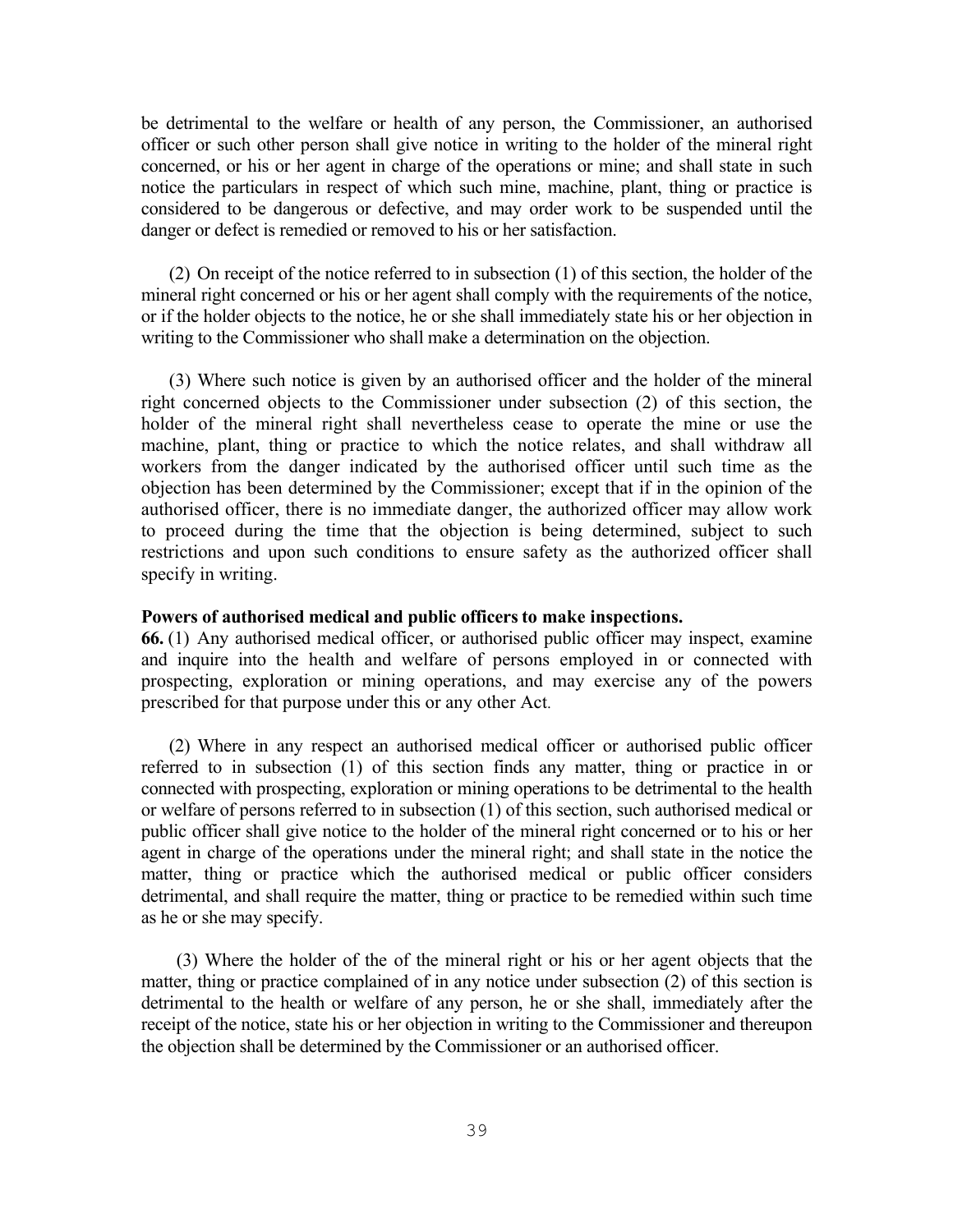be detrimental to the welfare or health of any person, the Commissioner, an authorised officer or such other person shall give notice in writing to the holder of the mineral right concerned, or his or her agent in charge of the operations or mine; and shall state in such notice the particulars in respect of which such mine, machine, plant, thing or practice is considered to be dangerous or defective, and may order work to be suspended until the danger or defect is remedied or removed to his or her satisfaction.

(2) On receipt of the notice referred to in subsection (1) of this section, the holder of the mineral right concerned or his or her agent shall comply with the requirements of the notice, or if the holder objects to the notice, he or she shall immediately state his or her objection in writing to the Commissioner who shall make a determination on the objection.

(3) Where such notice is given by an authorised officer and the holder of the mineral right concerned objects to the Commissioner under subsection (2) of this section, the holder of the mineral right shall nevertheless cease to operate the mine or use the machine, plant, thing or practice to which the notice relates, and shall withdraw all workers from the danger indicated by the authorised officer until such time as the objection has been determined by the Commissioner; except that if in the opinion of the authorised officer, there is no immediate danger, the authorized officer may allow work to proceed during the time that the objection is being determined, subject to such restrictions and upon such conditions to ensure safety as the authorized officer shall specify in writing.

**Powers of authorised medical and public officers to make inspections.**

**66.** (1) Any authorised medical officer, or authorised public officer may inspect, examine and inquire into the health and welfare of persons employed in or connected with prospecting, exploration or mining operations, and may exercise any of the powers prescribed for that purpose under this or any other Act.

(2) Where in any respect an authorised medical officer or authorised public officer referred to in subsection (1) of this section finds any matter, thing or practice in or connected with prospecting, exploration or mining operations to be detrimental to the health or welfare of persons referred to in subsection (1) of this section, such authorised medical or public officer shall give notice to the holder of the mineral right concerned or to his or her agent in charge of the operations under the mineral right; and shall state in the notice the matter, thing or practice which the authorised medical or public officer considers detrimental, and shall require the matter, thing or practice to be remedied within such time as he or she may specify.

(3) Where the holder of the of the mineral right or his or her agent objects that the matter, thing or practice complained of in any notice under subsection (2) of this section is detrimental to the health or welfare of any person, he or she shall, immediately after the receipt of the notice, state his or her objection in writing to the Commissioner and thereupon the objection shall be determined by the Commissioner or an authorised officer.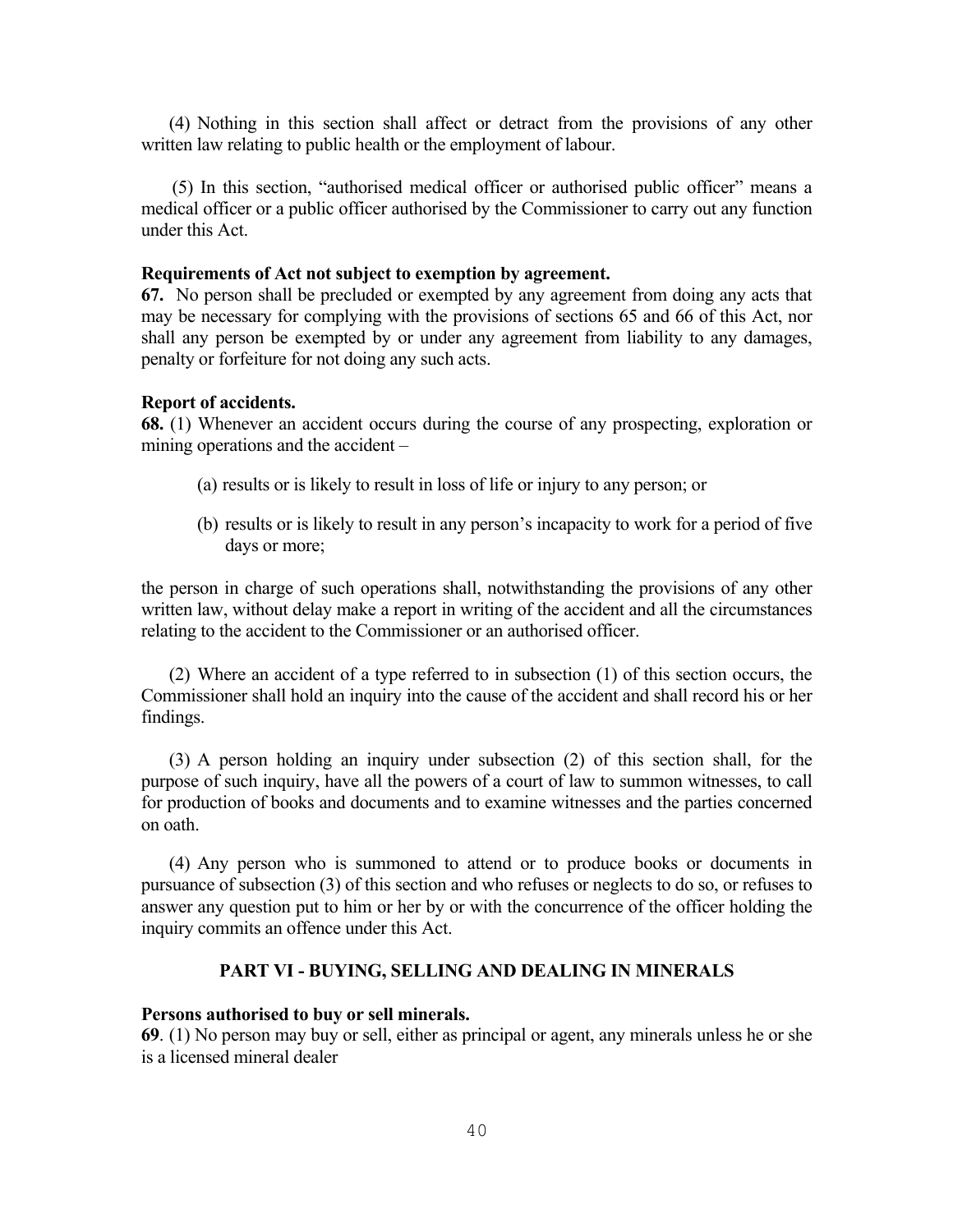(4) Nothing in this section shall affect or detract from the provisions of any other written law relating to public health or the employment of labour.

(5) In this section, "authorised medical officer or authorised public officer" means a medical officer or a public officer authorised by the Commissioner to carry out any function under this Act.

**Requirements of Act not subject to exemption by agreement.**

**67.** No person shall be precluded or exempted by any agreement from doing any acts that may be necessary for complying with the provisions of sections 65 and 66 of this Act, nor shall any person be exempted by or under any agreement from liability to any damages, penalty or forfeiture for not doing any such acts.

**Report of accidents.**

**68.** (1) Whenever an accident occurs during the course of any prospecting, exploration or mining operations and the accident –

(a) results or is likely to result in loss of life or injury to any person; or

(b) results or is likely to result in any person's incapacity to work for a period of five days or more;

the person in charge of such operations shall, notwithstanding the provisions of any other written law, without delay make a report in writing of the accident and all the circumstances relating to the accident to the Commissioner or an authorised officer.

(2) Where an accident of a type referred to in subsection (1) of this section occurs, the Commissioner shall hold an inquiry into the cause of the accident and shall record his or her findings.

(3) A person holding an inquiry under subsection (2) of this section shall, for the purpose of such inquiry, have all the powers of a court of law to summon witnesses, to call for production of books and documents and to examine witnesses and the parties concerned on oath.

(4) Any person who is summoned to attend or to produce books or documents in pursuance of subsection (3) of this section and who refuses or neglects to do so, or refuses to answer any question put to him or her by or with the concurrence of the officer holding the inquiry commits an offence under this Act.

## PART VI - BUYING, SELLING AND DEALING IN MINERALS

**Persons authorised to buy or sell minerals.**

**69**. (1) No person may buy or sell, either as principal or agent, any minerals unless he or she is a licensed mineral dealer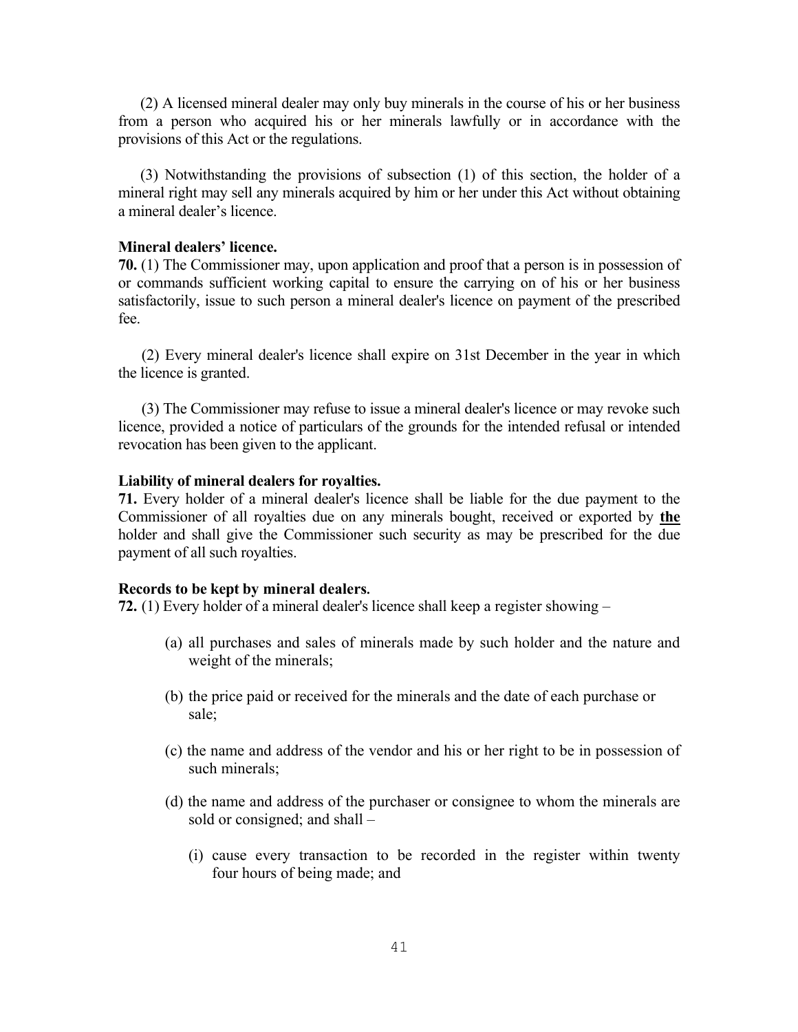(2) A licensed mineral dealer may only buy minerals in the course of his or her business from a person who acquired his or her minerals lawfully or in accordance with the provisions of this Act or the regulations.

(3) Notwithstanding the provisions of subsection (1) of this section, the holder of a mineral right may sell any minerals acquired by him or her under this Act without obtaining a mineral dealer's licence.

**Mineral dealers' licence.**

**70.** (1) The Commissioner may, upon application and proof that a person is in possession of or commands sufficient working capital to ensure the carrying on of his or her business satisfactorily, issue to such person a mineral dealer's licence on payment of the prescribed fee.

(2) Every mineral dealer's licence shall expire on 31st December in the year in which the licence is granted.

(3) The Commissioner may refuse to issue a mineral dealer's licence or may revoke such licence, provided a notice of particulars of the grounds for the intended refusal or intended revocation has been given to the applicant.

**Liability of mineral dealers for royalties.**

**71.** Every holder of a mineral dealer's licence shall be liable for the due payment to the Commissioner of all royalties due on any minerals bought, received or exported by **<u>the</u>** holder and shall give the Commissioner such security as may be prescribed for the due payment of all such royalties.

**Records to be kept by mineral dealers.**

**72.** (1) Every holder of a mineral dealer's licence shall keep a register showing –

(a) all purchases and sales of minerals made by such holder and the nature and weight of the minerals;

(b) the price paid or received for the minerals and the date of each purchase or sale;

(c) the name and address of the vendor and his or her right to be in possession of such minerals;

(d) the name and address of the purchaser or consignee to whom the minerals are sold or consigned; and shall –

(i) cause every transaction to be recorded in the register within twenty four hours of being made; and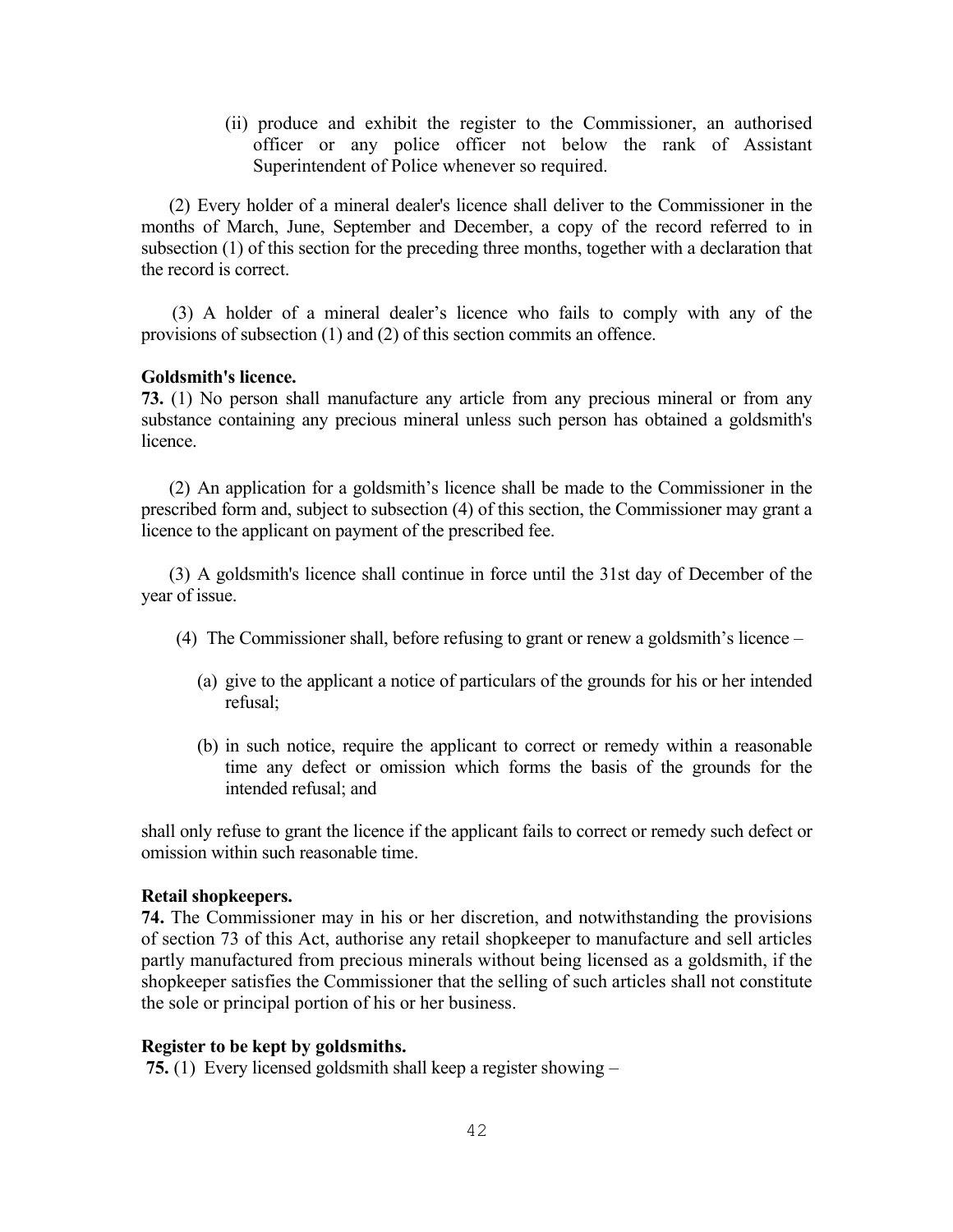(ii) produce and exhibit the register to the Commissioner, an authorised officer or any police officer not below the rank of Assistant Superintendent of Police whenever so required.

(2) Every holder of a mineral dealer's licence shall deliver to the Commissioner in the months of March, June, September and December, a copy of the record referred to in subsection (1) of this section for the preceding three months, together with a declaration that the record is correct.

(3) A holder of a mineral dealer's licence who fails to comply with any of the provisions of subsection (1) and (2) of this section commits an offence.

**Goldsmith's licence.**
**73.** (1) No person shall manufacture any article from any precious mineral or from any substance containing any precious mineral unless such person has obtained a goldsmith's licence.

(2) An application for a goldsmith's licence shall be made to the Commissioner in the prescribed form and, subject to subsection (4) of this section, the Commissioner may grant a licence to the applicant on payment of the prescribed fee.

(3) A goldsmith's licence shall continue in force until the 31st day of December of the year of issue.

(4) The Commissioner shall, before refusing to grant or renew a goldsmith's licence –

(a) give to the applicant a notice of particulars of the grounds for his or her intended refusal;

(b) in such notice, require the applicant to correct or remedy within a reasonable time any defect or omission which forms the basis of the grounds for the intended refusal; and

shall only refuse to grant the licence if the applicant fails to correct or remedy such defect or omission within such reasonable time.

**Retail shopkeepers.**
**74.** The Commissioner may in his or her discretion, and notwithstanding the provisions of section 73 of this Act, authorise any retail shopkeeper to manufacture and sell articles partly manufactured from precious minerals without being licensed as a goldsmith, if the shopkeeper satisfies the Commissioner that the selling of such articles shall not constitute the sole or principal portion of his or her business.

**Register to be kept by goldsmiths.**
**75.** (1) Every licensed goldsmith shall keep a register showing –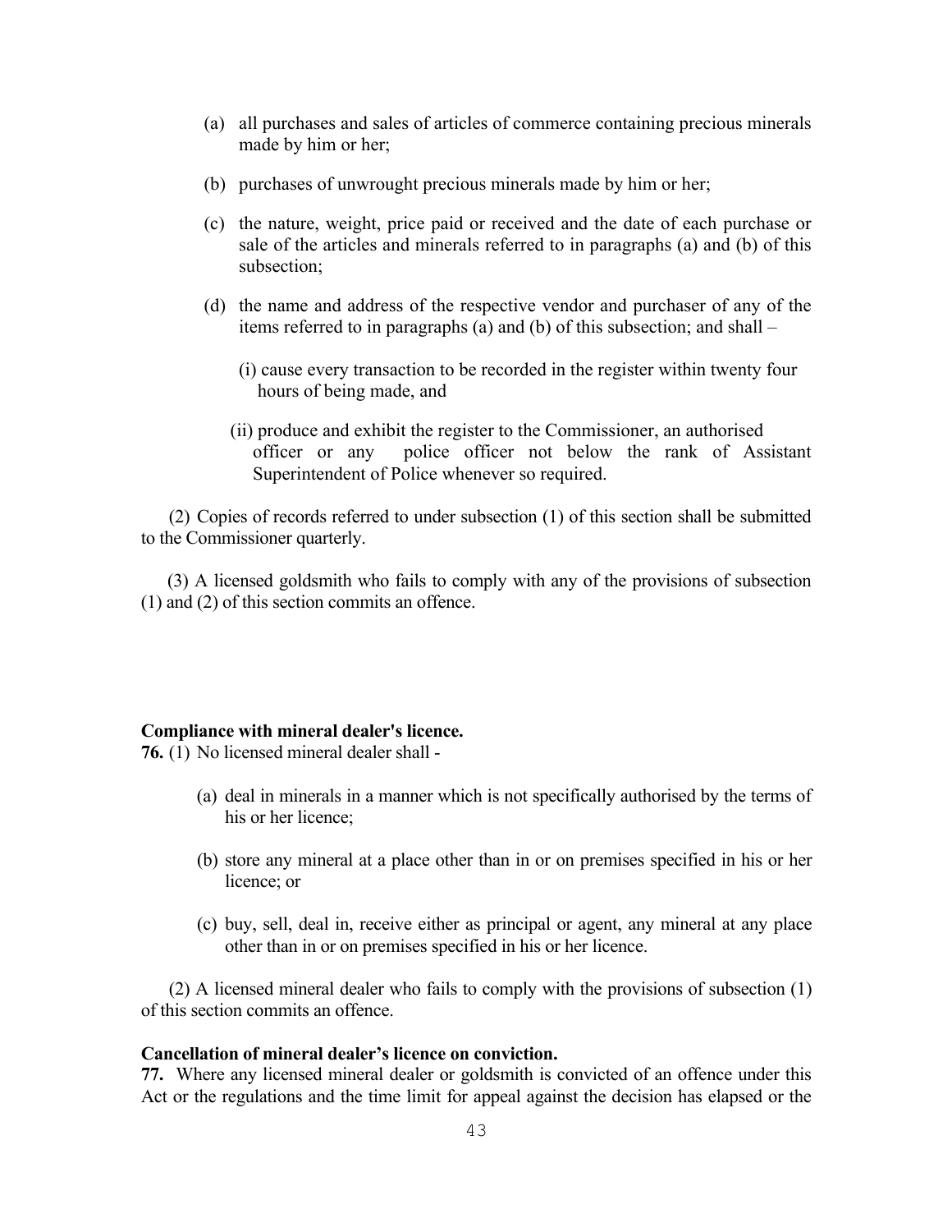(a) all purchases and sales of articles of commerce containing precious minerals made by him or her;

(b) purchases of unwrought precious minerals made by him or her;

(c) the nature, weight, price paid or received and the date of each purchase or sale of the articles and minerals referred to in paragraphs (a) and (b) of this subsection;

(d) the name and address of the respective vendor and purchaser of any of the items referred to in paragraphs (a) and (b) of this subsection; and shall –

(i) cause every transaction to be recorded in the register within twenty four hours of being made, and

(ii) produce and exhibit the register to the Commissioner, an authorised officer or any police officer not below the rank of Assistant Superintendent of Police whenever so required.

(2) Copies of records referred to under subsection (1) of this section shall be submitted to the Commissioner quarterly.

(3) A licensed goldsmith who fails to comply with any of the provisions of subsection (1) and (2) of this section commits an offence.

**Compliance with mineral dealer's licence.**

**76.** (1) No licensed mineral dealer shall -

(a) deal in minerals in a manner which is not specifically authorised by the terms of his or her licence;

(b) store any mineral at a place other than in or on premises specified in his or her licence; or

(c) buy, sell, deal in, receive either as principal or agent, any mineral at any place other than in or on premises specified in his or her licence.

(2) A licensed mineral dealer who fails to comply with the provisions of subsection (1) of this section commits an offence.

**Cancellation of mineral dealer's licence on conviction.**

**77.** Where any licensed mineral dealer or goldsmith is convicted of an offence under this Act or the regulations and the time limit for appeal against the decision has elapsed or the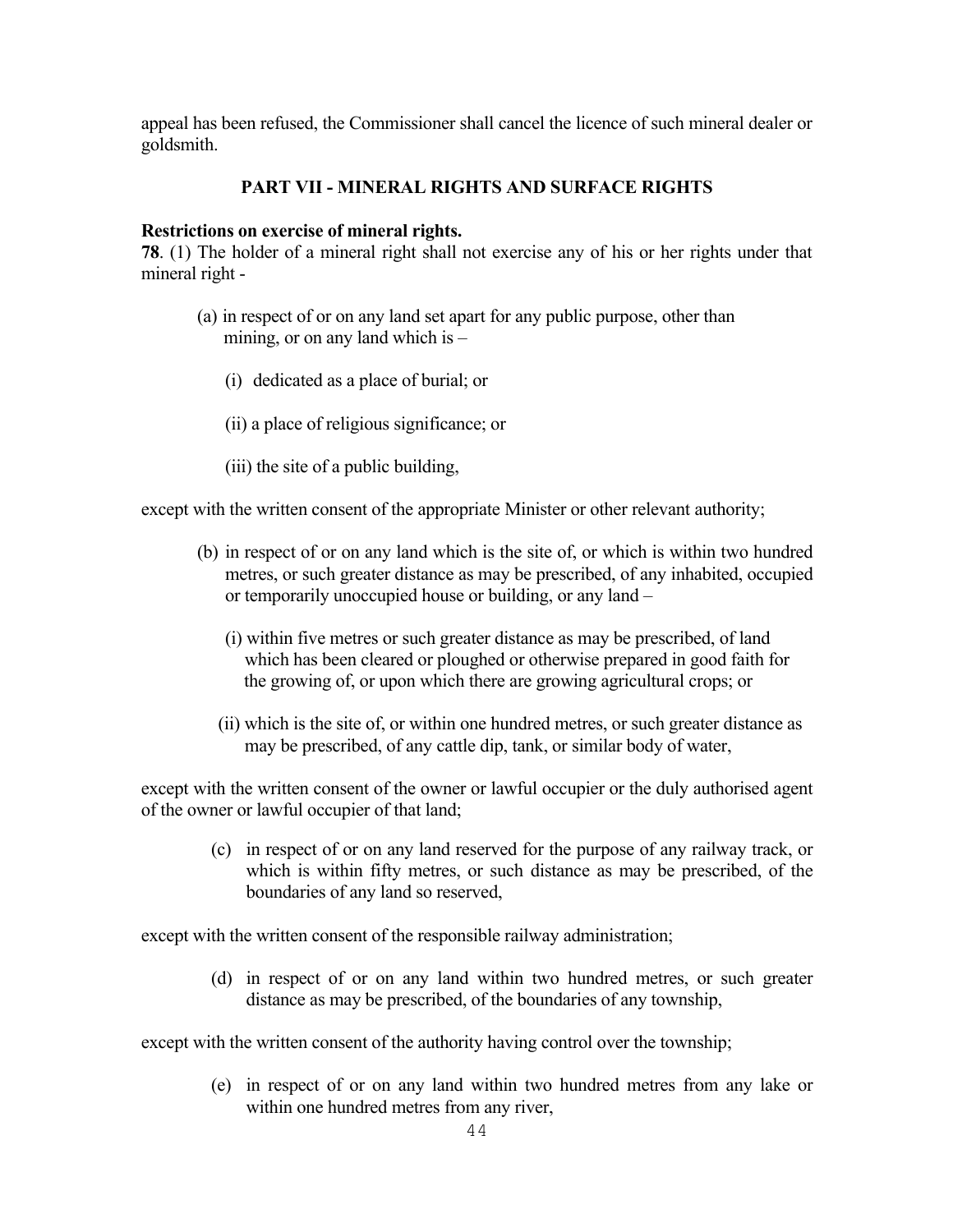appeal has been refused, the Commissioner shall cancel the licence of such mineral dealer or goldsmith.

## PART VII - MINERAL RIGHTS AND SURFACE RIGHTS

**Restrictions on exercise of mineral rights.**

**78**. (1) The holder of a mineral right shall not exercise any of his or her rights under that mineral right -

(a) in respect of or on any land set apart for any public purpose, other than mining, or on any land which is –

(i) dedicated as a place of burial; or

(ii) a place of religious significance; or

(iii) the site of a public building,

except with the written consent of the appropriate Minister or other relevant authority;

(b) in respect of or on any land which is the site of, or which is within two hundred metres, or such greater distance as may be prescribed, of any inhabited, occupied or temporarily unoccupied house or building, or any land –

(i) within five metres or such greater distance as may be prescribed, of land which has been cleared or ploughed or otherwise prepared in good faith for the growing of, or upon which there are growing agricultural crops; or

(ii) which is the site of, or within one hundred metres, or such greater distance as may be prescribed, of any cattle dip, tank, or similar body of water,

except with the written consent of the owner or lawful occupier or the duly authorised agent of the owner or lawful occupier of that land;

(c) in respect of or on any land reserved for the purpose of any railway track, or which is within fifty metres, or such distance as may be prescribed, of the boundaries of any land so reserved,

except with the written consent of the responsible railway administration;

(d) in respect of or on any land within two hundred metres, or such greater distance as may be prescribed, of the boundaries of any township,

except with the written consent of the authority having control over the township;

(e) in respect of or on any land within two hundred metres from any lake or within one hundred metres from any river,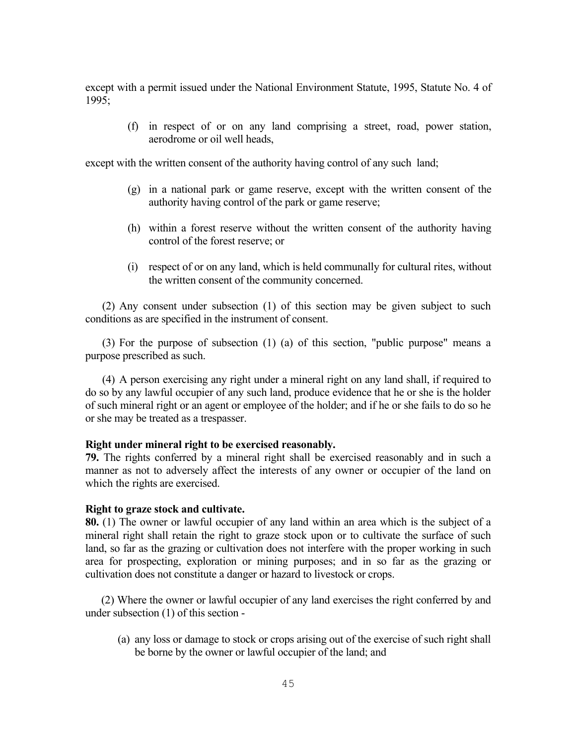except with a permit issued under the National Environment Statute, 1995, Statute No. 4 of 1995;

(f) in respect of or on any land comprising a street, road, power station, aerodrome or oil well heads,

except with the written consent of the authority having control of any such land;

(g) in a national park or game reserve, except with the written consent of the authority having control of the park or game reserve;

(h) within a forest reserve without the written consent of the authority having control of the forest reserve; or

(i) respect of or on any land, which is held communally for cultural rites, without the written consent of the community concerned.

(2) Any consent under subsection (1) of this section may be given subject to such conditions as are specified in the instrument of consent.

(3) For the purpose of subsection (1) (a) of this section, "public purpose" means a purpose prescribed as such.

(4) A person exercising any right under a mineral right on any land shall, if required to do so by any lawful occupier of any such land, produce evidence that he or she is the holder of such mineral right or an agent or employee of the holder; and if he or she fails to do so he or she may be treated as a trespasser.

**Right under mineral right to be exercised reasonably.**

**79.** The rights conferred by a mineral right shall be exercised reasonably and in such a manner as not to adversely affect the interests of any owner or occupier of the land on which the rights are exercised.

**Right to graze stock and cultivate.**

**80.** (1) The owner or lawful occupier of any land within an area which is the subject of a mineral right shall retain the right to graze stock upon or to cultivate the surface of such land, so far as the grazing or cultivation does not interfere with the proper working in such area for prospecting, exploration or mining purposes; and in so far as the grazing or cultivation does not constitute a danger or hazard to livestock or crops.

(2) Where the owner or lawful occupier of any land exercises the right conferred by and under subsection (1) of this section -

(a) any loss or damage to stock or crops arising out of the exercise of such right shall be borne by the owner or lawful occupier of the land; and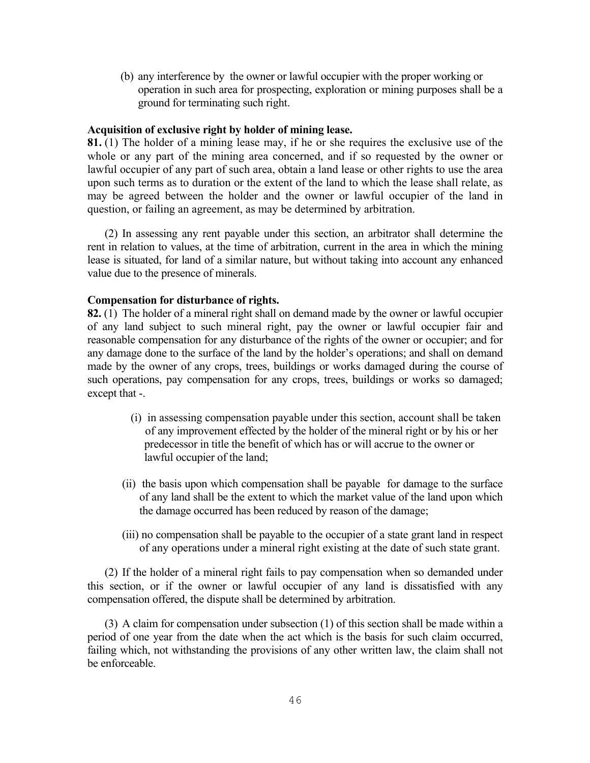(b) any interference by the owner or lawful occupier with the proper working or operation in such area for prospecting, exploration or mining purposes shall be a ground for terminating such right.

**Acquisition of exclusive right by holder of mining lease.**

**81.** (1) The holder of a mining lease may, if he or she requires the exclusive use of the whole or any part of the mining area concerned, and if so requested by the owner or lawful occupier of any part of such area, obtain a land lease or other rights to use the area upon such terms as to duration or the extent of the land to which the lease shall relate, as may be agreed between the holder and the owner or lawful occupier of the land in question, or failing an agreement, as may be determined by arbitration.

(2) In assessing any rent payable under this section, an arbitrator shall determine the rent in relation to values, at the time of arbitration, current in the area in which the mining lease is situated, for land of a similar nature, but without taking into account any enhanced value due to the presence of minerals.

**Compensation for disturbance of rights.**

**82.** (1) The holder of a mineral right shall on demand made by the owner or lawful occupier of any land subject to such mineral right, pay the owner or lawful occupier fair and reasonable compensation for any disturbance of the rights of the owner or occupier; and for any damage done to the surface of the land by the holder's operations; and shall on demand made by the owner of any crops, trees, buildings or works damaged during the course of such operations, pay compensation for any crops, trees, buildings or works so damaged; except that -.

(i) in assessing compensation payable under this section, account shall be taken of any improvement effected by the holder of the mineral right or by his or her predecessor in title the benefit of which has or will accrue to the owner or lawful occupier of the land;

(ii) the basis upon which compensation shall be payable for damage to the surface of any land shall be the extent to which the market value of the land upon which the damage occurred has been reduced by reason of the damage;

(iii) no compensation shall be payable to the occupier of a state grant land in respect of any operations under a mineral right existing at the date of such state grant.

(2) If the holder of a mineral right fails to pay compensation when so demanded under this section, or if the owner or lawful occupier of any land is dissatisfied with any compensation offered, the dispute shall be determined by arbitration.

(3) A claim for compensation under subsection (1) of this section shall be made within a period of one year from the date when the act which is the basis for such claim occurred, failing which, not withstanding the provisions of any other written law, the claim shall not be enforceable.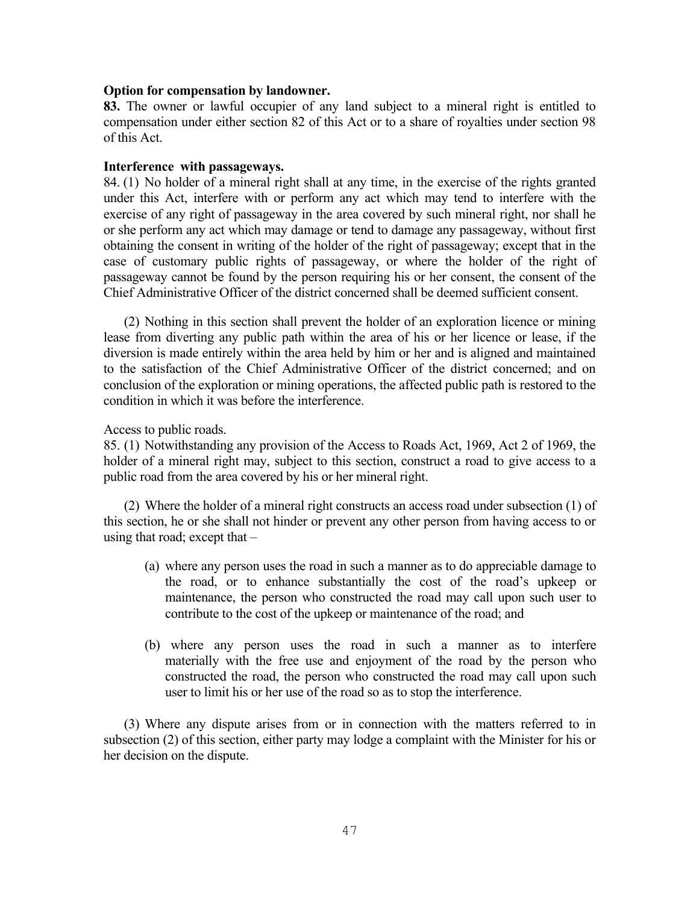**Option for compensation by landowner.**

**83.** The owner or lawful occupier of any land subject to a mineral right is entitled to compensation under either section 82 of this Act or to a share of royalties under section 98 of this Act.

**Interference with passageways.**

84. (1) No holder of a mineral right shall at any time, in the exercise of the rights granted under this Act, interfere with or perform any act which may tend to interfere with the exercise of any right of passageway in the area covered by such mineral right, nor shall he or she perform any act which may damage or tend to damage any passageway, without first obtaining the consent in writing of the holder of the right of passageway; except that in the case of customary public rights of passageway, or where the holder of the right of passageway cannot be found by the person requiring his or her consent, the consent of the Chief Administrative Officer of the district concerned shall be deemed sufficient consent.

(2) Nothing in this section shall prevent the holder of an exploration licence or mining lease from diverting any public path within the area of his or her licence or lease, if the diversion is made entirely within the area held by him or her and is aligned and maintained to the satisfaction of the Chief Administrative Officer of the district concerned; and on conclusion of the exploration or mining operations, the affected public path is restored to the condition in which it was before the interference.

Access to public roads.

85. (1) Notwithstanding any provision of the Access to Roads Act, 1969, Act 2 of 1969, the holder of a mineral right may, subject to this section, construct a road to give access to a public road from the area covered by his or her mineral right.

(2) Where the holder of a mineral right constructs an access road under subsection (1) of this section, he or she shall not hinder or prevent any other person from having access to or using that road; except that –

(a) where any person uses the road in such a manner as to do appreciable damage to the road, or to enhance substantially the cost of the road's upkeep or maintenance, the person who constructed the road may call upon such user to contribute to the cost of the upkeep or maintenance of the road; and

(b) where any person uses the road in such a manner as to interfere materially with the free use and enjoyment of the road by the person who constructed the road, the person who constructed the road may call upon such user to limit his or her use of the road so as to stop the interference.

(3) Where any dispute arises from or in connection with the matters referred to in subsection (2) of this section, either party may lodge a complaint with the Minister for his or her decision on the dispute.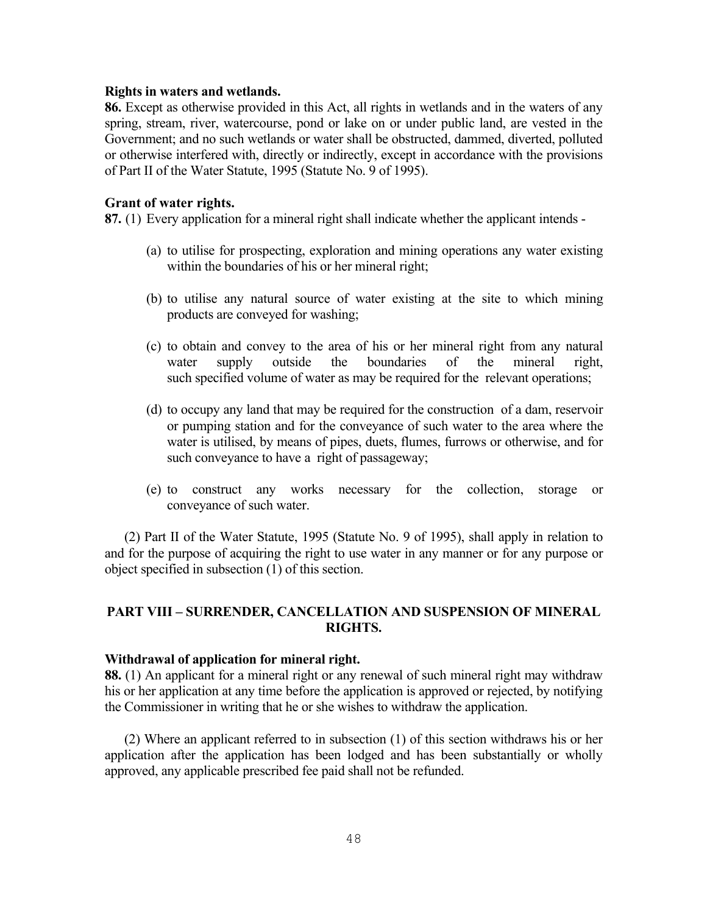**Rights in waters and wetlands.**

**86.** Except as otherwise provided in this Act, all rights in wetlands and in the waters of any spring, stream, river, watercourse, pond or lake on or under public land, are vested in the Government; and no such wetlands or water shall be obstructed, dammed, diverted, polluted or otherwise interfered with, directly or indirectly, except in accordance with the provisions of Part II of the Water Statute, 1995 (Statute No. 9 of 1995).

**Grant of water rights.**

**87.** (1) Every application for a mineral right shall indicate whether the applicant intends -

(a) to utilise for prospecting, exploration and mining operations any water existing within the boundaries of his or her mineral right;

(b) to utilise any natural source of water existing at the site to which mining products are conveyed for washing;

(c) to obtain and convey to the area of his or her mineral right from any natural water supply outside the boundaries of the mineral right, such specified volume of water as may be required for the relevant operations;

(d) to occupy any land that may be required for the construction of a dam, reservoir or pumping station and for the conveyance of such water to the area where the water is utilised, by means of pipes, duets, flumes, furrows or otherwise, and for such conveyance to have a right of passageway;

(e) to construct any works necessary for the collection, storage or conveyance of such water.

(2) Part II of the Water Statute, 1995 (Statute No. 9 of 1995), shall apply in relation to and for the purpose of acquiring the right to use water in any manner or for any purpose or object specified in subsection (1) of this section.

## PART VIII – SURRENDER, CANCELLATION AND SUSPENSION OF MINERAL RIGHTS.

**Withdrawal of application for mineral right.**

**88.** (1) An applicant for a mineral right or any renewal of such mineral right may withdraw his or her application at any time before the application is approved or rejected, by notifying the Commissioner in writing that he or she wishes to withdraw the application.

(2) Where an applicant referred to in subsection (1) of this section withdraws his or her application after the application has been lodged and has been substantially or wholly approved, any applicable prescribed fee paid shall not be refunded.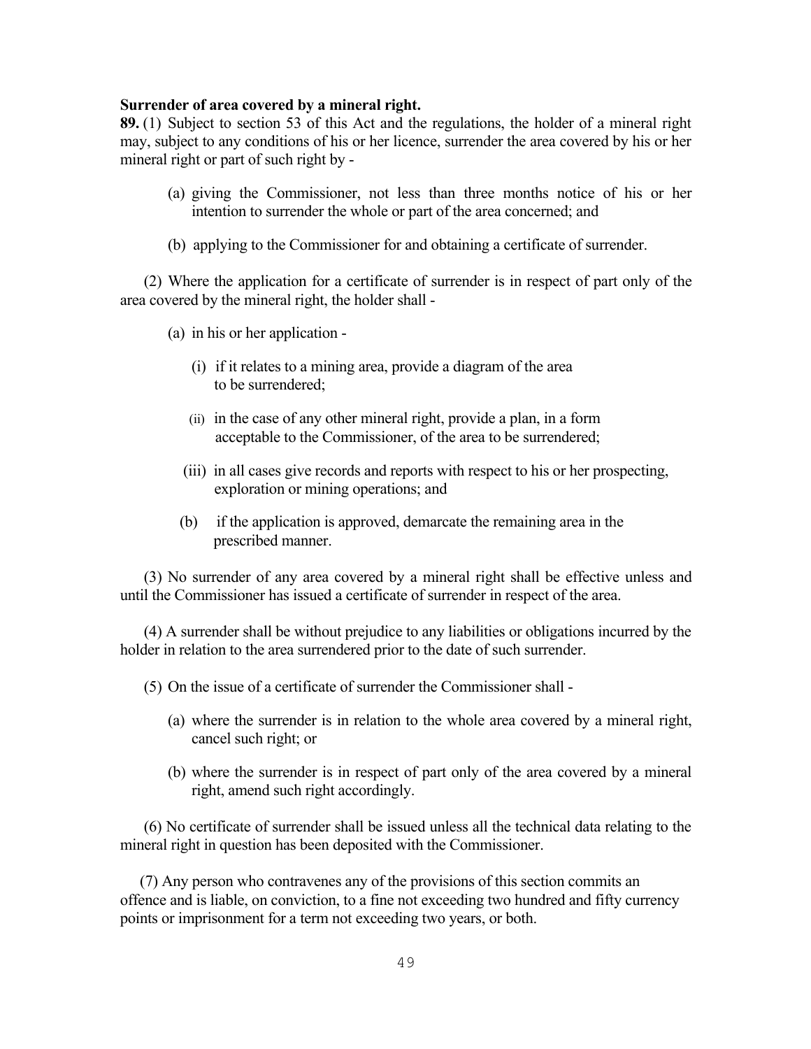**Surrender of area covered by a mineral right.**

**89.** (1) Subject to section 53 of this Act and the regulations, the holder of a mineral right may, subject to any conditions of his or her licence, surrender the area covered by his or her mineral right or part of such right by -

(a) giving the Commissioner, not less than three months notice of his or her intention to surrender the whole or part of the area concerned; and

(b) applying to the Commissioner for and obtaining a certificate of surrender.

(2) Where the application for a certificate of surrender is in respect of part only of the area covered by the mineral right, the holder shall -

(a) in his or her application -

(i) if it relates to a mining area, provide a diagram of the area to be surrendered;

(ii) in the case of any other mineral right, provide a plan, in a form acceptable to the Commissioner, of the area to be surrendered;

(iii) in all cases give records and reports with respect to his or her prospecting, exploration or mining operations; and

(b) if the application is approved, demarcate the remaining area in the prescribed manner.

(3) No surrender of any area covered by a mineral right shall be effective unless and until the Commissioner has issued a certificate of surrender in respect of the area.

(4) A surrender shall be without prejudice to any liabilities or obligations incurred by the holder in relation to the area surrendered prior to the date of such surrender.

(5) On the issue of a certificate of surrender the Commissioner shall -

(a) where the surrender is in relation to the whole area covered by a mineral right, cancel such right; or

(b) where the surrender is in respect of part only of the area covered by a mineral right, amend such right accordingly.

(6) No certificate of surrender shall be issued unless all the technical data relating to the mineral right in question has been deposited with the Commissioner.

(7) Any person who contravenes any of the provisions of this section commits an offence and is liable, on conviction, to a fine not exceeding two hundred and fifty currency points or imprisonment for a term not exceeding two years, or both.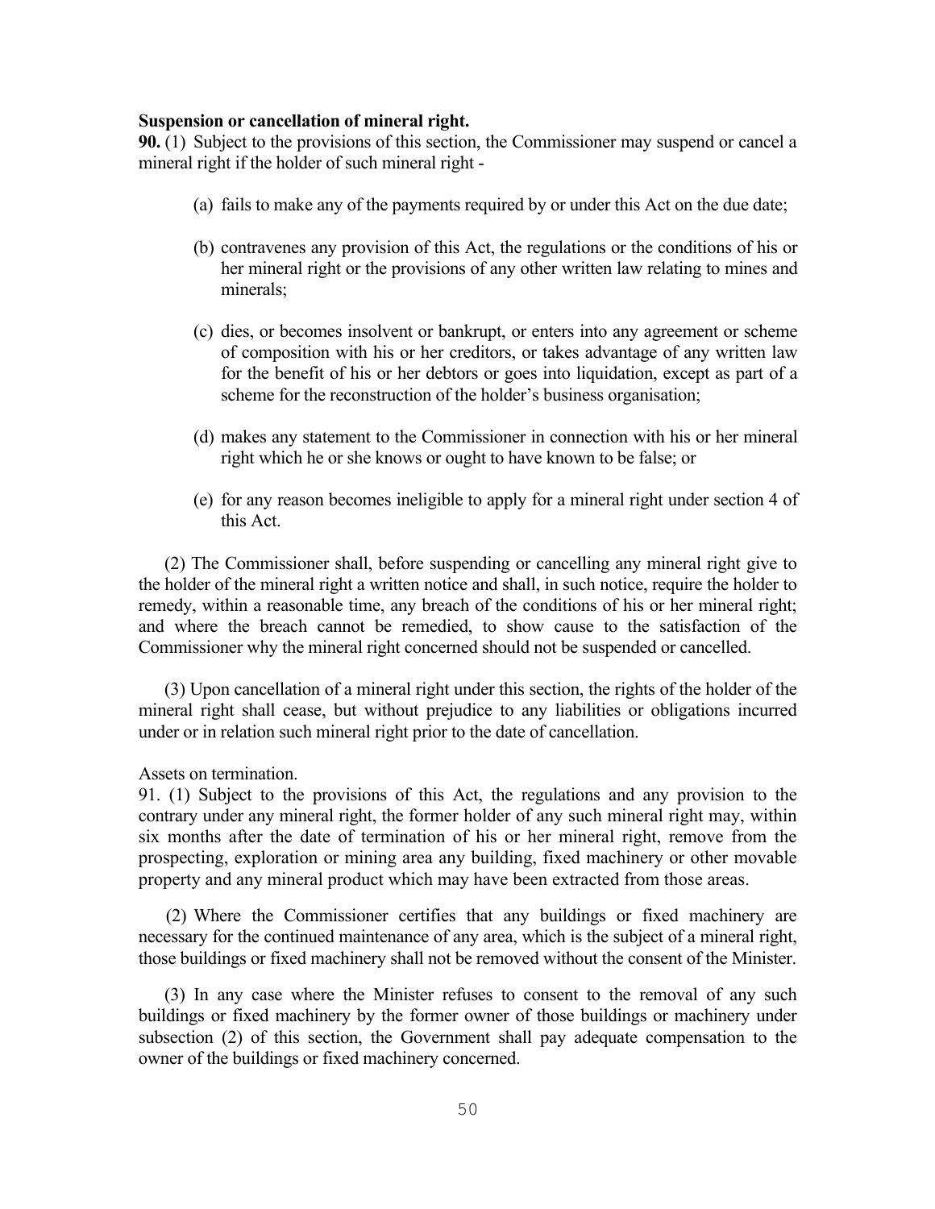**Suspension or cancellation of mineral right.**

**90.** (1) Subject to the provisions of this section, the Commissioner may suspend or cancel a mineral right if the holder of such mineral right -

(a) fails to make any of the payments required by or under this Act on the due date;

(b) contravenes any provision of this Act, the regulations or the conditions of his or her mineral right or the provisions of any other written law relating to mines and minerals;

(c) dies, or becomes insolvent or bankrupt, or enters into any agreement or scheme of composition with his or her creditors, or takes advantage of any written law for the benefit of his or her debtors or goes into liquidation, except as part of a scheme for the reconstruction of the holder's business organisation;

(d) makes any statement to the Commissioner in connection with his or her mineral right which he or she knows or ought to have known to be false; or

(e) for any reason becomes ineligible to apply for a mineral right under section 4 of this Act.

(2) The Commissioner shall, before suspending or cancelling any mineral right give to the holder of the mineral right a written notice and shall, in such notice, require the holder to remedy, within a reasonable time, any breach of the conditions of his or her mineral right; and where the breach cannot be remedied, to show cause to the satisfaction of the Commissioner why the mineral right concerned should not be suspended or cancelled.

(3) Upon cancellation of a mineral right under this section, the rights of the holder of the mineral right shall cease, but without prejudice to any liabilities or obligations incurred under or in relation such mineral right prior to the date of cancellation.

Assets on termination.

91. (1) Subject to the provisions of this Act, the regulations and any provision to the contrary under any mineral right, the former holder of any such mineral right may, within six months after the date of termination of his or her mineral right, remove from the prospecting, exploration or mining area any building, fixed machinery or other movable property and any mineral product which may have been extracted from those areas.

(2) Where the Commissioner certifies that any buildings or fixed machinery are necessary for the continued maintenance of any area, which is the subject of a mineral right, those buildings or fixed machinery shall not be removed without the consent of the Minister.

(3) In any case where the Minister refuses to consent to the removal of any such buildings or fixed machinery by the former owner of those buildings or machinery under subsection (2) of this section, the Government shall pay adequate compensation to the owner of the buildings or fixed machinery concerned.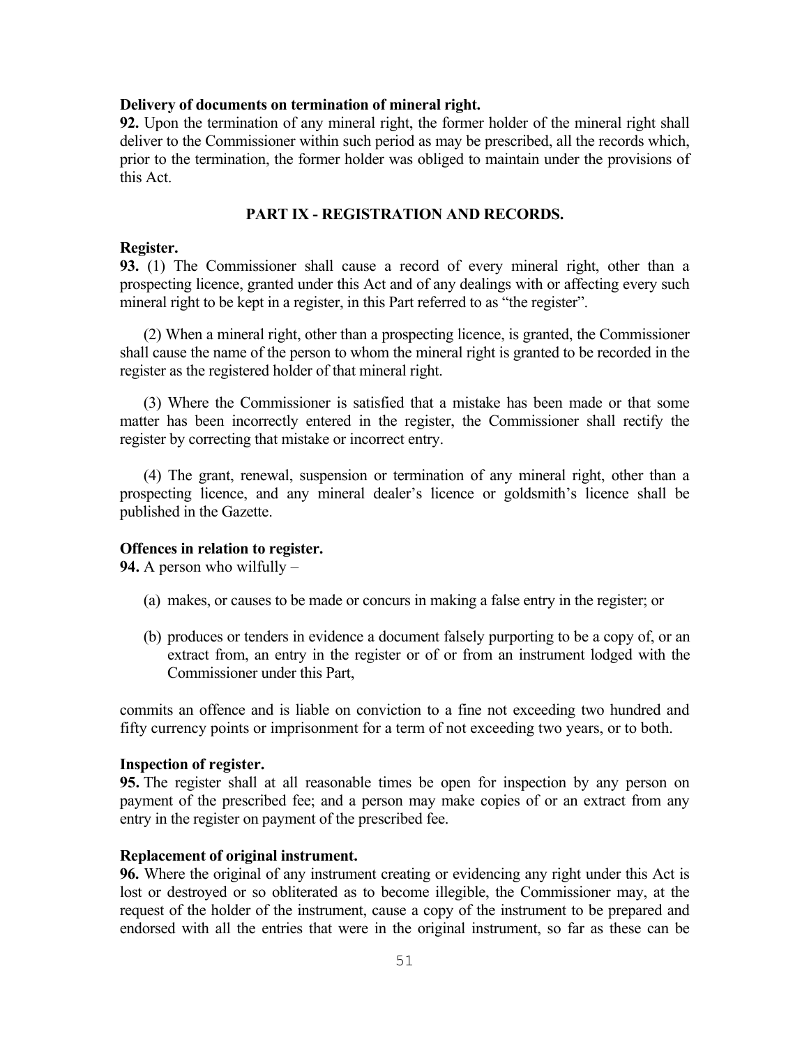**Delivery of documents on termination of mineral right.**

**92.** Upon the termination of any mineral right, the former holder of the mineral right shall deliver to the Commissioner within such period as may be prescribed, all the records which, prior to the termination, the former holder was obliged to maintain under the provisions of this Act.

## PART IX - REGISTRATION AND RECORDS.

**Register.**

**93.** (1) The Commissioner shall cause a record of every mineral right, other than a prospecting licence, granted under this Act and of any dealings with or affecting every such mineral right to be kept in a register, in this Part referred to as "the register".

(2) When a mineral right, other than a prospecting licence, is granted, the Commissioner shall cause the name of the person to whom the mineral right is granted to be recorded in the register as the registered holder of that mineral right.

(3) Where the Commissioner is satisfied that a mistake has been made or that some matter has been incorrectly entered in the register, the Commissioner shall rectify the register by correcting that mistake or incorrect entry.

(4) The grant, renewal, suspension or termination of any mineral right, other than a prospecting licence, and any mineral dealer's licence or goldsmith's licence shall be published in the Gazette.

**Offences in relation to register.**

**94.** A person who wilfully –

(a) makes, or causes to be made or concurs in making a false entry in the register; or

(b) produces or tenders in evidence a document falsely purporting to be a copy of, or an extract from, an entry in the register or of or from an instrument lodged with the Commissioner under this Part,

commits an offence and is liable on conviction to a fine not exceeding two hundred and fifty currency points or imprisonment for a term of not exceeding two years, or to both.

**Inspection of register.**

**95.** The register shall at all reasonable times be open for inspection by any person on payment of the prescribed fee; and a person may make copies of or an extract from any entry in the register on payment of the prescribed fee.

**Replacement of original instrument.**

**96.** Where the original of any instrument creating or evidencing any right under this Act is lost or destroyed or so obliterated as to become illegible, the Commissioner may, at the request of the holder of the instrument, cause a copy of the instrument to be prepared and endorsed with all the entries that were in the original instrument, so far as these can be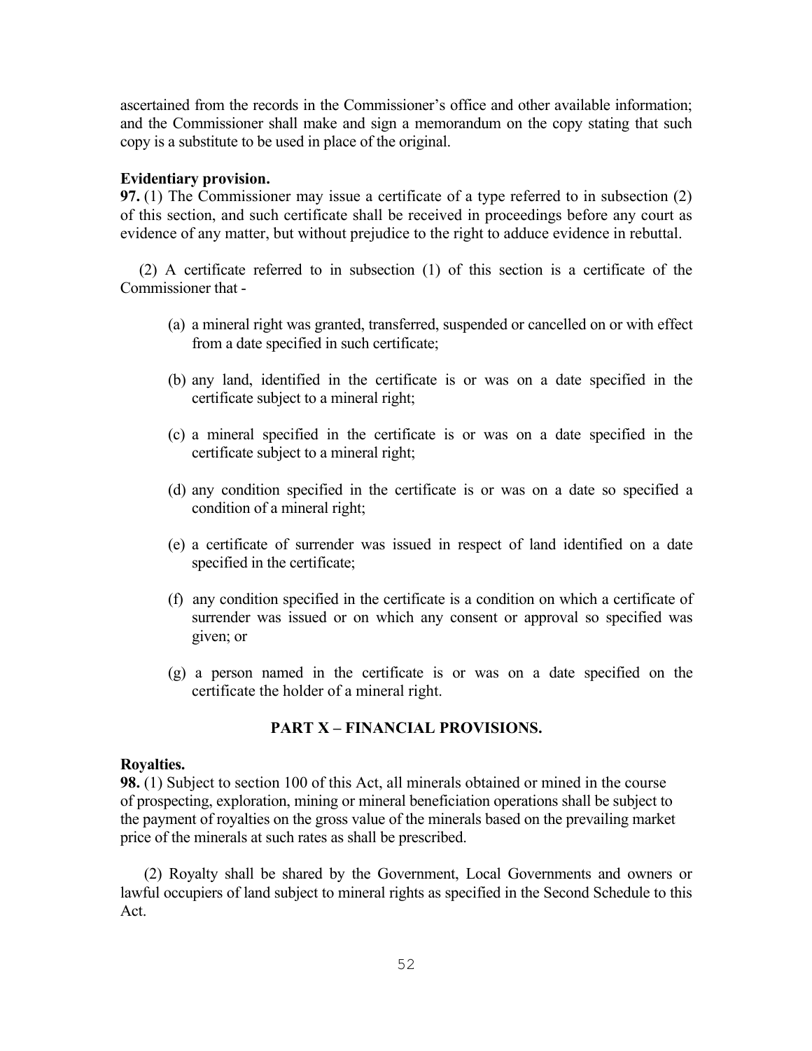ascertained from the records in the Commissioner's office and other available information; and the Commissioner shall make and sign a memorandum on the copy stating that such copy is a substitute to be used in place of the original.

**Evidentiary provision.**

**97.** (1) The Commissioner may issue a certificate of a type referred to in subsection (2) of this section, and such certificate shall be received in proceedings before any court as evidence of any matter, but without prejudice to the right to adduce evidence in rebuttal.

(2) A certificate referred to in subsection (1) of this section is a certificate of the Commissioner that -

(a) a mineral right was granted, transferred, suspended or cancelled on or with effect from a date specified in such certificate;

(b) any land, identified in the certificate is or was on a date specified in the certificate subject to a mineral right;

(c) a mineral specified in the certificate is or was on a date specified in the certificate subject to a mineral right;

(d) any condition specified in the certificate is or was on a date so specified a condition of a mineral right;

(e) a certificate of surrender was issued in respect of land identified on a date specified in the certificate;

(f) any condition specified in the certificate is a condition on which a certificate of surrender was issued or on which any consent or approval so specified was given; or

(g) a person named in the certificate is or was on a date specified on the certificate the holder of a mineral right.

## PART X – FINANCIAL PROVISIONS.

**Royalties.**

**98.** (1) Subject to section 100 of this Act, all minerals obtained or mined in the course of prospecting, exploration, mining or mineral beneficiation operations shall be subject to the payment of royalties on the gross value of the minerals based on the prevailing market price of the minerals at such rates as shall be prescribed.

(2) Royalty shall be shared by the Government, Local Governments and owners or lawful occupiers of land subject to mineral rights as specified in the Second Schedule to this Act.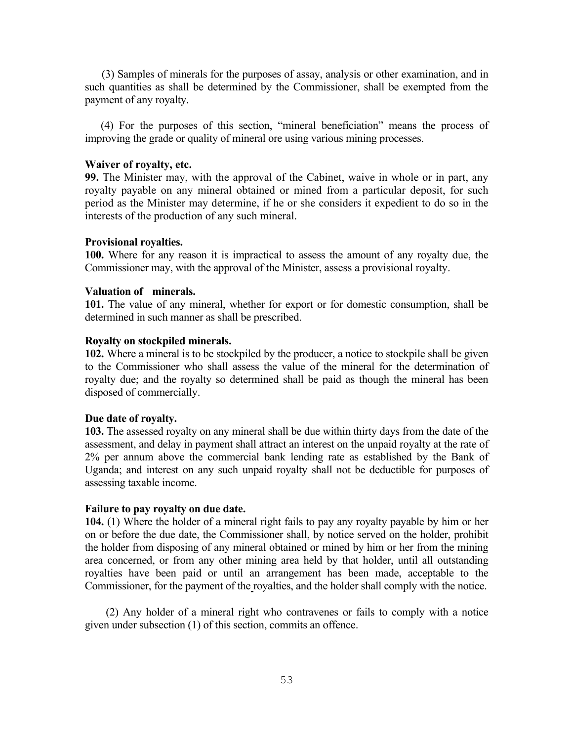(3) Samples of minerals for the purposes of assay, analysis or other examination, and in such quantities as shall be determined by the Commissioner, shall be exempted from the payment of any royalty.

(4) For the purposes of this section, "mineral beneficiation" means the process of improving the grade or quality of mineral ore using various mining processes.

**Waiver of royalty, etc.**

**99.** The Minister may, with the approval of the Cabinet, waive in whole or in part, any royalty payable on any mineral obtained or mined from a particular deposit, for such period as the Minister may determine, if he or she considers it expedient to do so in the interests of the production of any such mineral.

**Provisional royalties.**

**100.** Where for any reason it is impractical to assess the amount of any royalty due, the Commissioner may, with the approval of the Minister, assess a provisional royalty.

**Valuation of minerals.**

**101.** The value of any mineral, whether for export or for domestic consumption, shall be determined in such manner as shall be prescribed.

**Royalty on stockpiled minerals.**

**102.** Where a mineral is to be stockpiled by the producer, a notice to stockpile shall be given to the Commissioner who shall assess the value of the mineral for the determination of royalty due; and the royalty so determined shall be paid as though the mineral has been disposed of commercially.

**Due date of royalty.**

**103.** The assessed royalty on any mineral shall be due within thirty days from the date of the assessment, and delay in payment shall attract an interest on the unpaid royalty at the rate of 2% per annum above the commercial bank lending rate as established by the Bank of Uganda; and interest on any such unpaid royalty shall not be deductible for purposes of assessing taxable income.

**Failure to pay royalty on due date.**

**104.** (1) Where the holder of a mineral right fails to pay any royalty payable by him or her on or before the due date, the Commissioner shall, by notice served on the holder, prohibit the holder from disposing of any mineral obtained or mined by him or her from the mining area concerned, or from any other mining area held by that holder, until all outstanding royalties have been paid or until an arrangement has been made, acceptable to the Commissioner, for the payment of the royalties, and the holder shall comply with the notice.

(2) Any holder of a mineral right who contravenes or fails to comply with a notice given under subsection (1) of this section, commits an offence.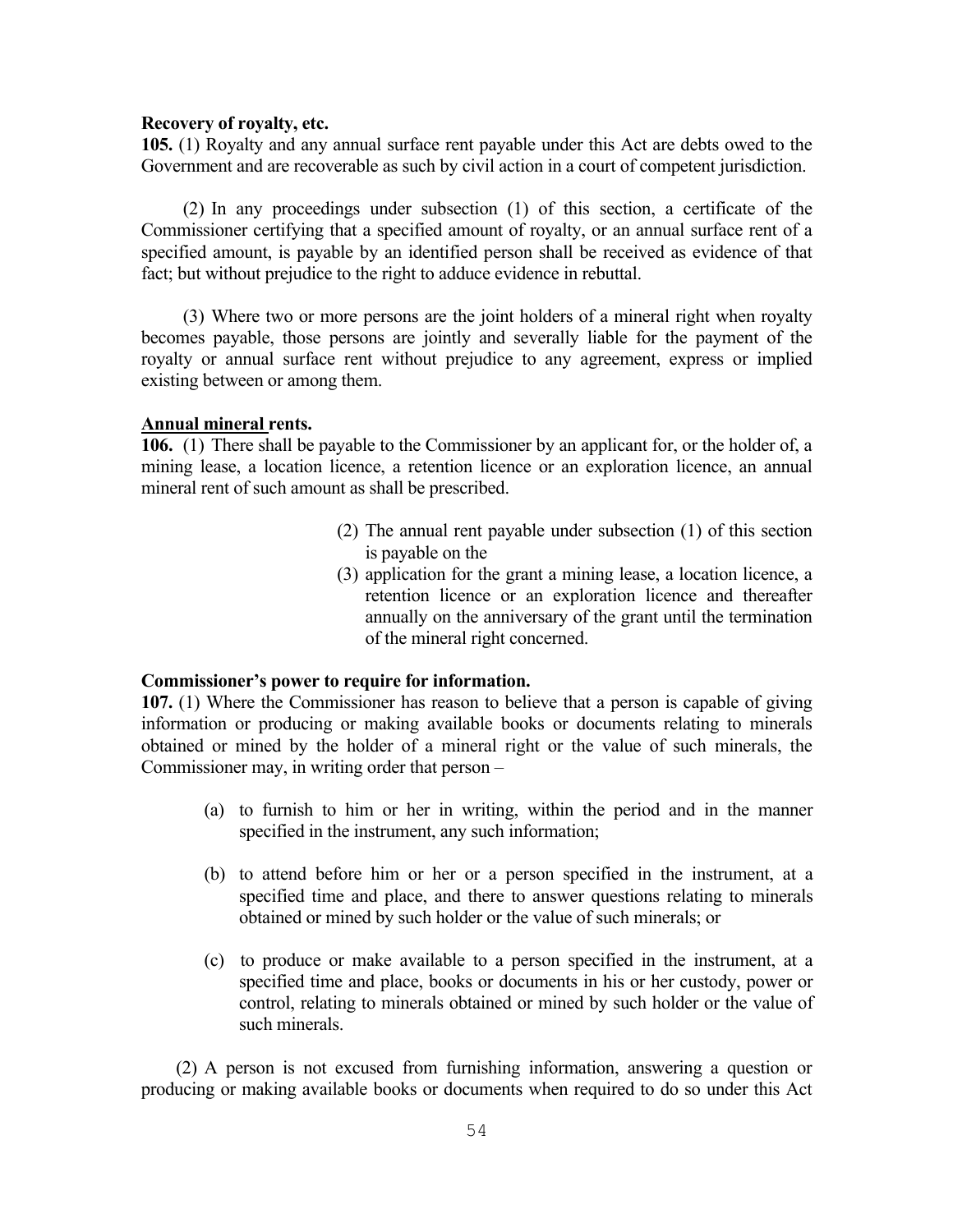**Recovery of royalty, etc.**

**105.** (1) Royalty and any annual surface rent payable under this Act are debts owed to the Government and are recoverable as such by civil action in a court of competent jurisdiction.

(2) In any proceedings under subsection (1) of this section, a certificate of the Commissioner certifying that a specified amount of royalty, or an annual surface rent of a specified amount, is payable by an identified person shall be received as evidence of that fact; but without prejudice to the right to adduce evidence in rebuttal.

(3) Where two or more persons are the joint holders of a mineral right when royalty becomes payable, those persons are jointly and severally liable for the payment of the royalty or annual surface rent without prejudice to any agreement, express or implied existing between or among them.

**Annual mineral rents.**

**106.** (1) There shall be payable to the Commissioner by an applicant for, or the holder of, a mining lease, a location licence, a retention licence or an exploration licence, an annual mineral rent of such amount as shall be prescribed.

(2) The annual rent payable under subsection (1) of this section is payable on the

(3) application for the grant a mining lease, a location licence, a retention licence or an exploration licence and thereafter annually on the anniversary of the grant until the termination of the mineral right concerned.

**Commissioner's power to require for information.**

**107.** (1) Where the Commissioner has reason to believe that a person is capable of giving information or producing or making available books or documents relating to minerals obtained or mined by the holder of a mineral right or the value of such minerals, the Commissioner may, in writing order that person –

(a) to furnish to him or her in writing, within the period and in the manner specified in the instrument, any such information;

(b) to attend before him or her or a person specified in the instrument, at a specified time and place, and there to answer questions relating to minerals obtained or mined by such holder or the value of such minerals; or

(c) to produce or make available to a person specified in the instrument, at a specified time and place, books or documents in his or her custody, power or control, relating to minerals obtained or mined by such holder or the value of such minerals.

(2) A person is not excused from furnishing information, answering a question or producing or making available books or documents when required to do so under this Act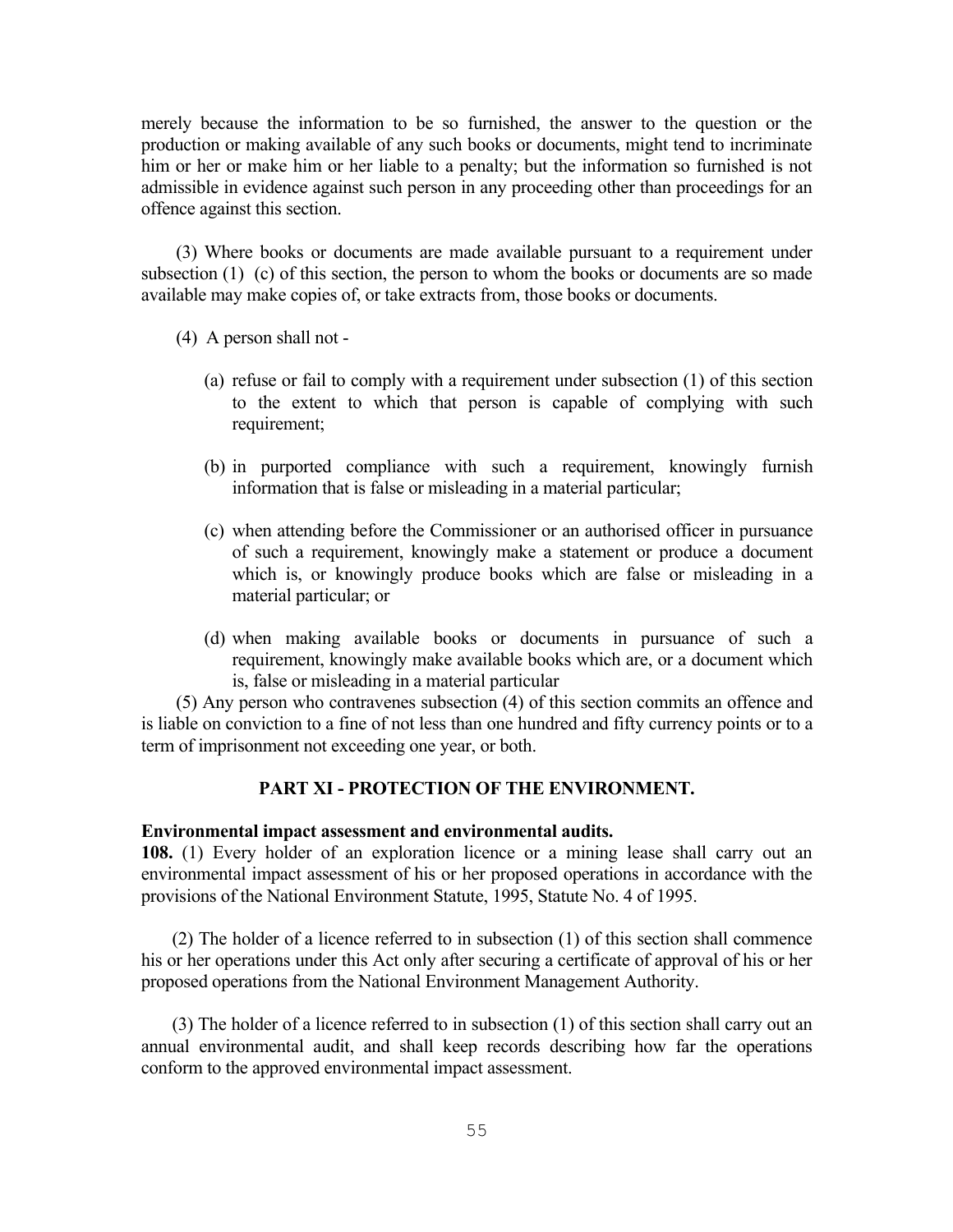merely because the information to be so furnished, the answer to the question or the production or making available of any such books or documents, might tend to incriminate him or her or make him or her liable to a penalty; but the information so furnished is not admissible in evidence against such person in any proceeding other than proceedings for an offence against this section.

(3) Where books or documents are made available pursuant to a requirement under subsection (1) (c) of this section, the person to whom the books or documents are so made available may make copies of, or take extracts from, those books or documents.

(4) A person shall not -

(a) refuse or fail to comply with a requirement under subsection (1) of this section to the extent to which that person is capable of complying with such requirement;

(b) in purported compliance with such a requirement, knowingly furnish information that is false or misleading in a material particular;

(c) when attending before the Commissioner or an authorised officer in pursuance of such a requirement, knowingly make a statement or produce a document which is, or knowingly produce books which are false or misleading in a material particular; or

(d) when making available books or documents in pursuance of such a requirement, knowingly make available books which are, or a document which is, false or misleading in a material particular

(5) Any person who contravenes subsection (4) of this section commits an offence and is liable on conviction to a fine of not less than one hundred and fifty currency points or to a term of imprisonment not exceeding one year, or both.

## PART XI - PROTECTION OF THE ENVIRONMENT.

**Environmental impact assessment and environmental audits.**

**108.** (1) Every holder of an exploration licence or a mining lease shall carry out an environmental impact assessment of his or her proposed operations in accordance with the provisions of the National Environment Statute, 1995, Statute No. 4 of 1995.

(2) The holder of a licence referred to in subsection (1) of this section shall commence his or her operations under this Act only after securing a certificate of approval of his or her proposed operations from the National Environment Management Authority.

(3) The holder of a licence referred to in subsection (1) of this section shall carry out an annual environmental audit, and shall keep records describing how far the operations conform to the approved environmental impact assessment.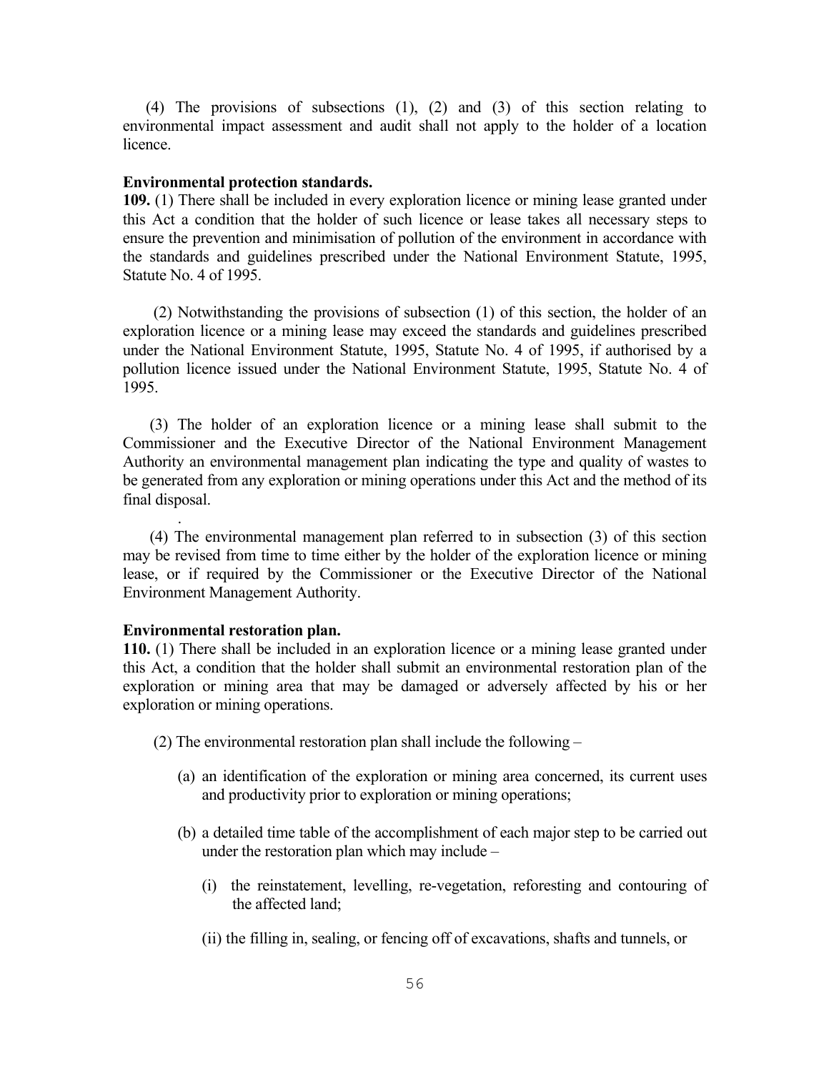(4) The provisions of subsections (1), (2) and (3) of this section relating to environmental impact assessment and audit shall not apply to the holder of a location licence.

**Environmental protection standards.**

**109.** (1) There shall be included in every exploration licence or mining lease granted under this Act a condition that the holder of such licence or lease takes all necessary steps to ensure the prevention and minimisation of pollution of the environment in accordance with the standards and guidelines prescribed under the National Environment Statute, 1995, Statute No. 4 of 1995.

(2) Notwithstanding the provisions of subsection (1) of this section, the holder of an exploration licence or a mining lease may exceed the standards and guidelines prescribed under the National Environment Statute, 1995, Statute No. 4 of 1995, if authorised by a pollution licence issued under the National Environment Statute, 1995, Statute No. 4 of 1995.

(3) The holder of an exploration licence or a mining lease shall submit to the Commissioner and the Executive Director of the National Environment Management Authority an environmental management plan indicating the type and quality of wastes to be generated from any exploration or mining operations under this Act and the method of its final disposal.

(4) The environmental management plan referred to in subsection (3) of this section may be revised from time to time either by the holder of the exploration licence or mining lease, or if required by the Commissioner or the Executive Director of the National Environment Management Authority.

**Environmental restoration plan.**

**110.** (1) There shall be included in an exploration licence or a mining lease granted under this Act, a condition that the holder shall submit an environmental restoration plan of the exploration or mining area that may be damaged or adversely affected by his or her exploration or mining operations.

(2) The environmental restoration plan shall include the following –

(a) an identification of the exploration or mining area concerned, its current uses and productivity prior to exploration or mining operations;

(b) a detailed time table of the accomplishment of each major step to be carried out under the restoration plan which may include –

(i) the reinstatement, levelling, re-vegetation, reforesting and contouring of the affected land;

(ii) the filling in, sealing, or fencing off of excavations, shafts and tunnels, or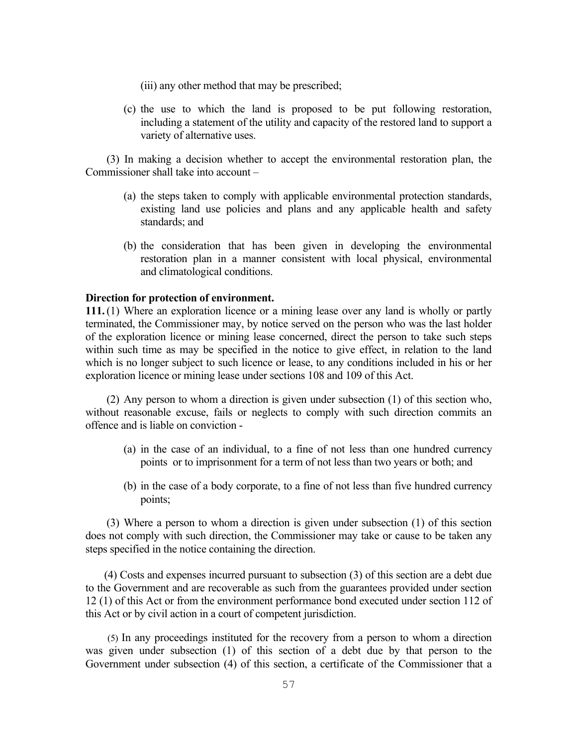(iii) any other method that may be prescribed;

(c) the use to which the land is proposed to be put following restoration, including a statement of the utility and capacity of the restored land to support a variety of alternative uses.

(3) In making a decision whether to accept the environmental restoration plan, the Commissioner shall take into account –

(a) the steps taken to comply with applicable environmental protection standards, existing land use policies and plans and any applicable health and safety standards; and

(b) the consideration that has been given in developing the environmental restoration plan in a manner consistent with local physical, environmental and climatological conditions.

**Direction for protection of environment.**

**111.** (1) Where an exploration licence or a mining lease over any land is wholly or partly terminated, the Commissioner may, by notice served on the person who was the last holder of the exploration licence or mining lease concerned, direct the person to take such steps within such time as may be specified in the notice to give effect, in relation to the land which is no longer subject to such licence or lease, to any conditions included in his or her exploration licence or mining lease under sections 108 and 109 of this Act.

(2) Any person to whom a direction is given under subsection (1) of this section who, without reasonable excuse, fails or neglects to comply with such direction commits an offence and is liable on conviction -

(a) in the case of an individual, to a fine of not less than one hundred currency points or to imprisonment for a term of not less than two years or both; and

(b) in the case of a body corporate, to a fine of not less than five hundred currency points;

(3) Where a person to whom a direction is given under subsection (1) of this section does not comply with such direction, the Commissioner may take or cause to be taken any steps specified in the notice containing the direction.

(4) Costs and expenses incurred pursuant to subsection (3) of this section are a debt due to the Government and are recoverable as such from the guarantees provided under section 12 (1) of this Act or from the environment performance bond executed under section 112 of this Act or by civil action in a court of competent jurisdiction.

(5) In any proceedings instituted for the recovery from a person to whom a direction was given under subsection (1) of this section of a debt due by that person to the Government under subsection (4) of this section, a certificate of the Commissioner that a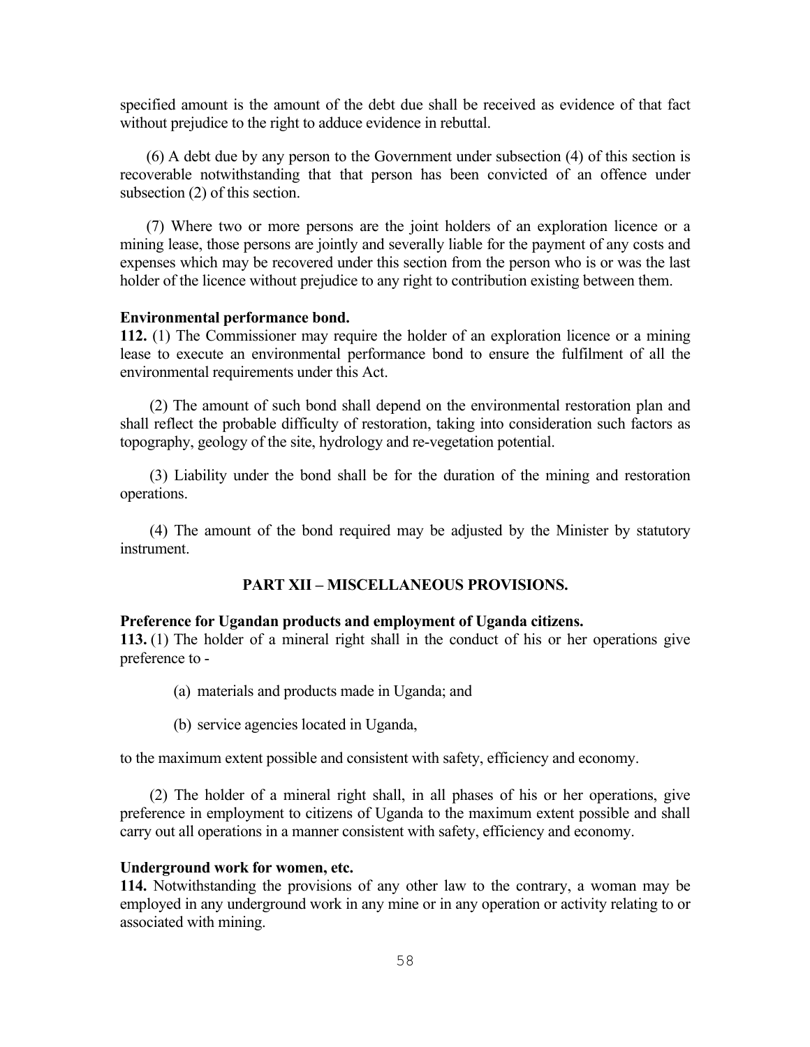specified amount is the amount of the debt due shall be received as evidence of that fact without prejudice to the right to adduce evidence in rebuttal.

(6) A debt due by any person to the Government under subsection (4) of this section is recoverable notwithstanding that that person has been convicted of an offence under subsection (2) of this section.

(7) Where two or more persons are the joint holders of an exploration licence or a mining lease, those persons are jointly and severally liable for the payment of any costs and expenses which may be recovered under this section from the person who is or was the last holder of the licence without prejudice to any right to contribution existing between them.

**Environmental performance bond.**

**112.** (1) The Commissioner may require the holder of an exploration licence or a mining lease to execute an environmental performance bond to ensure the fulfilment of all the environmental requirements under this Act.

(2) The amount of such bond shall depend on the environmental restoration plan and shall reflect the probable difficulty of restoration, taking into consideration such factors as topography, geology of the site, hydrology and re-vegetation potential.

(3) Liability under the bond shall be for the duration of the mining and restoration operations.

(4) The amount of the bond required may be adjusted by the Minister by statutory instrument.

## PART XII – MISCELLANEOUS PROVISIONS.

**Preference for Ugandan products and employment of Uganda citizens.**

**113.** (1) The holder of a mineral right shall in the conduct of his or her operations give preference to -

(a) materials and products made in Uganda; and

(b) service agencies located in Uganda,

to the maximum extent possible and consistent with safety, efficiency and economy.

(2) The holder of a mineral right shall, in all phases of his or her operations, give preference in employment to citizens of Uganda to the maximum extent possible and shall carry out all operations in a manner consistent with safety, efficiency and economy.

**Underground work for women, etc.**

**114.** Notwithstanding the provisions of any other law to the contrary, a woman may be employed in any underground work in any mine or in any operation or activity relating to or associated with mining.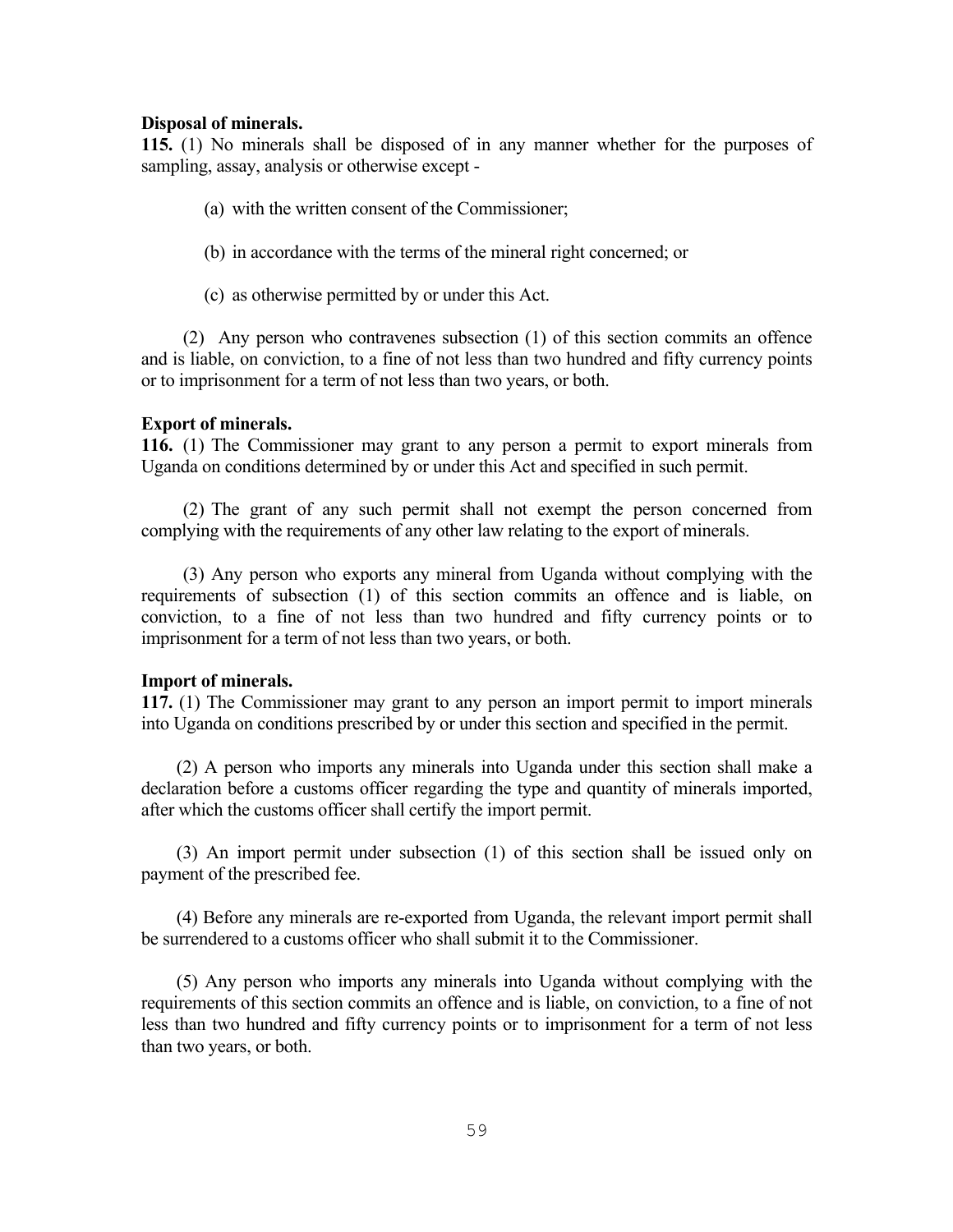**Disposal of minerals.**

**115.** (1) No minerals shall be disposed of in any manner whether for the purposes of sampling, assay, analysis or otherwise except -

(a) with the written consent of the Commissioner;

(b) in accordance with the terms of the mineral right concerned; or

(c) as otherwise permitted by or under this Act.

(2) Any person who contravenes subsection (1) of this section commits an offence and is liable, on conviction, to a fine of not less than two hundred and fifty currency points or to imprisonment for a term of not less than two years, or both.

**Export of minerals.**

**116.** (1) The Commissioner may grant to any person a permit to export minerals from Uganda on conditions determined by or under this Act and specified in such permit.

(2) The grant of any such permit shall not exempt the person concerned from complying with the requirements of any other law relating to the export of minerals.

(3) Any person who exports any mineral from Uganda without complying with the requirements of subsection (1) of this section commits an offence and is liable, on conviction, to a fine of not less than two hundred and fifty currency points or to imprisonment for a term of not less than two years, or both.

**Import of minerals.**

**117.** (1) The Commissioner may grant to any person an import permit to import minerals into Uganda on conditions prescribed by or under this section and specified in the permit.

(2) A person who imports any minerals into Uganda under this section shall make a declaration before a customs officer regarding the type and quantity of minerals imported, after which the customs officer shall certify the import permit.

(3) An import permit under subsection (1) of this section shall be issued only on payment of the prescribed fee.

(4) Before any minerals are re-exported from Uganda, the relevant import permit shall be surrendered to a customs officer who shall submit it to the Commissioner.

(5) Any person who imports any minerals into Uganda without complying with the requirements of this section commits an offence and is liable, on conviction, to a fine of not less than two hundred and fifty currency points or to imprisonment for a term of not less than two years, or both.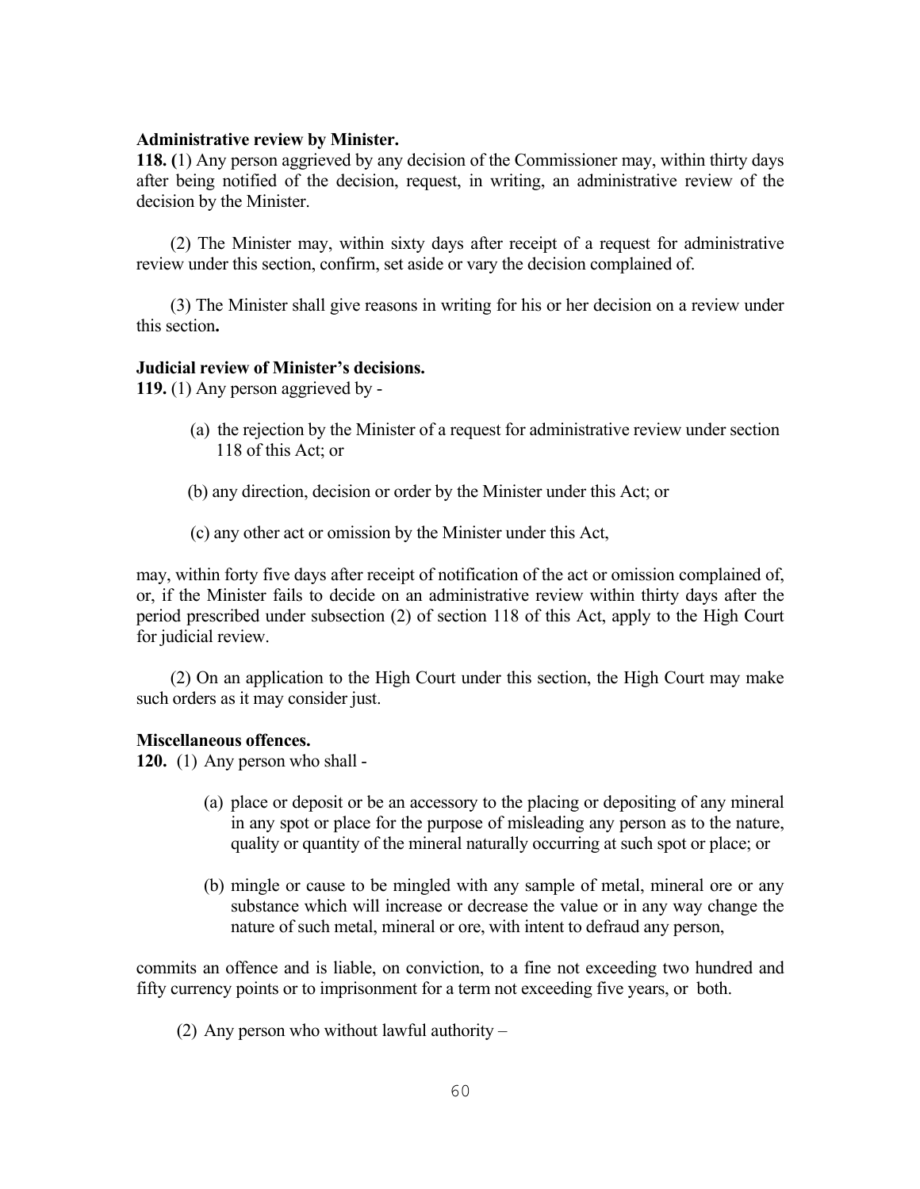**Administrative review by Minister.**

**118. (**1) Any person aggrieved by any decision of the Commissioner may, within thirty days after being notified of the decision, request, in writing, an administrative review of the decision by the Minister.

(2) The Minister may, within sixty days after receipt of a request for administrative review under this section, confirm, set aside or vary the decision complained of.

(3) The Minister shall give reasons in writing for his or her decision on a review under this section**.**

**Judicial review of Minister's decisions.**

**119.** (1) Any person aggrieved by -

(a) the rejection by the Minister of a request for administrative review under section 118 of this Act; or

(b) any direction, decision or order by the Minister under this Act; or

(c) any other act or omission by the Minister under this Act,

may, within forty five days after receipt of notification of the act or omission complained of, or, if the Minister fails to decide on an administrative review within thirty days after the period prescribed under subsection (2) of section 118 of this Act, apply to the High Court for judicial review.

(2) On an application to the High Court under this section, the High Court may make such orders as it may consider just.

**Miscellaneous offences.**

**120.** (1) Any person who shall -

(a) place or deposit or be an accessory to the placing or depositing of any mineral in any spot or place for the purpose of misleading any person as to the nature, quality or quantity of the mineral naturally occurring at such spot or place; or

(b) mingle or cause to be mingled with any sample of metal, mineral ore or any substance which will increase or decrease the value or in any way change the nature of such metal, mineral or ore, with intent to defraud any person,

commits an offence and is liable, on conviction, to a fine not exceeding two hundred and fifty currency points or to imprisonment for a term not exceeding five years, or both.

(2) Any person who without lawful authority –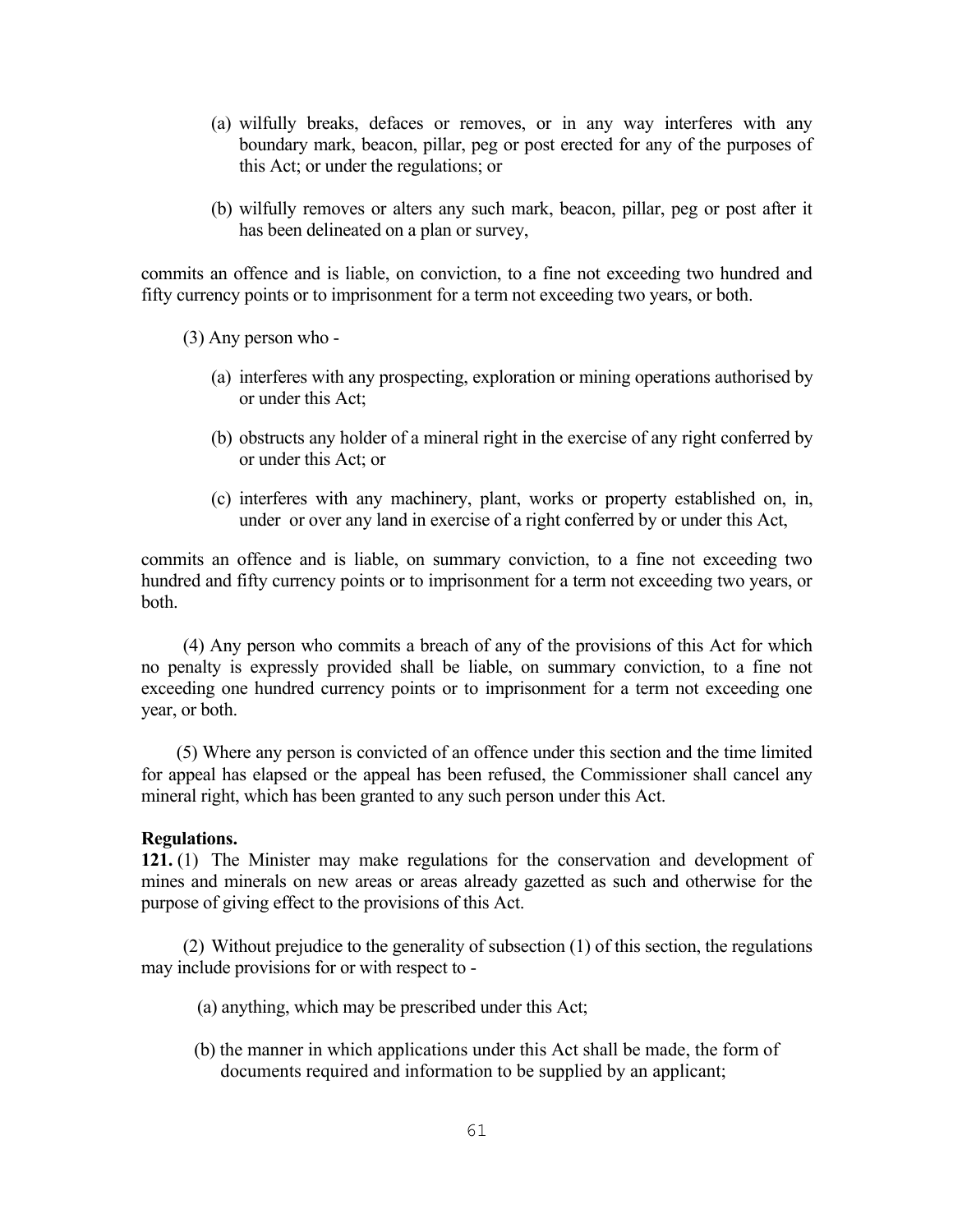(a) wilfully breaks, defaces or removes, or in any way interferes with any boundary mark, beacon, pillar, peg or post erected for any of the purposes of this Act; or under the regulations; or

(b) wilfully removes or alters any such mark, beacon, pillar, peg or post after it has been delineated on a plan or survey,

commits an offence and is liable, on conviction, to a fine not exceeding two hundred and fifty currency points or to imprisonment for a term not exceeding two years, or both.

(3) Any person who -

(a) interferes with any prospecting, exploration or mining operations authorised by or under this Act;

(b) obstructs any holder of a mineral right in the exercise of any right conferred by or under this Act; or

(c) interferes with any machinery, plant, works or property established on, in, under or over any land in exercise of a right conferred by or under this Act,

commits an offence and is liable, on summary conviction, to a fine not exceeding two hundred and fifty currency points or to imprisonment for a term not exceeding two years, or both.

(4) Any person who commits a breach of any of the provisions of this Act for which no penalty is expressly provided shall be liable, on summary conviction, to a fine not exceeding one hundred currency points or to imprisonment for a term not exceeding one year, or both.

(5) Where any person is convicted of an offence under this section and the time limited for appeal has elapsed or the appeal has been refused, the Commissioner shall cancel any mineral right, which has been granted to any such person under this Act.

**Regulations.**

**121.** (1) The Minister may make regulations for the conservation and development of mines and minerals on new areas or areas already gazetted as such and otherwise for the purpose of giving effect to the provisions of this Act.

(2) Without prejudice to the generality of subsection (1) of this section, the regulations may include provisions for or with respect to -

(a) anything, which may be prescribed under this Act;

(b) the manner in which applications under this Act shall be made, the form of documents required and information to be supplied by an applicant;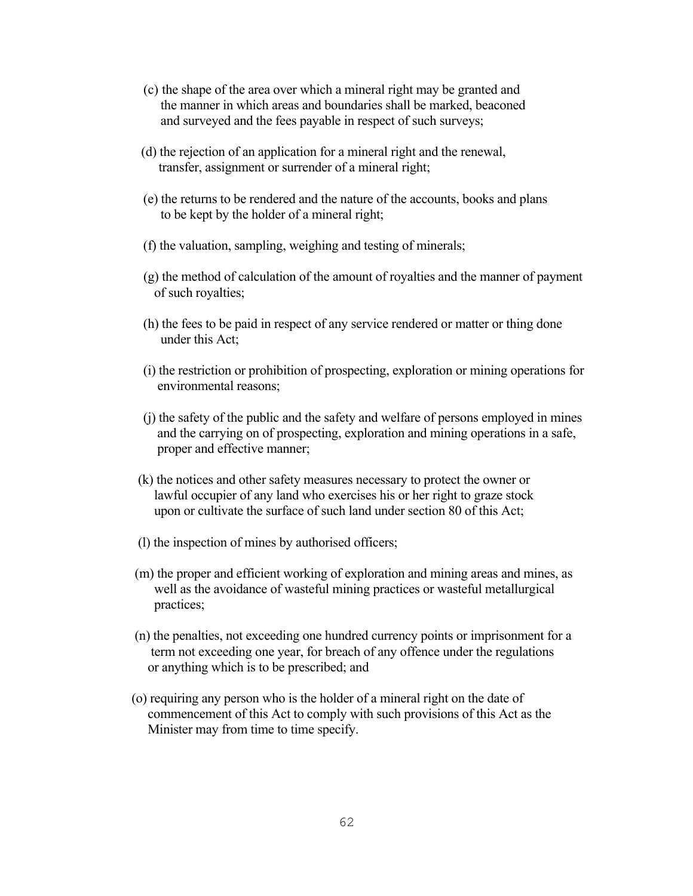(c) the shape of the area over which a mineral right may be granted and the manner in which areas and boundaries shall be marked, beaconed and surveyed and the fees payable in respect of such surveys;

(d) the rejection of an application for a mineral right and the renewal, transfer, assignment or surrender of a mineral right;

(e) the returns to be rendered and the nature of the accounts, books and plans to be kept by the holder of a mineral right;

(f) the valuation, sampling, weighing and testing of minerals;

(g) the method of calculation of the amount of royalties and the manner of payment of such royalties;

(h) the fees to be paid in respect of any service rendered or matter or thing done under this Act;

(i) the restriction or prohibition of prospecting, exploration or mining operations for environmental reasons;

(j) the safety of the public and the safety and welfare of persons employed in mines and the carrying on of prospecting, exploration and mining operations in a safe, proper and effective manner;

(k) the notices and other safety measures necessary to protect the owner or lawful occupier of any land who exercises his or her right to graze stock upon or cultivate the surface of such land under section 80 of this Act;

(l) the inspection of mines by authorised officers;

(m) the proper and efficient working of exploration and mining areas and mines, as well as the avoidance of wasteful mining practices or wasteful metallurgical practices;

(n) the penalties, not exceeding one hundred currency points or imprisonment for a term not exceeding one year, for breach of any offence under the regulations or anything which is to be prescribed; and

(o) requiring any person who is the holder of a mineral right on the date of commencement of this Act to comply with such provisions of this Act as the Minister may from time to time specify.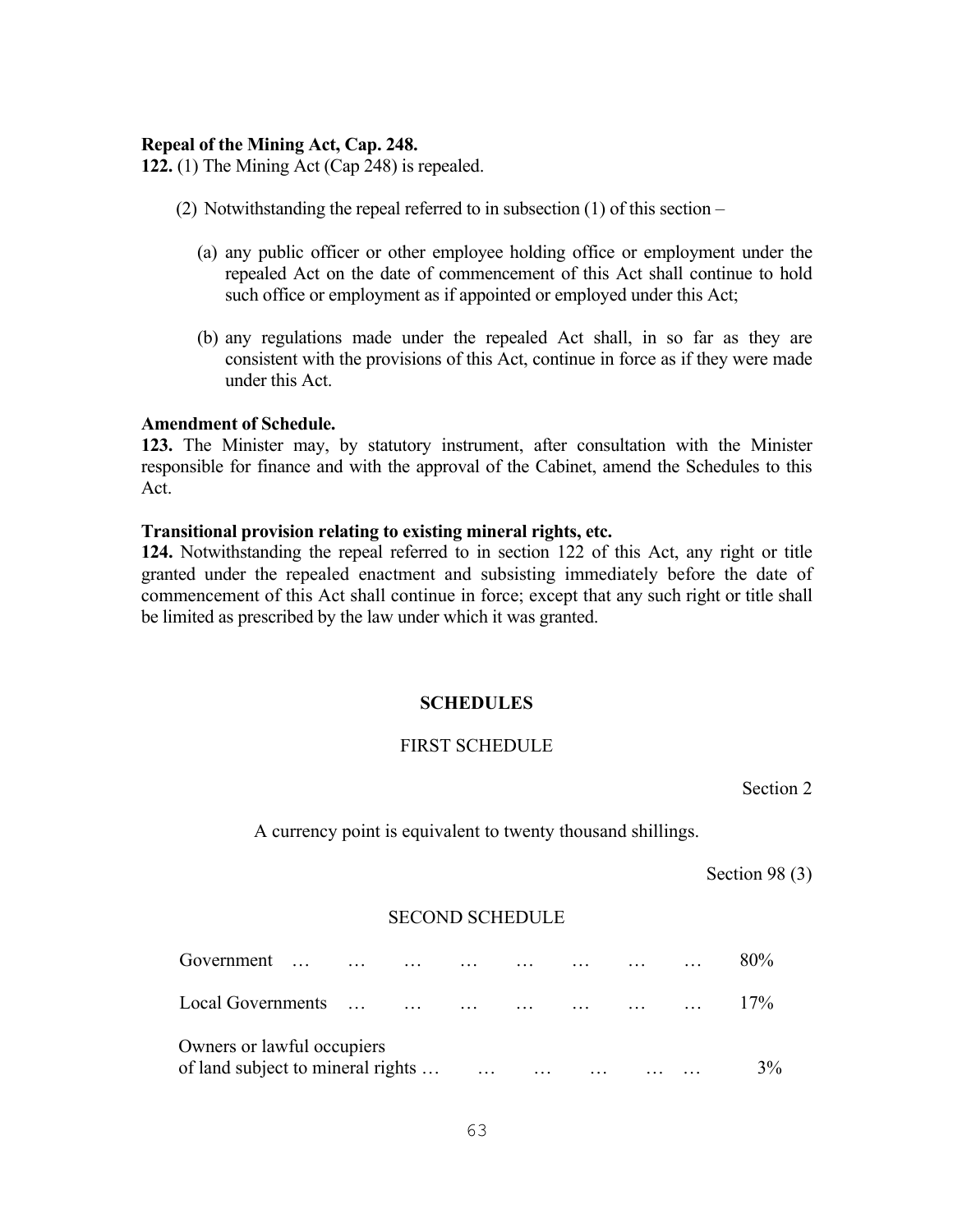**Repeal of the Mining Act, Cap. 248.**

**122.** (1) The Mining Act (Cap 248) is repealed.

(2) Notwithstanding the repeal referred to in subsection (1) of this section –

(a) any public officer or other employee holding office or employment under the repealed Act on the date of commencement of this Act shall continue to hold such office or employment as if appointed or employed under this Act;

(b) any regulations made under the repealed Act shall, in so far as they are consistent with the provisions of this Act, continue in force as if they were made under this Act.

**Amendment of Schedule.**

**123.** The Minister may, by statutory instrument, after consultation with the Minister responsible for finance and with the approval of the Cabinet, amend the Schedules to this Act.

**Transitional provision relating to existing mineral rights, etc.**

**124.** Notwithstanding the repeal referred to in section 122 of this Act, any right or title granted under the repealed enactment and subsisting immediately before the date of commencement of this Act shall continue in force; except that any such right or title shall be limited as prescribed by the law under which it was granted.

## SCHEDULES

### FIRST SCHEDULE

Section 2

A currency point is equivalent to twenty thousand shillings.

Section 98 (3)

### SECOND SCHEDULE

| | |
|---|---|
| Government … … … … … … … … | 80% |
| Local Governments … … … … … … … | 17% |
| Owners or lawful occupiers of land subject to mineral rights … … … … … … | 3% |